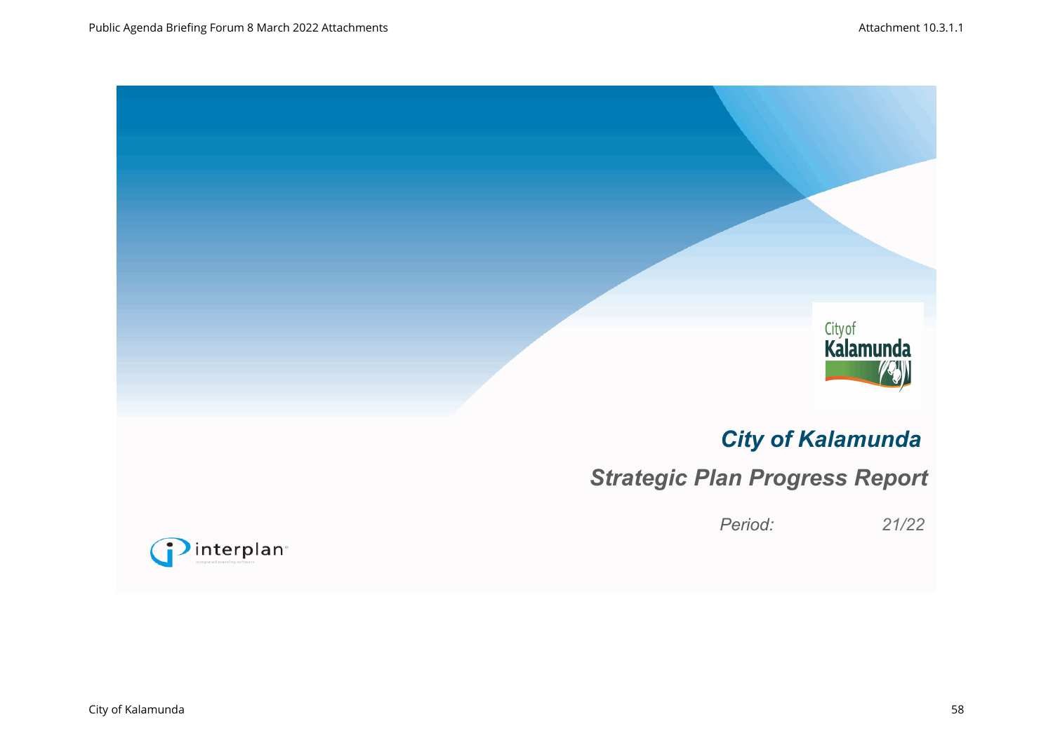# City of Kalamunda

## Strategic Plan Progress Report

*Period:* *21/22*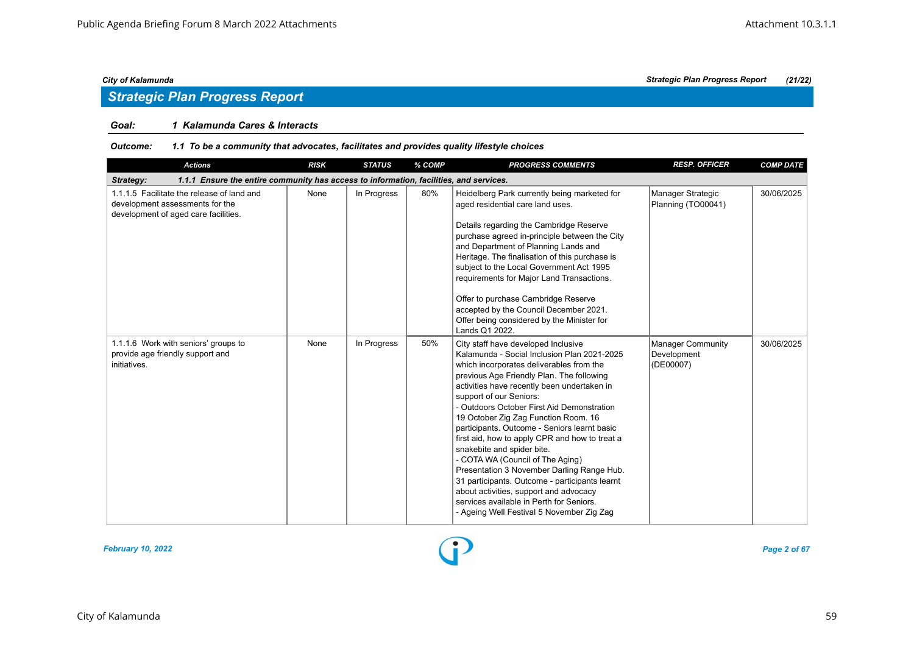## Strategic Plan Progress Report

**Goal:** *1 Kalamunda Cares & Interacts*

**Outcome:** *1.1 To be a community that advocates, facilitates and provides quality lifestyle choices*

| Actions | RISK | STATUS | % COMP | PROGRESS COMMENTS | RESP. OFFICER | COMP DATE |
|---|---|---|---|---|---|---|
| **Strategy: 1.1.1 Ensure the entire community has access to information, facilities, and services.** | | | | | | |
| 1.1.1.5 Facilitate the release of land and development assessments for the development of aged care facilities. | None | In Progress | 80% | Heidelberg Park currently being marketed for aged residential care land uses.<br><br>Details regarding the Cambridge Reserve purchase agreed in-principle between the City and Department of Planning Lands and Heritage. The finalisation of this purchase is subject to the Local Government Act 1995 requirements for Major Land Transactions.<br><br>Offer to purchase Cambridge Reserve accepted by the Council December 2021. Offer being considered by the Minister for Lands Q1 2022. | Manager Strategic Planning (TO00041) | 30/06/2025 |
| 1.1.1.6 Work with seniors' groups to provide age friendly support and initiatives. | None | In Progress | 50% | City staff have developed Inclusive Kalamunda - Social Inclusion Plan 2021-2025 which incorporates deliverables from the previous Age Friendly Plan. The following activities have recently been undertaken in support of our Seniors:<br>- Outdoors October First Aid Demonstration 19 October Zig Zag Function Room. 16 participants. Outcome - Seniors learnt basic first aid, how to apply CPR and how to treat a snakebite and spider bite.<br>- COTA WA (Council of The Aging) Presentation 3 November Darling Range Hub. 31 participants. Outcome - participants learnt about activities, support and advocacy services available in Perth for Seniors.<br>- Ageing Well Festival 5 November Zig Zag | Manager Community Development (DE00007) | 30/06/2025 |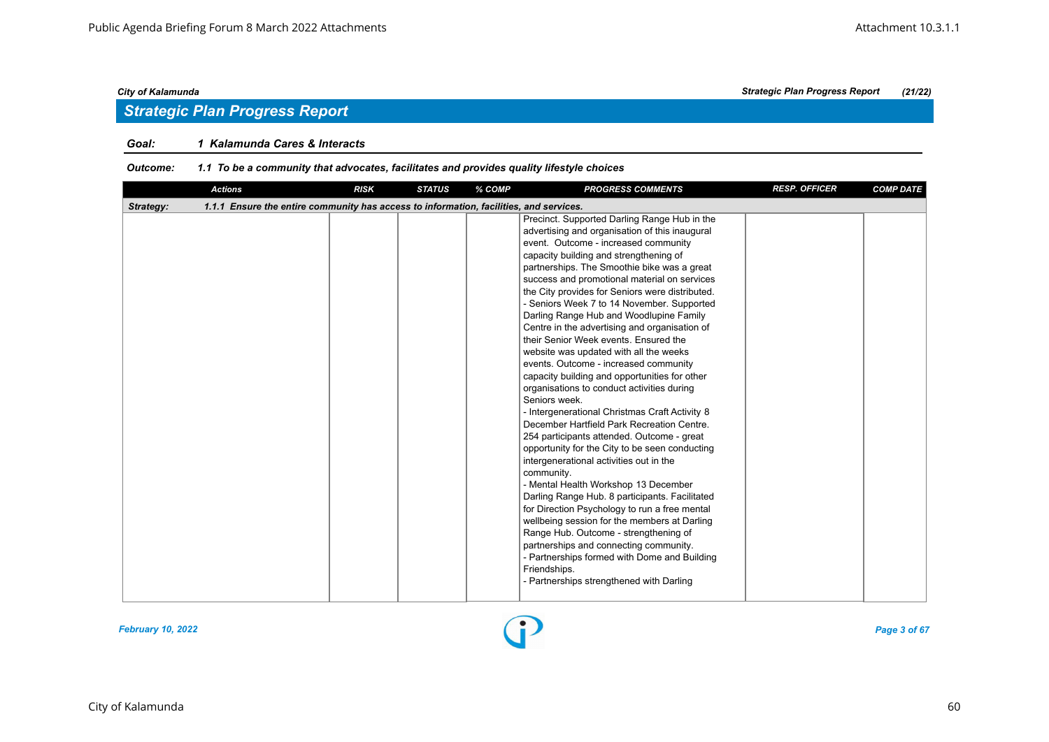## Strategic Plan Progress Report

**Goal:** 1 Kalamunda Cares & Interacts

**Outcome:** 1.1 To be a community that advocates, facilitates and provides quality lifestyle choices

| Actions | RISK | STATUS | % COMP | PROGRESS COMMENTS | RESP. OFFICER | COMP DATE |
|---|---|---|---|---|---|---|
| **Strategy:** 1.1.1 Ensure the entire community has access to information, facilities, and services. | | | | | | |
| | | | | Precinct. Supported Darling Range Hub in the advertising and organisation of this inaugural event. Outcome - increased community capacity building and strengthening of partnerships. The Smoothie bike was a great success and promotional material on services the City provides for Seniors were distributed.<br>- Seniors Week 7 to 14 November. Supported Darling Range Hub and Woodlupine Family Centre in the advertising and organisation of their Senior Week events. Ensured the website was updated with all the weeks events. Outcome - increased community capacity building and opportunities for other organisations to conduct activities during Seniors week.<br>- Intergenerational Christmas Craft Activity 8 December Hartfield Park Recreation Centre. 254 participants attended. Outcome - great opportunity for the City to be seen conducting intergenerational activities out in the community.<br>- Mental Health Workshop 13 December Darling Range Hub. 8 participants. Facilitated for Direction Psychology to run a free mental wellbeing session for the members at Darling Range Hub. Outcome - strengthening of partnerships and connecting community.<br>- Partnerships formed with Dome and Building Friendships.<br>- Partnerships strengthened with Darling | | |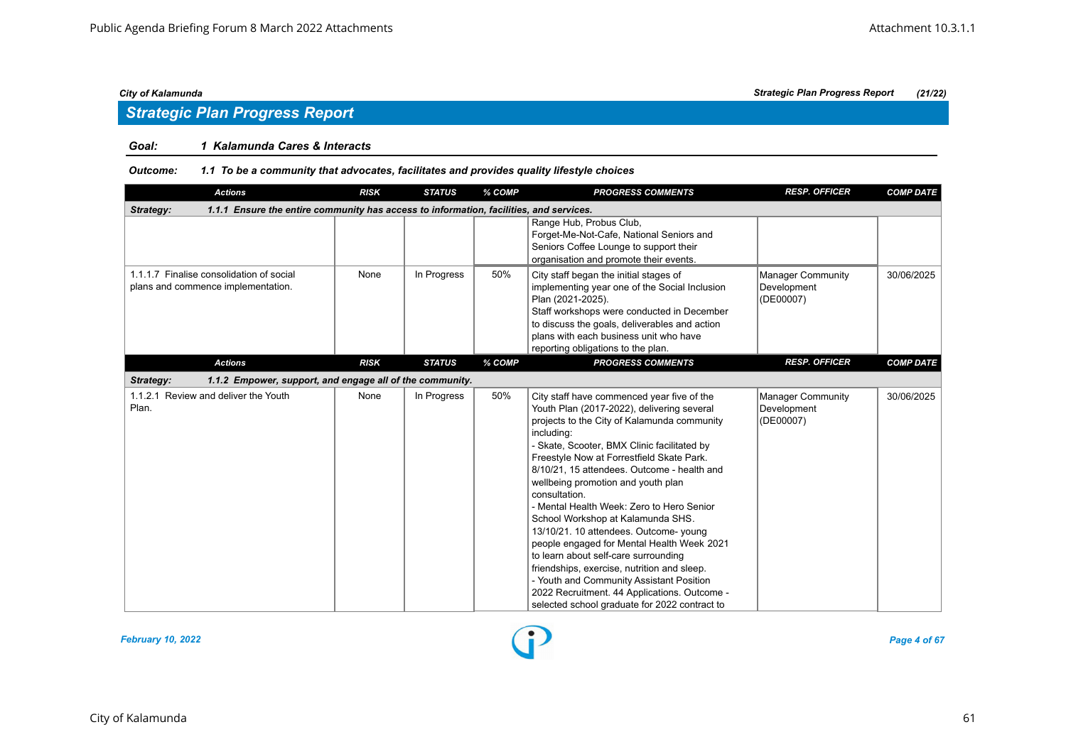## Strategic Plan Progress Report

**Goal:** 1 Kalamunda Cares & Interacts

**Outcome:** 1.1 To be a community that advocates, facilitates and provides quality lifestyle choices

| Actions | RISK | STATUS | % COMP | PROGRESS COMMENTS | RESP. OFFICER | COMP DATE |
|---|---|---|---|---|---|---|
| **Strategy: 1.1.1 Ensure the entire community has access to information, facilities, and services.** | | | | | | |
| | | | | Range Hub, Probus Club, Forget-Me-Not-Cafe, National Seniors and Seniors Coffee Lounge to support their organisation and promote their events. | | |
| 1.1.1.7 Finalise consolidation of social plans and commence implementation. | None | In Progress | 50% | City staff began the initial stages of implementing year one of the Social Inclusion Plan (2021-2025).<br>Staff workshops were conducted in December to discuss the goals, deliverables and action plans with each business unit who have reporting obligations to the plan. | Manager Community Development (DE00007) | 30/06/2025 |
| **Strategy: 1.1.2 Empower, support, and engage all of the community.** | | | | | | |
| 1.1.2.1 Review and deliver the Youth Plan. | None | In Progress | 50% | City staff have commenced year five of the Youth Plan (2017-2022), delivering several projects to the City of Kalamunda community including:<br>- Skate, Scooter, BMX Clinic facilitated by Freestyle Now at Forrestfield Skate Park. 8/10/21, 15 attendees. Outcome - health and wellbeing promotion and youth plan consultation.<br>- Mental Health Week: Zero to Hero Senior School Workshop at Kalamunda SHS. 13/10/21. 10 attendees. Outcome- young people engaged for Mental Health Week 2021 to learn about self-care surrounding friendships, exercise, nutrition and sleep.<br>- Youth and Community Assistant Position 2022 Recruitment. 44 Applications. Outcome - selected school graduate for 2022 contract to | Manager Community Development (DE00007) | 30/06/2025 |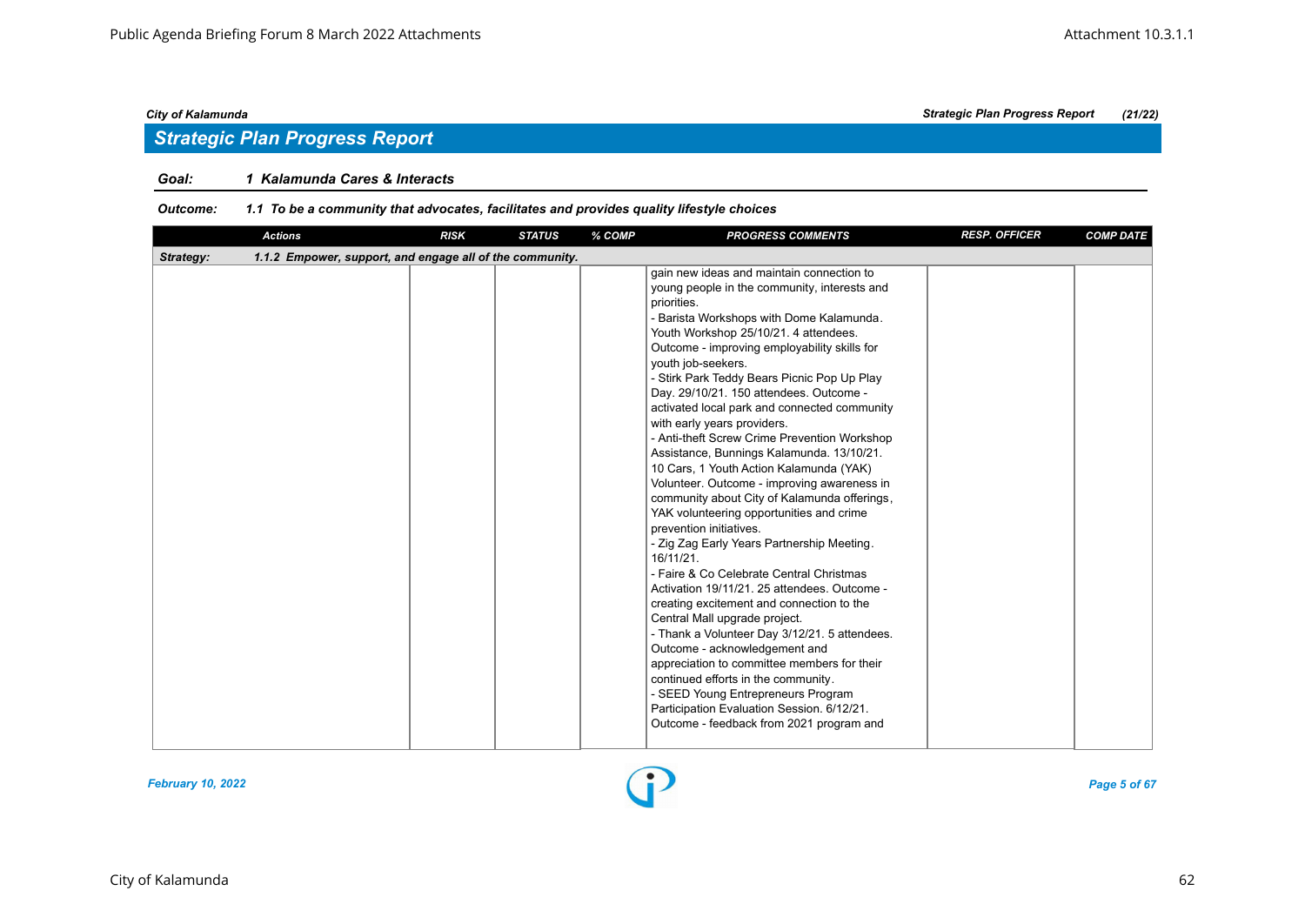## Strategic Plan Progress Report

**Goal:** 1 Kalamunda Cares & Interacts

**Outcome:** 1.1 To be a community that advocates, facilitates and provides quality lifestyle choices

| Actions | RISK | STATUS | % COMP | PROGRESS COMMENTS | RESP. OFFICER | COMP DATE |
|---|---|---|---|---|---|---|
| **Strategy:** 1.1.2 Empower, support, and engage all of the community. | | | | | | |
| | | | | gain new ideas and maintain connection to young people in the community, interests and priorities.<br>- Barista Workshops with Dome Kalamunda. Youth Workshop 25/10/21. 4 attendees. Outcome - improving employability skills for youth job-seekers.<br>- Stirk Park Teddy Bears Picnic Pop Up Play Day. 29/10/21. 150 attendees. Outcome - activated local park and connected community with early years providers.<br>- Anti-theft Screw Crime Prevention Workshop Assistance, Bunnings Kalamunda. 13/10/21. 10 Cars, 1 Youth Action Kalamunda (YAK) Volunteer. Outcome - improving awareness in community about City of Kalamunda offerings, YAK volunteering opportunities and crime prevention initiatives.<br>- Zig Zag Early Years Partnership Meeting. 16/11/21.<br>- Faire & Co Celebrate Central Christmas Activation 19/11/21. 25 attendees. Outcome - creating excitement and connection to the Central Mall upgrade project.<br>- Thank a Volunteer Day 3/12/21. 5 attendees. Outcome - acknowledgement and appreciation to committee members for their continued efforts in the community.<br>- SEED Young Entrepreneurs Program Participation Evaluation Session. 6/12/21. Outcome - feedback from 2021 program and | | |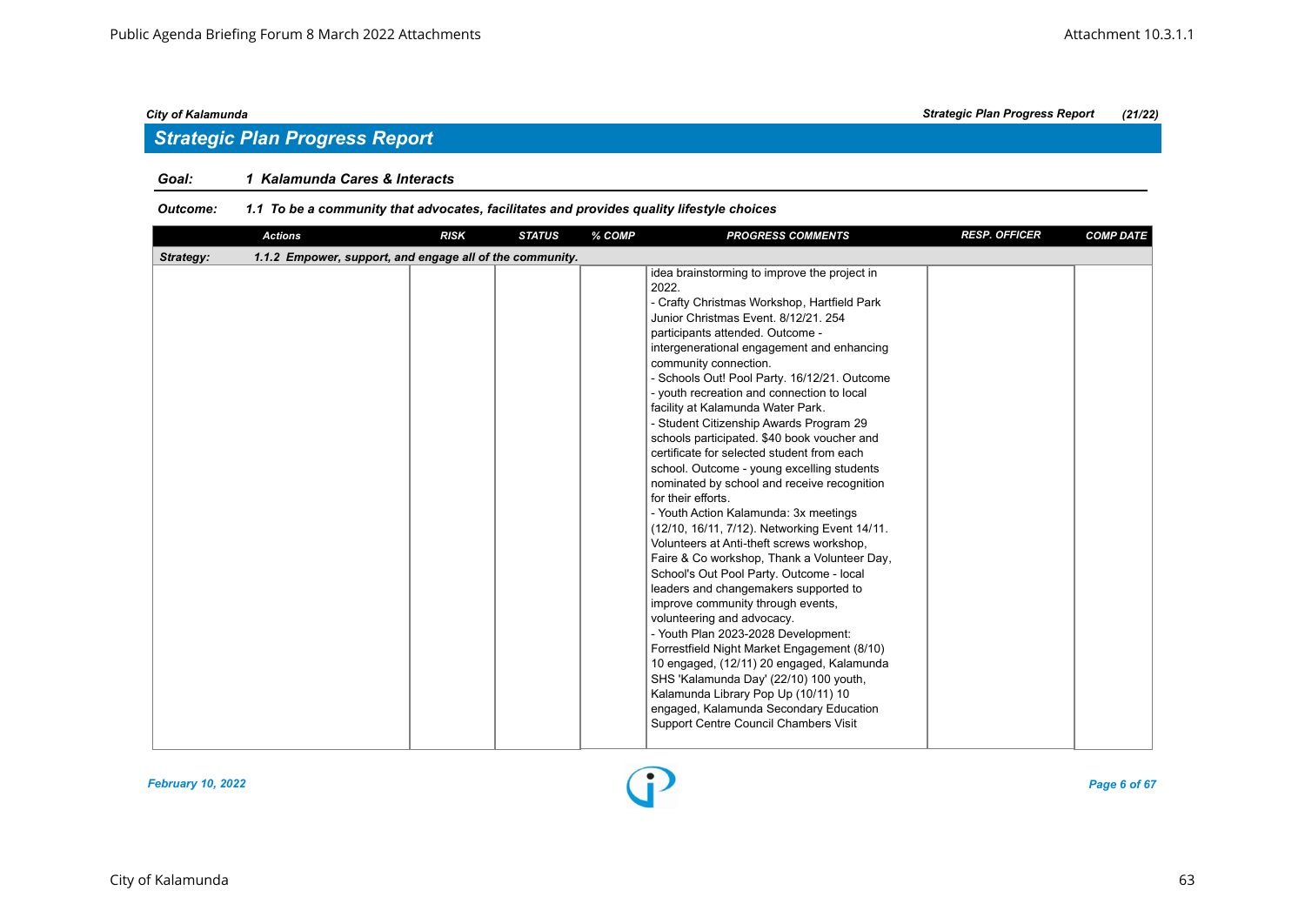## Strategic Plan Progress Report

**Goal:** 1 Kalamunda Cares & Interacts

**Outcome:** 1.1 To be a community that advocates, facilitates and provides quality lifestyle choices

| Actions | RISK | STATUS | % COMP | PROGRESS COMMENTS | RESP. OFFICER | COMP DATE |
|---|---|---|---|---|---|---|
| **Strategy:** 1.1.2 Empower, support, and engage all of the community. | | | | | | |
| | | | | idea brainstorming to improve the project in 2022.<br>- Crafty Christmas Workshop, Hartfield Park Junior Christmas Event. 8/12/21. 254 participants attended. Outcome - intergenerational engagement and enhancing community connection.<br>- Schools Out! Pool Party. 16/12/21. Outcome - youth recreation and connection to local facility at Kalamunda Water Park.<br>- Student Citizenship Awards Program 29 schools participated. $40 book voucher and certificate for selected student from each school. Outcome - young excelling students nominated by school and receive recognition for their efforts.<br>- Youth Action Kalamunda: 3x meetings (12/10, 16/11, 7/12). Networking Event 14/11. Volunteers at Anti-theft screws workshop, Faire & Co workshop, Thank a Volunteer Day, School's Out Pool Party. Outcome - local leaders and changemakers supported to improve community through events, volunteering and advocacy.<br>- Youth Plan 2023-2028 Development: Forrestfield Night Market Engagement (8/10) 10 engaged, (12/11) 20 engaged, Kalamunda SHS 'Kalamunda Day' (22/10) 100 youth, Kalamunda Library Pop Up (10/11) 10 engaged, Kalamunda Secondary Education Support Centre Council Chambers Visit | | |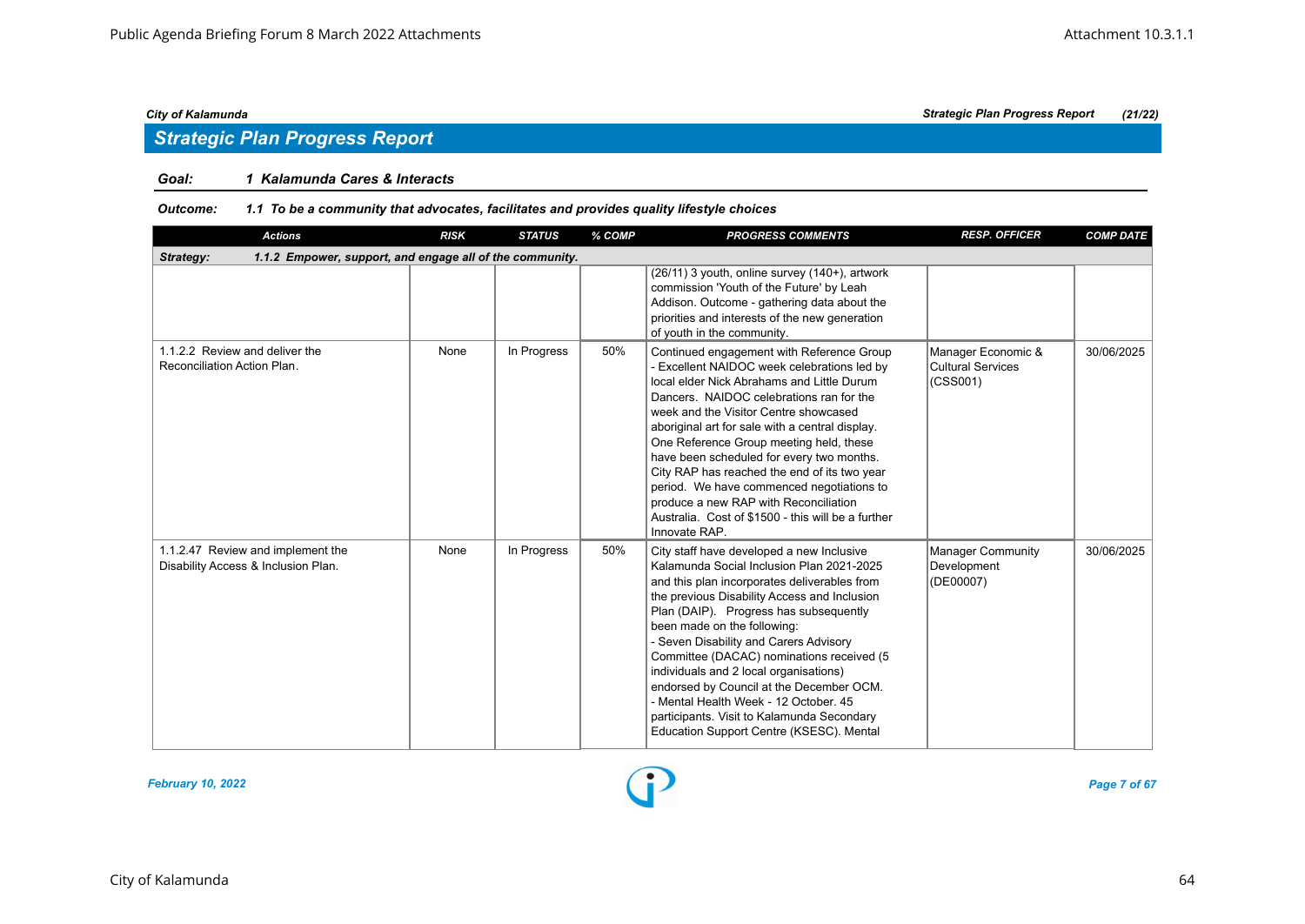## Strategic Plan Progress Report

**Goal:** *1 Kalamunda Cares & Interacts*

**Outcome:** *1.1 To be a community that advocates, facilitates and provides quality lifestyle choices*

| Actions | RISK | STATUS | % COMP | PROGRESS COMMENTS | RESP. OFFICER | COMP DATE |
|---|---|---|---|---|---|---|
| **Strategy: 1.1.2 Empower, support, and engage all of the community.** | | | | | | |
| | | | | (26/11) 3 youth, online survey (140+), artwork commission 'Youth of the Future' by Leah Addison. Outcome - gathering data about the priorities and interests of the new generation of youth in the community. | | |
| 1.1.2.2 Review and deliver the Reconciliation Action Plan. | None | In Progress | 50% | Continued engagement with Reference Group - Excellent NAIDOC week celebrations led by local elder Nick Abrahams and Little Durum Dancers. NAIDOC celebrations ran for the week and the Visitor Centre showcased aboriginal art for sale with a central display. One Reference Group meeting held, these have been scheduled for every two months. City RAP has reached the end of its two year period. We have commenced negotiations to produce a new RAP with Reconciliation Australia. Cost of $1500 - this will be a further Innovate RAP. | Manager Economic & Cultural Services (CSS001) | 30/06/2025 |
| 1.1.2.47 Review and implement the Disability Access & Inclusion Plan. | None | In Progress | 50% | City staff have developed a new Inclusive Kalamunda Social Inclusion Plan 2021-2025 and this plan incorporates deliverables from the previous Disability Access and Inclusion Plan (DAIP). Progress has subsequently been made on the following: - Seven Disability and Carers Advisory Committee (DACAC) nominations received (5 individuals and 2 local organisations) endorsed by Council at the December OCM. - Mental Health Week - 12 October. 45 participants. Visit to Kalamunda Secondary Education Support Centre (KSESC). Mental | Manager Community Development (DE00007) | 30/06/2025 |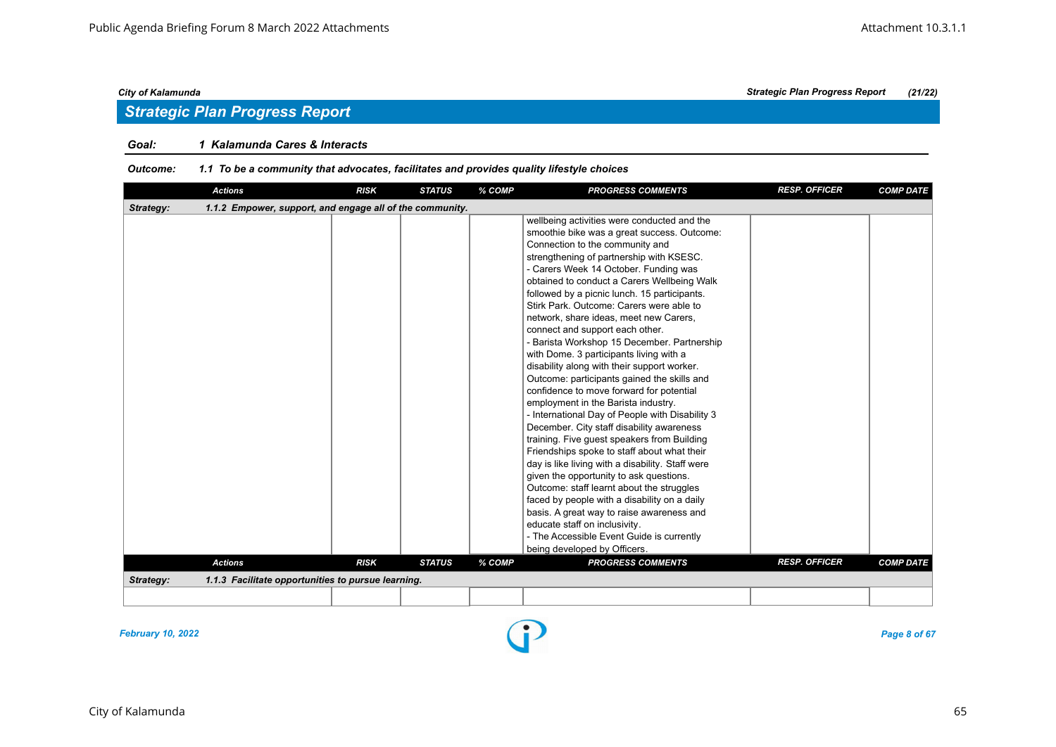City of Kalamunda — Strategic Plan Progress Report (21/22)

## Strategic Plan Progress Report

**Goal:** *1 Kalamunda Cares & Interacts*

**Outcome:** *1.1 To be a community that advocates, facilitates and provides quality lifestyle choices*

| Actions | RISK | STATUS | % COMP | PROGRESS COMMENTS | RESP. OFFICER | COMP DATE |
|---|---|---|---|---|---|---|
| **Strategy: 1.1.2 Empower, support, and engage all of the community.** | | | | | | |
| | | | | wellbeing activities were conducted and the smoothie bike was a great success. Outcome: Connection to the community and strengthening of partnership with KSESC.<br>- Carers Week 14 October. Funding was obtained to conduct a Carers Wellbeing Walk followed by a picnic lunch. 15 participants. Stirk Park. Outcome: Carers were able to network, share ideas, meet new Carers, connect and support each other.<br>- Barista Workshop 15 December. Partnership with Dome. 3 participants living with a disability along with their support worker. Outcome: participants gained the skills and confidence to move forward for potential employment in the Barista industry.<br>- International Day of People with Disability 3 December. City staff disability awareness training. Five guest speakers from Building Friendships spoke to staff about what their day is like living with a disability. Staff were given the opportunity to ask questions. Outcome: staff learnt about the struggles faced by people with a disability on a daily basis. A great way to raise awareness and educate staff on inclusivity.<br>- The Accessible Event Guide is currently being developed by Officers. | | |

| Actions | RISK | STATUS | % COMP | PROGRESS COMMENTS | RESP. OFFICER | COMP DATE |
|---|---|---|---|---|---|---|
| **Strategy: 1.1.3 Facilitate opportunities to pursue learning.** | | | | | | |
| | | | | | | |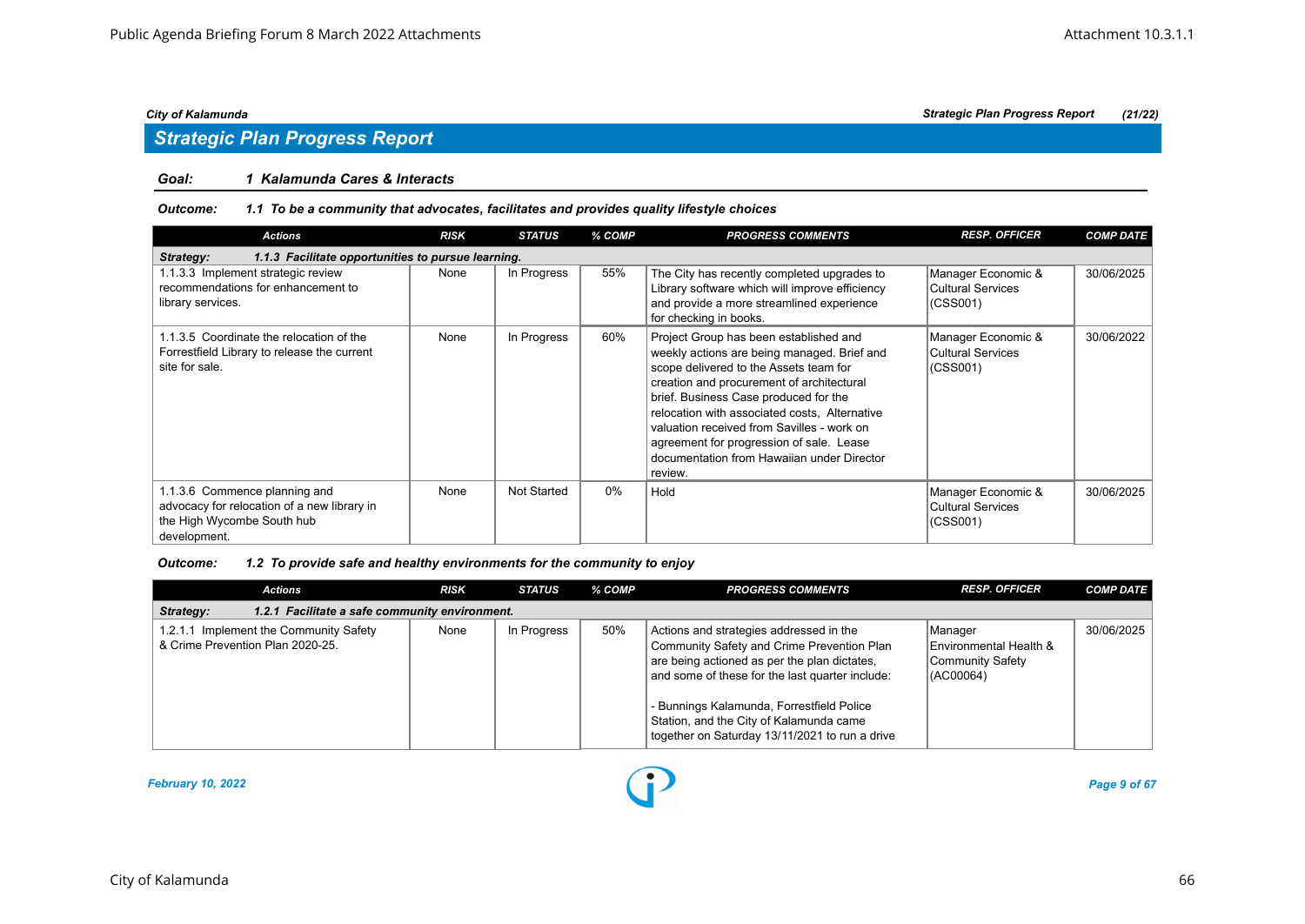## Strategic Plan Progress Report

**Goal:** *1 Kalamunda Cares & Interacts*

**Outcome:** *1.1 To be a community that advocates, facilitates and provides quality lifestyle choices*

| Actions | RISK | STATUS | % COMP | PROGRESS COMMENTS | RESP. OFFICER | COMP DATE |
|---|---|---|---|---|---|---|
| **Strategy: 1.1.3 Facilitate opportunities to pursue learning.** | | | | | | |
| 1.1.3.3 Implement strategic review recommendations for enhancement to library services. | None | In Progress | 55% | The City has recently completed upgrades to Library software which will improve efficiency and provide a more streamlined experience for checking in books. | Manager Economic & Cultural Services (CSS001) | 30/06/2025 |
| 1.1.3.5 Coordinate the relocation of the Forrestfield Library to release the current site for sale. | None | In Progress | 60% | Project Group has been established and weekly actions are being managed. Brief and scope delivered to the Assets team for creation and procurement of architectural brief. Business Case produced for the relocation with associated costs, Alternative valuation received from Savilles - work on agreement for progression of sale. Lease documentation from Hawaiian under Director review. | Manager Economic & Cultural Services (CSS001) | 30/06/2022 |
| 1.1.3.6 Commence planning and advocacy for relocation of a new library in the High Wycombe South hub development. | None | Not Started | 0% | Hold | Manager Economic & Cultural Services (CSS001) | 30/06/2025 |

**Outcome:** *1.2 To provide safe and healthy environments for the community to enjoy*

| Actions | RISK | STATUS | % COMP | PROGRESS COMMENTS | RESP. OFFICER | COMP DATE |
|---|---|---|---|---|---|---|
| **Strategy: 1.2.1 Facilitate a safe community environment.** | | | | | | |
| 1.2.1.1 Implement the Community Safety & Crime Prevention Plan 2020-25. | None | In Progress | 50% | Actions and strategies addressed in the Community Safety and Crime Prevention Plan are being actioned as per the plan dictates, and some of these for the last quarter include:<br><br>- Bunnings Kalamunda, Forrestfield Police Station, and the City of Kalamunda came together on Saturday 13/11/2021 to run a drive | Manager Environmental Health & Community Safety (AC00064) | 30/06/2025 |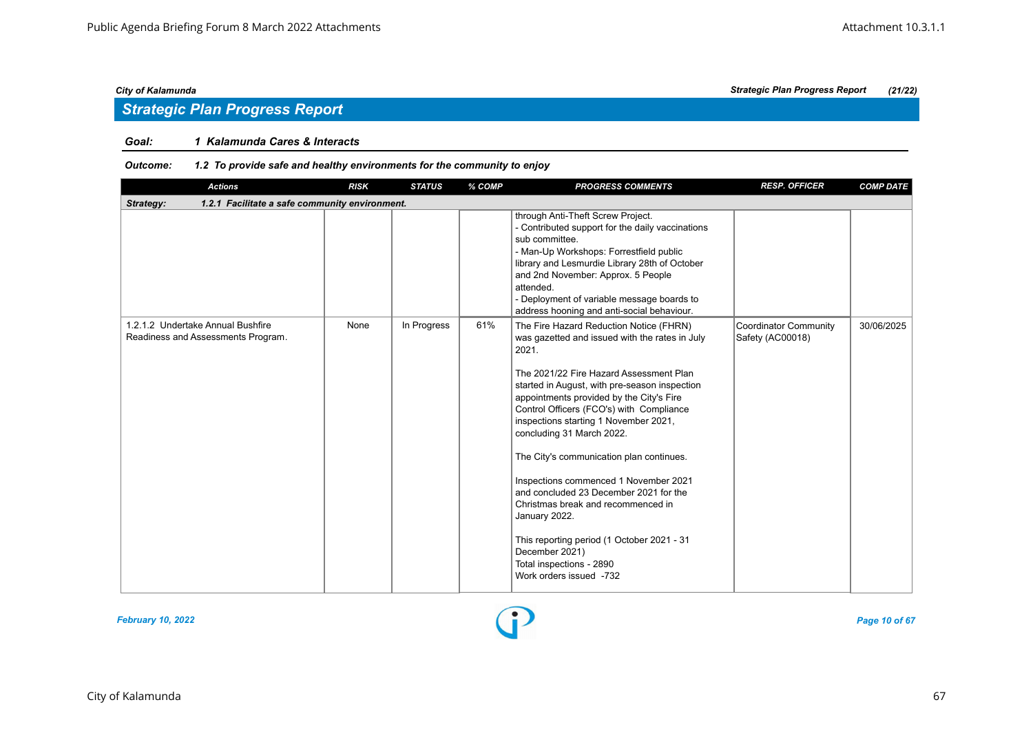## Strategic Plan Progress Report

**Goal:** *1 Kalamunda Cares & Interacts*

**Outcome:** *1.2 To provide safe and healthy environments for the community to enjoy*

| Actions | RISK | STATUS | % COMP | PROGRESS COMMENTS | RESP. OFFICER | COMP DATE |
|---|---|---|---|---|---|---|
| **Strategy: 1.2.1 Facilitate a safe community environment.** | | | | | | |
| | | | | through Anti-Theft Screw Project.<br>- Contributed support for the daily vaccinations sub committee.<br>- Man-Up Workshops: Forrestfield public library and Lesmurdie Library 28th of October and 2nd November: Approx. 5 People attended.<br>- Deployment of variable message boards to address hooning and anti-social behaviour. | | |
| 1.2.1.2 Undertake Annual Bushfire Readiness and Assessments Program. | None | In Progress | 61% | The Fire Hazard Reduction Notice (FHRN) was gazetted and issued with the rates in July 2021.<br><br>The 2021/22 Fire Hazard Assessment Plan started in August, with pre-season inspection appointments provided by the City's Fire Control Officers (FCO's) with Compliance inspections starting 1 November 2021, concluding 31 March 2022.<br><br>The City's communication plan continues.<br><br>Inspections commenced 1 November 2021 and concluded 23 December 2021 for the Christmas break and recommenced in January 2022.<br><br>This reporting period (1 October 2021 - 31 December 2021)<br>Total inspections - 2890<br>Work orders issued -732 | Coordinator Community Safety (AC00018) | 30/06/2025 |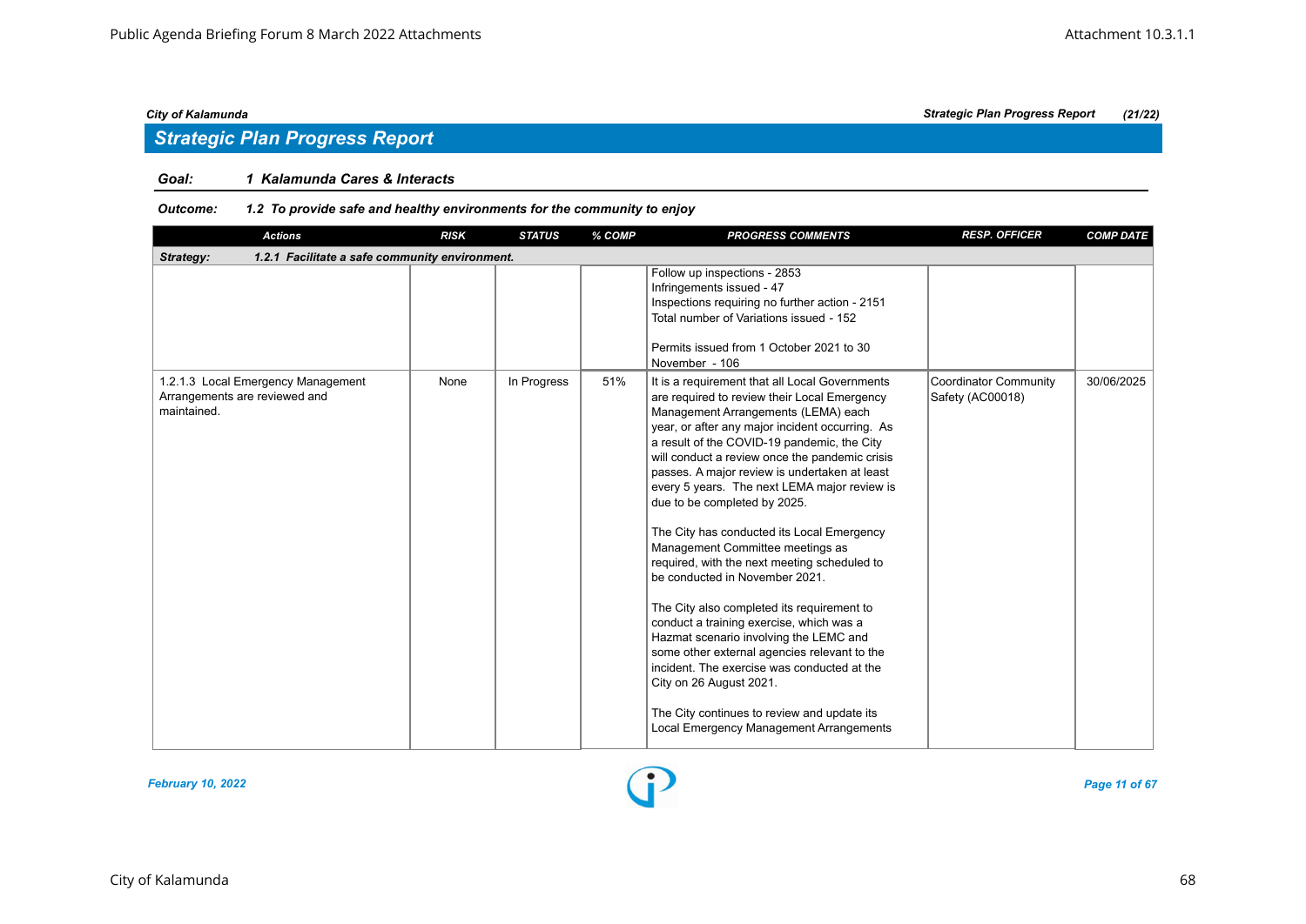## Strategic Plan Progress Report

**Goal:** *1 Kalamunda Cares & Interacts*

**Outcome:** *1.2 To provide safe and healthy environments for the community to enjoy*

| Actions | RISK | STATUS | % COMP | PROGRESS COMMENTS | RESP. OFFICER | COMP DATE |
|---|---|---|---|---|---|---|
| **Strategy: 1.2.1 Facilitate a safe community environment.** | | | | | | |
| | | | | Follow up inspections - 2853<br>Infringements issued - 47<br>Inspections requiring no further action - 2151<br>Total number of Variations issued - 152<br><br>Permits issued from 1 October 2021 to 30 November - 106 | | |
| 1.2.1.3 Local Emergency Management Arrangements are reviewed and maintained. | None | In Progress | 51% | It is a requirement that all Local Governments are required to review their Local Emergency Management Arrangements (LEMA) each year, or after any major incident occurring. As a result of the COVID-19 pandemic, the City will conduct a review once the pandemic crisis passes. A major review is undertaken at least every 5 years. The next LEMA major review is due to be completed by 2025.<br><br>The City has conducted its Local Emergency Management Committee meetings as required, with the next meeting scheduled to be conducted in November 2021.<br><br>The City also completed its requirement to conduct a training exercise, which was a Hazmat scenario involving the LEMC and some other external agencies relevant to the incident. The exercise was conducted at the City on 26 August 2021.<br><br>The City continues to review and update its Local Emergency Management Arrangements | Coordinator Community Safety (AC00018) | 30/06/2025 |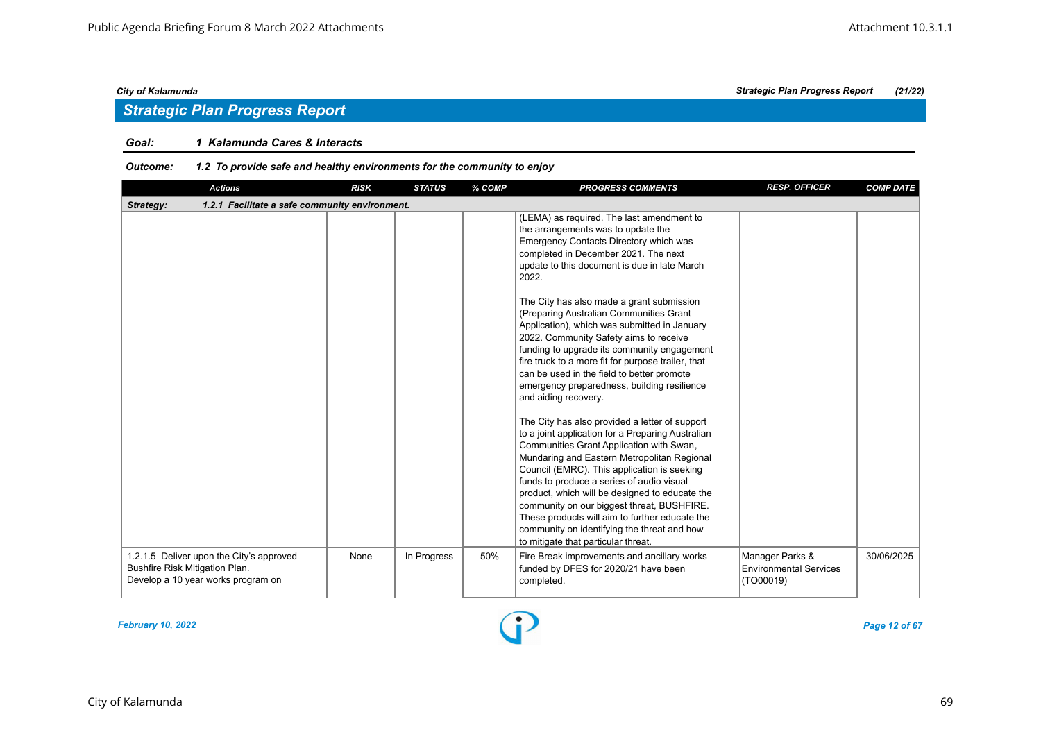## Strategic Plan Progress Report

**Goal:** 1 Kalamunda Cares & Interacts

**Outcome:** 1.2 To provide safe and healthy environments for the community to enjoy

| Actions | RISK | STATUS | % COMP | PROGRESS COMMENTS | RESP. OFFICER | COMP DATE |
|---|---|---|---|---|---|---|
| **Strategy: 1.2.1 Facilitate a safe community environment.** | | | | | | |
| | | | | (LEMA) as required. The last amendment to the arrangements was to update the Emergency Contacts Directory which was completed in December 2021. The next update to this document is due in late March 2022.<br><br>The City has also made a grant submission (Preparing Australian Communities Grant Application), which was submitted in January 2022. Community Safety aims to receive funding to upgrade its community engagement fire truck to a more fit for purpose trailer, that can be used in the field to better promote emergency preparedness, building resilience and aiding recovery.<br><br>The City has also provided a letter of support to a joint application for a Preparing Australian Communities Grant Application with Swan, Mundaring and Eastern Metropolitan Regional Council (EMRC). This application is seeking funds to produce a series of audio visual product, which will be designed to educate the community on our biggest threat, BUSHFIRE. These products will aim to further educate the community on identifying the threat and how to mitigate that particular threat. | | |
| 1.2.1.5 Deliver upon the City's approved Bushfire Risk Mitigation Plan.<br>Develop a 10 year works program on | None | In Progress | 50% | Fire Break improvements and ancillary works funded by DFES for 2020/21 have been completed. | Manager Parks & Environmental Services (TO00019) | 30/06/2025 |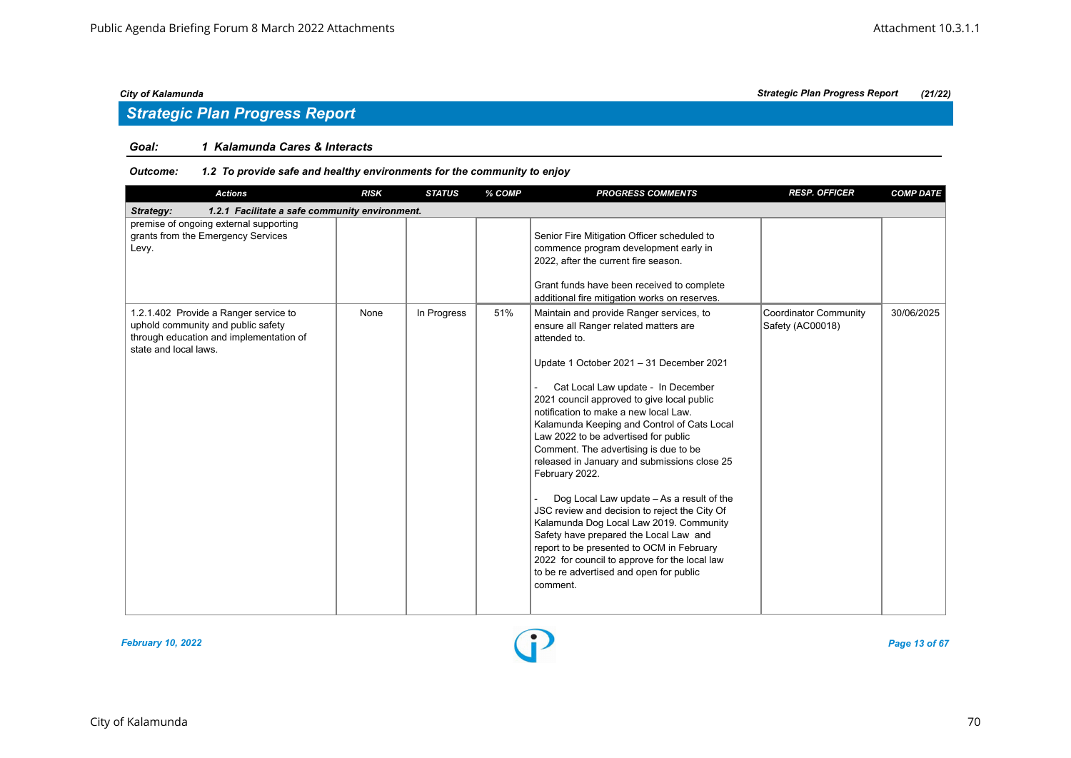## Strategic Plan Progress Report

**Goal:** ***1 Kalamunda Cares & Interacts***

**Outcome:** ***1.2 To provide safe and healthy environments for the community to enjoy***

| Actions | RISK | STATUS | % COMP | PROGRESS COMMENTS | RESP. OFFICER | COMP DATE |
|---|---|---|---|---|---|---|
| ***Strategy: 1.2.1 Facilitate a safe community environment.*** | | | | | | |
| premise of ongoing external supporting grants from the Emergency Services Levy. | | | | Senior Fire Mitigation Officer scheduled to commence program development early in 2022, after the current fire season.<br><br>Grant funds have been received to complete additional fire mitigation works on reserves. | | |
| 1.2.1.402 Provide a Ranger service to uphold community and public safety through education and implementation of state and local laws. | None | In Progress | 51% | Maintain and provide Ranger services, to ensure all Ranger related matters are attended to.<br><br>Update 1 October 2021 – 31 December 2021<br><br>- Cat Local Law update - In December 2021 council approved to give local public notification to make a new local Law. Kalamunda Keeping and Control of Cats Local Law 2022 to be advertised for public Comment. The advertising is due to be released in January and submissions close 25 February 2022.<br><br>- Dog Local Law update – As a result of the JSC review and decision to reject the City Of Kalamunda Dog Local Law 2019. Community Safety have prepared the Local Law and report to be presented to OCM in February 2022 for council to approve for the local law to be re advertised and open for public comment. | Coordinator Community Safety (AC00018) | 30/06/2025 |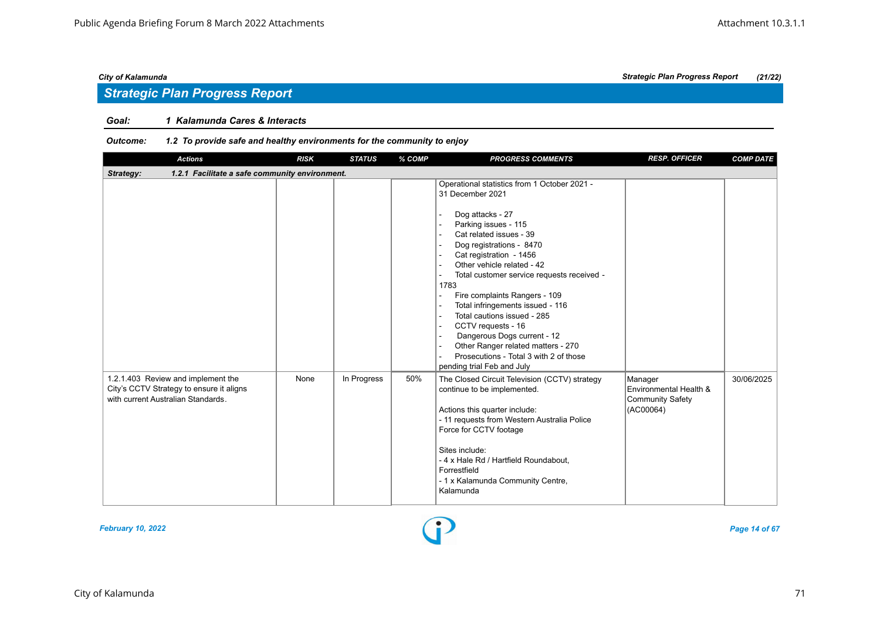## Strategic Plan Progress Report

**Goal:** 1 Kalamunda Cares & Interacts

**Outcome:** 1.2 To provide safe and healthy environments for the community to enjoy

| Actions | RISK | STATUS | % COMP | PROGRESS COMMENTS | RESP. OFFICER | COMP DATE |
|---|---|---|---|---|---|---|
| **Strategy: 1.2.1 Facilitate a safe community environment.** | | | | | | |
| | | | | Operational statistics from 1 October 2021 - 31 December 2021<br><br>- Dog attacks - 27<br>- Parking issues - 115<br>- Cat related issues - 39<br>- Dog registrations - 8470<br>- Cat registration - 1456<br>- Other vehicle related - 42<br>- Total customer service requests received - 1783<br>- Fire complaints Rangers - 109<br>- Total infringements issued - 116<br>- Total cautions issued - 285<br>- CCTV requests - 16<br>- Dangerous Dogs current - 12<br>- Other Ranger related matters - 270<br>- Prosecutions - Total 3 with 2 of those pending trial Feb and July | | |
| 1.2.1.403 Review and implement the City's CCTV Strategy to ensure it aligns with current Australian Standards. | None | In Progress | 50% | The Closed Circuit Television (CCTV) strategy continue to be implemented.<br><br>Actions this quarter include:<br>- 11 requests from Western Australia Police Force for CCTV footage<br><br>Sites include:<br>- 4 x Hale Rd / Hartfield Roundabout, Forrestfield<br>- 1 x Kalamunda Community Centre, Kalamunda | Manager Environmental Health & Community Safety (AC00064) | 30/06/2025 |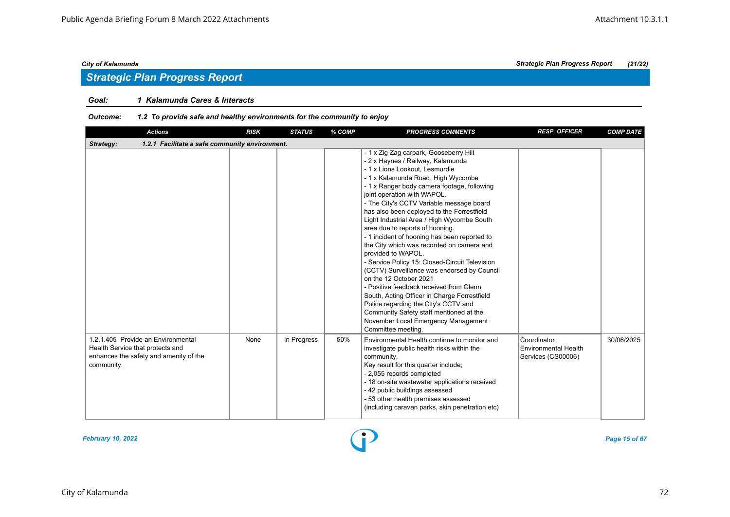## Strategic Plan Progress Report

**Goal:** **1 Kalamunda Cares & Interacts**

**Outcome:** **1.2 To provide safe and healthy environments for the community to enjoy**

| Actions | RISK | STATUS | % COMP | PROGRESS COMMENTS | RESP. OFFICER | COMP DATE |
|---|---|---|---|---|---|---|
| **Strategy: 1.2.1 Facilitate a safe community environment.** | | | | | | |
| | | | | - 1 x Zig Zag carpark, Gooseberry Hill<br>- 2 x Haynes / Railway, Kalamunda<br>- 1 x Lions Lookout, Lesmurdie<br>- 1 x Kalamunda Road, High Wycombe<br>- 1 x Ranger body camera footage, following joint operation with WAPOL.<br>- The City's CCTV Variable message board has also been deployed to the Forrestfield Light Industrial Area / High Wycombe South area due to reports of hooning.<br>- 1 incident of hooning has been reported to the City which was recorded on camera and provided to WAPOL.<br>- Service Policy 15: Closed-Circuit Television (CCTV) Surveillance was endorsed by Council on the 12 October 2021<br>- Positive feedback received from Glenn South, Acting Officer in Charge Forrestfield Police regarding the City's CCTV and Community Safety staff mentioned at the November Local Emergency Management Committee meeting. | | |
| 1.2.1.405 Provide an Environmental Health Service that protects and enhances the safety and amenity of the community. | None | In Progress | 50% | Environmental Health continue to monitor and investigate public health risks within the community.<br>Key result for this quarter include;<br>- 2,055 records completed<br>- 18 on-site wastewater applications received<br>- 42 public buildings assessed<br>- 53 other health premises assessed (including caravan parks, skin penetration etc) | Coordinator Environmental Health Services (CS00006) | 30/06/2025 |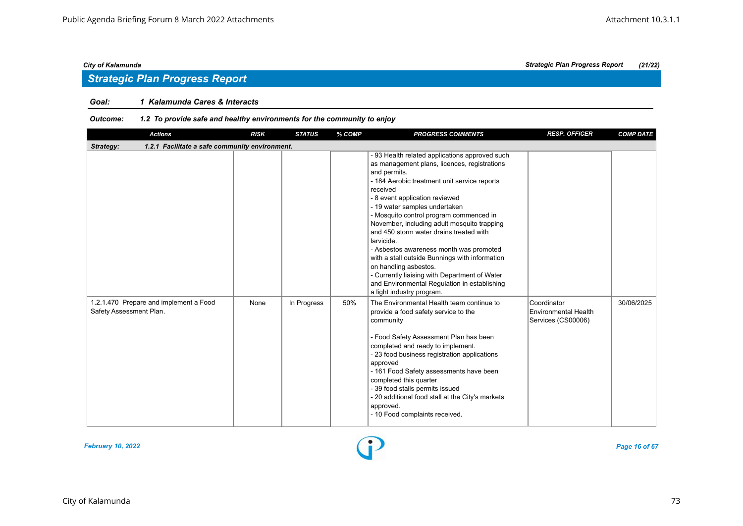## Strategic Plan Progress Report

**Goal:** *1 Kalamunda Cares & Interacts*

**Outcome:** *1.2 To provide safe and healthy environments for the community to enjoy*

| Actions | RISK | STATUS | % COMP | PROGRESS COMMENTS | RESP. OFFICER | COMP DATE |
|---|---|---|---|---|---|---|
| **Strategy: 1.2.1 Facilitate a safe community environment.** | | | | | | |
| | | | | - 93 Health related applications approved such as management plans, licences, registrations and permits.<br>- 184 Aerobic treatment unit service reports received<br>- 8 event application reviewed<br>- 19 water samples undertaken<br>- Mosquito control program commenced in November, including adult mosquito trapping and 450 storm water drains treated with larvicide.<br>- Asbestos awareness month was promoted with a stall outside Bunnings with information on handling asbestos.<br>- Currently liaising with Department of Water and Environmental Regulation in establishing a light industry program. | | |
| 1.2.1.470 Prepare and implement a Food Safety Assessment Plan. | None | In Progress | 50% | The Environmental Health team continue to provide a food safety service to the community<br><br>- Food Safety Assessment Plan has been completed and ready to implement.<br>- 23 food business registration applications approved<br>- 161 Food Safety assessments have been completed this quarter<br>- 39 food stalls permits issued<br>- 20 additional food stall at the City's markets approved.<br>- 10 Food complaints received. | Coordinator Environmental Health Services (CS00006) | 30/06/2025 |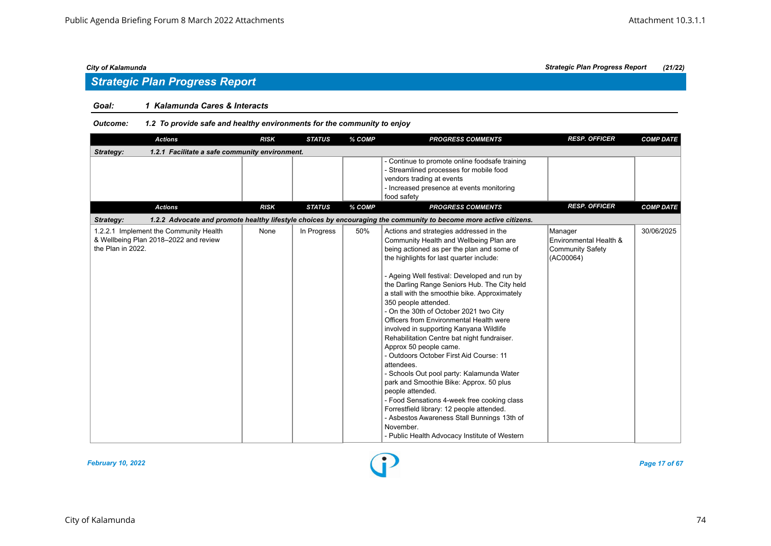## Strategic Plan Progress Report

**Goal:** ***1 Kalamunda Cares & Interacts***

**Outcome:** ***1.2 To provide safe and healthy environments for the community to enjoy***

| Actions | RISK | STATUS | % COMP | PROGRESS COMMENTS | RESP. OFFICER | COMP DATE |
|---|---|---|---|---|---|---|
| **Strategy: 1.2.1 Facilitate a safe community environment.** | | | | | | |
| | | | | - Continue to promote online foodsafe training<br>- Streamlined processes for mobile food vendors trading at events<br>- Increased presence at events monitoring food safety | | |

| Actions | RISK | STATUS | % COMP | PROGRESS COMMENTS | RESP. OFFICER | COMP DATE |
|---|---|---|---|---|---|---|
| **Strategy: 1.2.2 Advocate and promote healthy lifestyle choices by encouraging the community to become more active citizens.** | | | | | | |
| 1.2.2.1 Implement the Community Health & Wellbeing Plan 2018–2022 and review the Plan in 2022. | None | In Progress | 50% | Actions and strategies addressed in the Community Health and Wellbeing Plan are being actioned as per the plan and some of the highlights for last quarter include:<br><br>- Ageing Well festival: Developed and run by the Darling Range Seniors Hub. The City held a stall with the smoothie bike. Approximately 350 people attended.<br>- On the 30th of October 2021 two City Officers from Environmental Health were involved in supporting Kanyana Wildlife Rehabilitation Centre bat night fundraiser. Approx 50 people came.<br>- Outdoors October First Aid Course: 11 attendees.<br>- Schools Out pool party: Kalamunda Water park and Smoothie Bike: Approx. 50 plus people attended.<br>- Food Sensations 4-week free cooking class Forrestfield library: 12 people attended.<br>- Asbestos Awareness Stall Bunnings 13th of November.<br>- Public Health Advocacy Institute of Western | Manager Environmental Health & Community Safety (AC00064) | 30/06/2025 |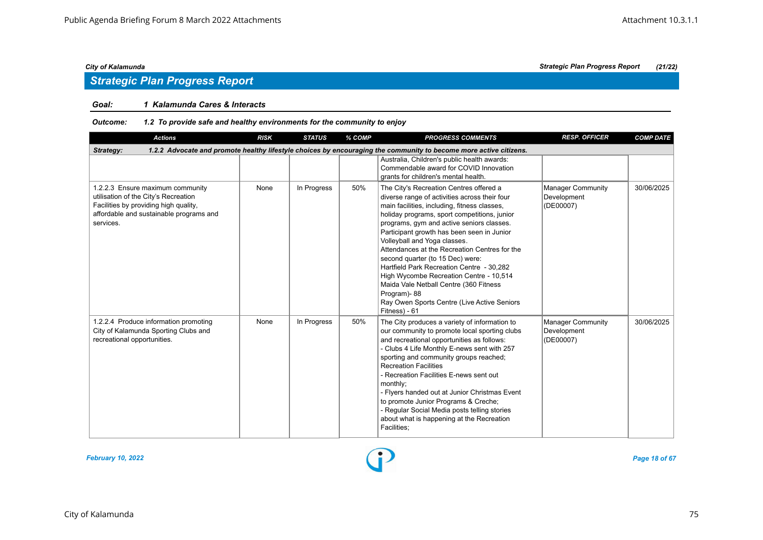## Strategic Plan Progress Report

**Goal:** 1 Kalamunda Cares & Interacts

**Outcome:** 1.2 To provide safe and healthy environments for the community to enjoy

| Actions | RISK | STATUS | % COMP | PROGRESS COMMENTS | RESP. OFFICER | COMP DATE |
|---|---|---|---|---|---|---|
| **Strategy:** 1.2.2 Advocate and promote healthy lifestyle choices by encouraging the community to become more active citizens. | | | | | | |
| | | | | Australia, Children's public health awards: Commendable award for COVID Innovation grants for children's mental health. | | |
| 1.2.2.3 Ensure maximum community utilisation of the City's Recreation Facilities by providing high quality, affordable and sustainable programs and services. | None | In Progress | 50% | The City's Recreation Centres offered a diverse range of activities across their four main facilities, including, fitness classes, holiday programs, sport competitions, junior programs, gym and active seniors classes. Participant growth has been seen in Junior Volleyball and Yoga classes.<br>Attendances at the Recreation Centres for the second quarter (to 15 Dec) were:<br>Hartfield Park Recreation Centre - 30,282<br>High Wycombe Recreation Centre - 10,514<br>Maida Vale Netball Centre (360 Fitness Program)- 88<br>Ray Owen Sports Centre (Live Active Seniors Fitness) - 61 | Manager Community Development (DE00007) | 30/06/2025 |
| 1.2.2.4 Produce information promoting City of Kalamunda Sporting Clubs and recreational opportunities. | None | In Progress | 50% | The City produces a variety of information to our community to promote local sporting clubs and recreational opportunities as follows:<br>- Clubs 4 Life Monthly E-news sent with 257 sporting and community groups reached;<br>Recreation Facilities<br>- Recreation Facilities E-news sent out monthly;<br>- Flyers handed out at Junior Christmas Event to promote Junior Programs & Creche;<br>- Regular Social Media posts telling stories about what is happening at the Recreation Facilities; | Manager Community Development (DE00007) | 30/06/2025 |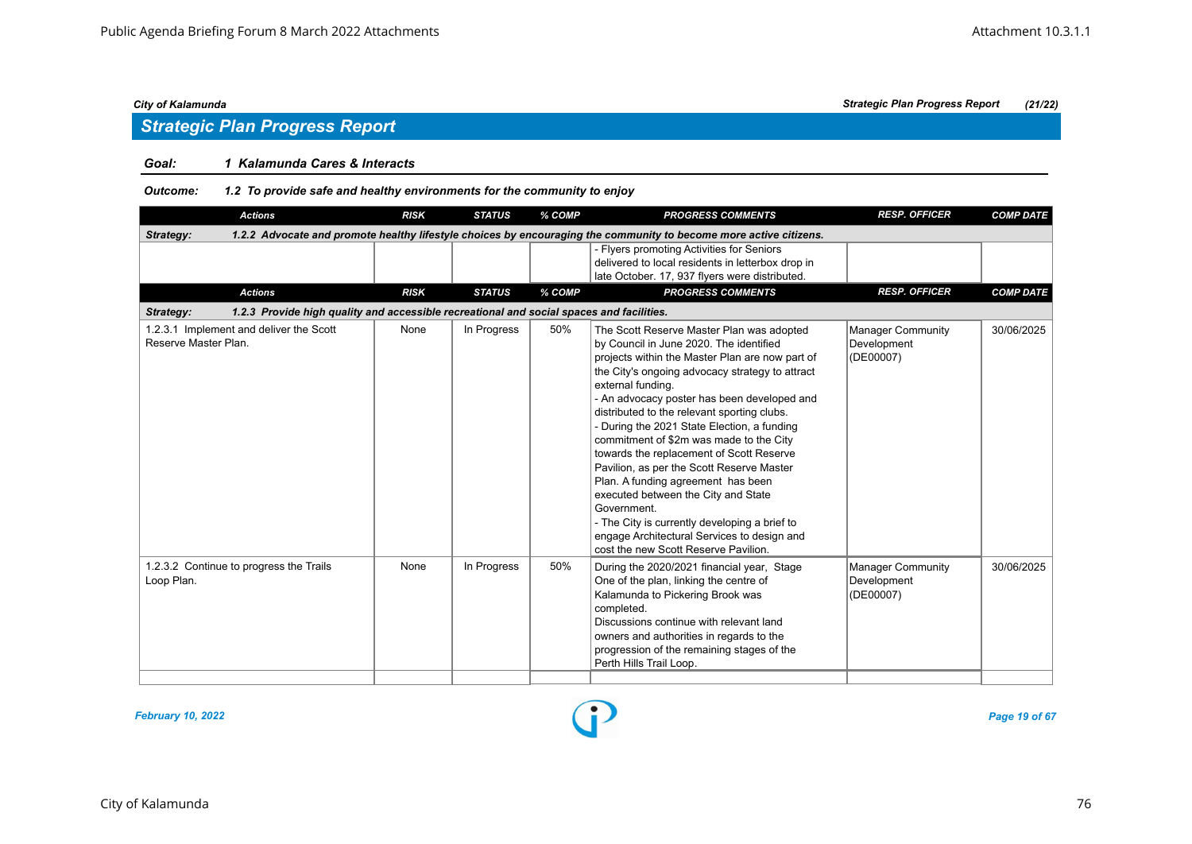## Strategic Plan Progress Report

**Goal:** *1 Kalamunda Cares & Interacts*

**Outcome:** *1.2 To provide safe and healthy environments for the community to enjoy*

| Actions | RISK | STATUS | % COMP | PROGRESS COMMENTS | RESP. OFFICER | COMP DATE |
|---|---|---|---|---|---|---|
| **Strategy: 1.2.2 Advocate and promote healthy lifestyle choices by encouraging the community to become more active citizens.** | | | | | | |
| | | | | - Flyers promoting Activities for Seniors delivered to local residents in letterbox drop in late October. 17, 937 flyers were distributed. | | |

| Actions | RISK | STATUS | % COMP | PROGRESS COMMENTS | RESP. OFFICER | COMP DATE |
|---|---|---|---|---|---|---|
| **Strategy: 1.2.3 Provide high quality and accessible recreational and social spaces and facilities.** | | | | | | |
| 1.2.3.1 Implement and deliver the Scott Reserve Master Plan. | None | In Progress | 50% | The Scott Reserve Master Plan was adopted by Council in June 2020. The identified projects within the Master Plan are now part of the City's ongoing advocacy strategy to attract external funding.<br>- An advocacy poster has been developed and distributed to the relevant sporting clubs.<br>- During the 2021 State Election, a funding commitment of $2m was made to the City towards the replacement of Scott Reserve Pavilion, as per the Scott Reserve Master Plan. A funding agreement has been executed between the City and State Government.<br>- The City is currently developing a brief to engage Architectural Services to design and cost the new Scott Reserve Pavilion. | Manager Community Development (DE00007) | 30/06/2025 |
| 1.2.3.2 Continue to progress the Trails Loop Plan. | None | In Progress | 50% | During the 2020/2021 financial year, Stage One of the plan, linking the centre of Kalamunda to Pickering Brook was completed.<br>Discussions continue with relevant land owners and authorities in regards to the progression of the remaining stages of the Perth Hills Trail Loop. | Manager Community Development (DE00007) | 30/06/2025 |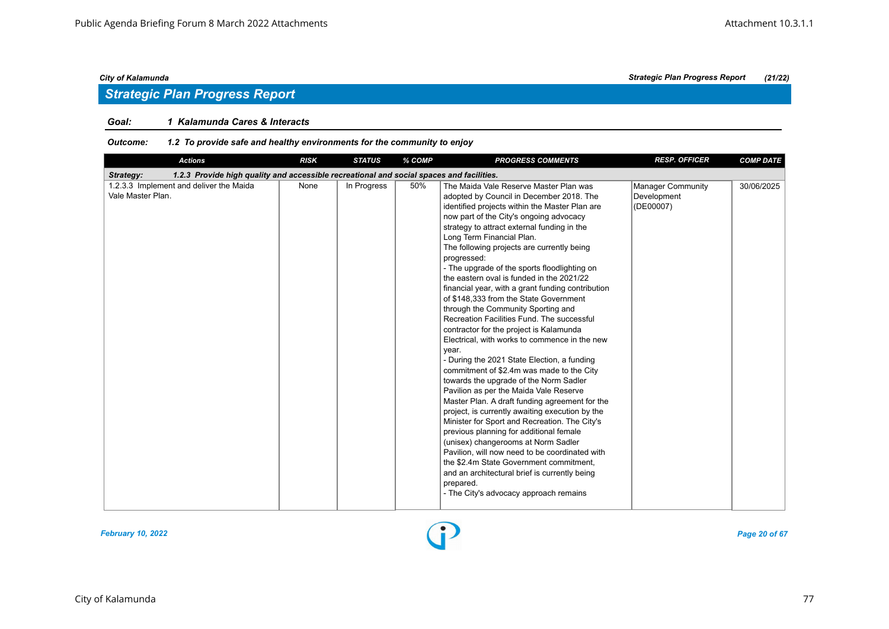## Strategic Plan Progress Report

**Goal:** *1 Kalamunda Cares & Interacts*

**Outcome:** *1.2 To provide safe and healthy environments for the community to enjoy*

| Actions | RISK | STATUS | % COMP | PROGRESS COMMENTS | RESP. OFFICER | COMP DATE |
|---|---|---|---|---|---|---|
| **Strategy:** *1.2.3 Provide high quality and accessible recreational and social spaces and facilities.* | | | | | | |
| 1.2.3.3 Implement and deliver the Maida Vale Master Plan. | None | In Progress | 50% | The Maida Vale Reserve Master Plan was adopted by Council in December 2018. The identified projects within the Master Plan are now part of the City's ongoing advocacy strategy to attract external funding in the Long Term Financial Plan.<br>The following projects are currently being progressed:<br>- The upgrade of the sports floodlighting on the eastern oval is funded in the 2021/22 financial year, with a grant funding contribution of $148,333 from the State Government through the Community Sporting and Recreation Facilities Fund. The successful contractor for the project is Kalamunda Electrical, with works to commence in the new year.<br>- During the 2021 State Election, a funding commitment of $2.4m was made to the City towards the upgrade of the Norm Sadler Pavilion as per the Maida Vale Reserve Master Plan. A draft funding agreement for the project, is currently awaiting execution by the Minister for Sport and Recreation. The City's previous planning for additional female (unisex) changerooms at Norm Sadler Pavilion, will now need to be coordinated with the $2.4m State Government commitment, and an architectural brief is currently being prepared.<br>- The City's advocacy approach remains | Manager Community Development (DE00007) | 30/06/2025 |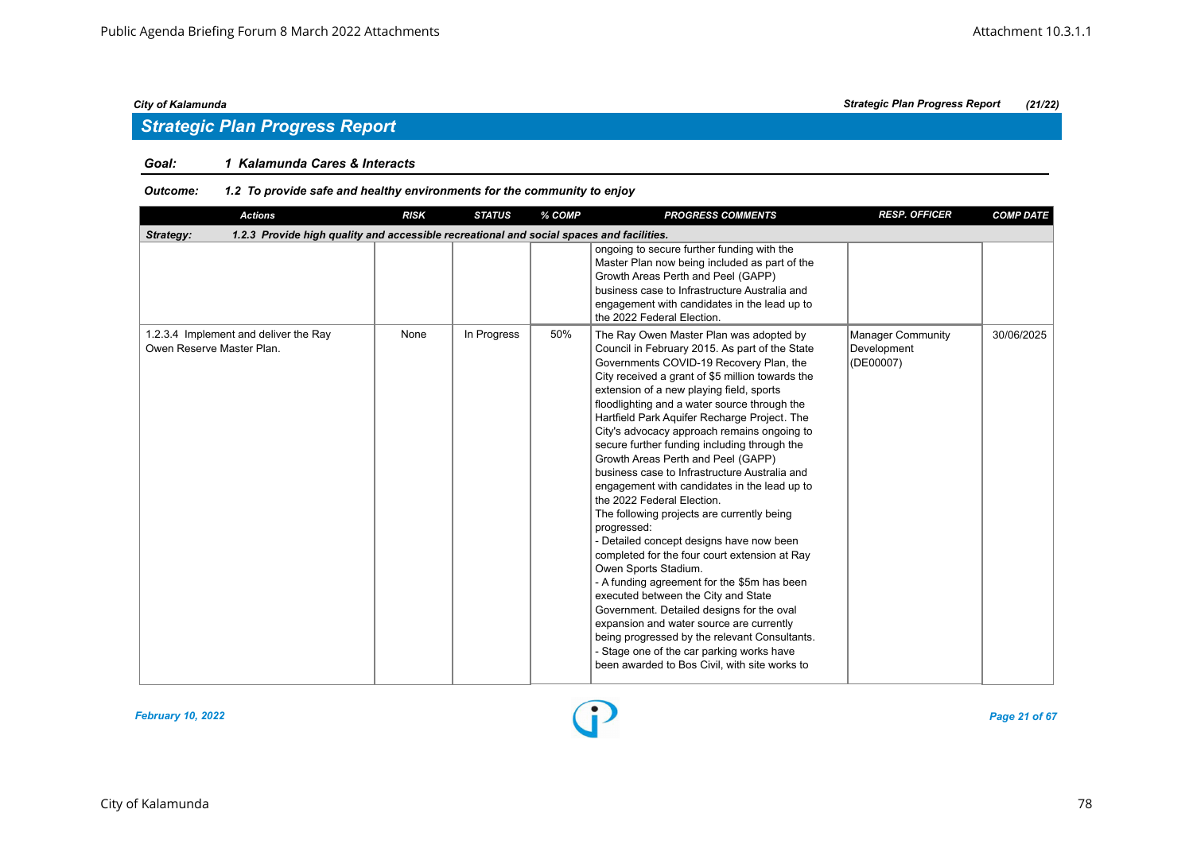## Strategic Plan Progress Report

**Goal:** 1 Kalamunda Cares & Interacts

**Outcome:** 1.2 To provide safe and healthy environments for the community to enjoy

| Actions | RISK | STATUS | % COMP | PROGRESS COMMENTS | RESP. OFFICER | COMP DATE |
|---|---|---|---|---|---|---|
| **Strategy:** 1.2.3 Provide high quality and accessible recreational and social spaces and facilities. | | | | | | |
| | | | | ongoing to secure further funding with the Master Plan now being included as part of the Growth Areas Perth and Peel (GAPP) business case to Infrastructure Australia and engagement with candidates in the lead up to the 2022 Federal Election. | | |
| 1.2.3.4 Implement and deliver the Ray Owen Reserve Master Plan. | None | In Progress | 50% | The Ray Owen Master Plan was adopted by Council in February 2015. As part of the State Governments COVID-19 Recovery Plan, the City received a grant of $5 million towards the extension of a new playing field, sports floodlighting and a water source through the Hartfield Park Aquifer Recharge Project. The City's advocacy approach remains ongoing to secure further funding including through the Growth Areas Perth and Peel (GAPP) business case to Infrastructure Australia and engagement with candidates in the lead up to the 2022 Federal Election.<br>The following projects are currently being progressed:<br>- Detailed concept designs have now been completed for the four court extension at Ray Owen Sports Stadium.<br>- A funding agreement for the $5m has been executed between the City and State Government. Detailed designs for the oval expansion and water source are currently being progressed by the relevant Consultants.<br>- Stage one of the car parking works have been awarded to Bos Civil, with site works to | Manager Community Development (DE00007) | 30/06/2025 |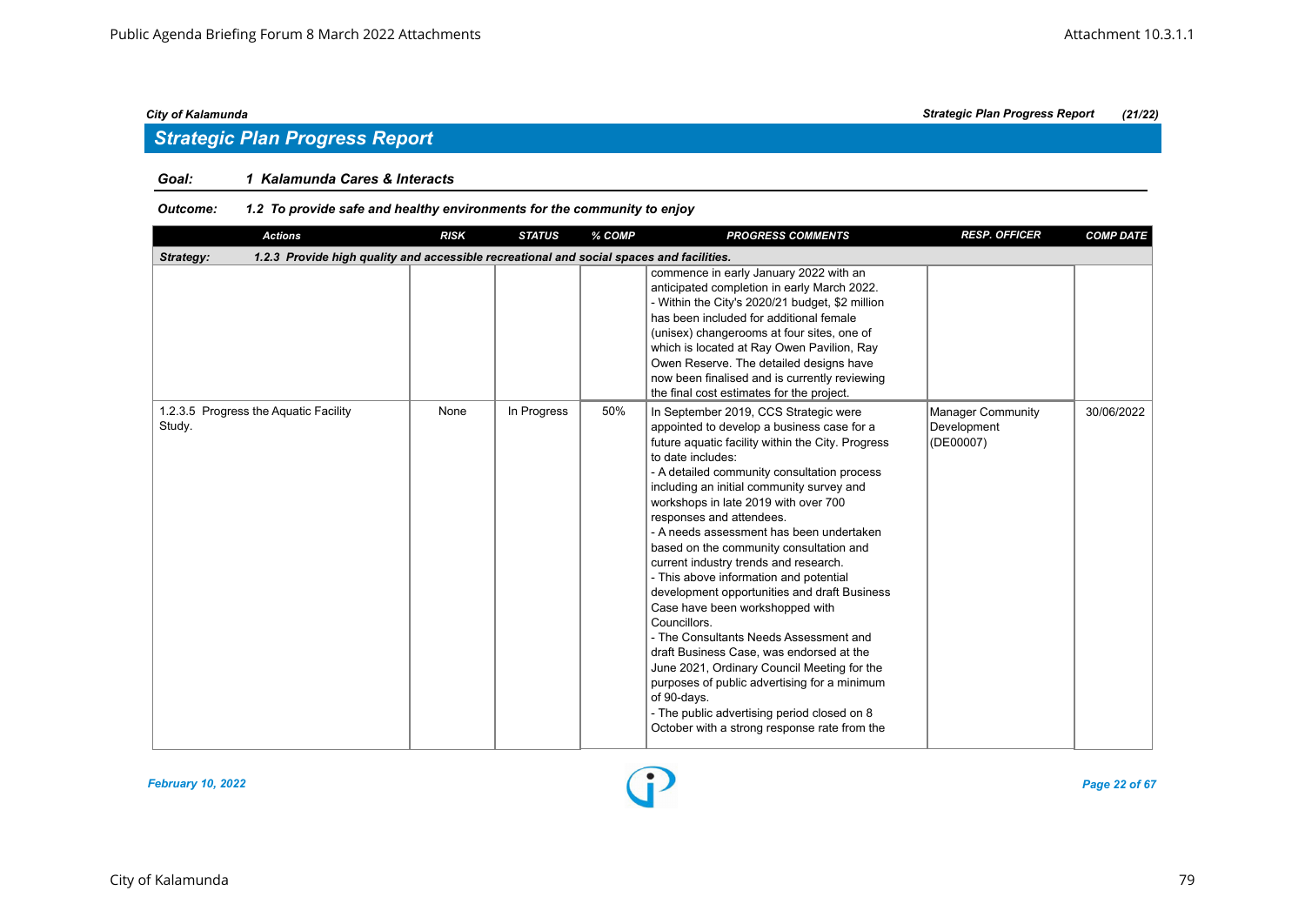## Strategic Plan Progress Report

**Goal:** *1 Kalamunda Cares & Interacts*

**Outcome:** *1.2 To provide safe and healthy environments for the community to enjoy*

| Actions | RISK | STATUS | % COMP | PROGRESS COMMENTS | RESP. OFFICER | COMP DATE |
|---|---|---|---|---|---|---|
| **Strategy: 1.2.3 Provide high quality and accessible recreational and social spaces and facilities.** | | | | | | |
| | | | | commence in early January 2022 with an anticipated completion in early March 2022.<br>- Within the City's 2020/21 budget, $2 million has been included for additional female (unisex) changerooms at four sites, one of which is located at Ray Owen Pavilion, Ray Owen Reserve. The detailed designs have now been finalised and is currently reviewing the final cost estimates for the project. | | |
| 1.2.3.5 Progress the Aquatic Facility Study. | None | In Progress | 50% | In September 2019, CCS Strategic were appointed to develop a business case for a future aquatic facility within the City. Progress to date includes:<br>- A detailed community consultation process including an initial community survey and workshops in late 2019 with over 700 responses and attendees.<br>- A needs assessment has been undertaken based on the community consultation and current industry trends and research.<br>- This above information and potential development opportunities and draft Business Case have been workshopped with Councillors.<br>- The Consultants Needs Assessment and draft Business Case, was endorsed at the June 2021, Ordinary Council Meeting for the purposes of public advertising for a minimum of 90-days.<br>- The public advertising period closed on 8 October with a strong response rate from the | Manager Community Development (DE00007) | 30/06/2022 |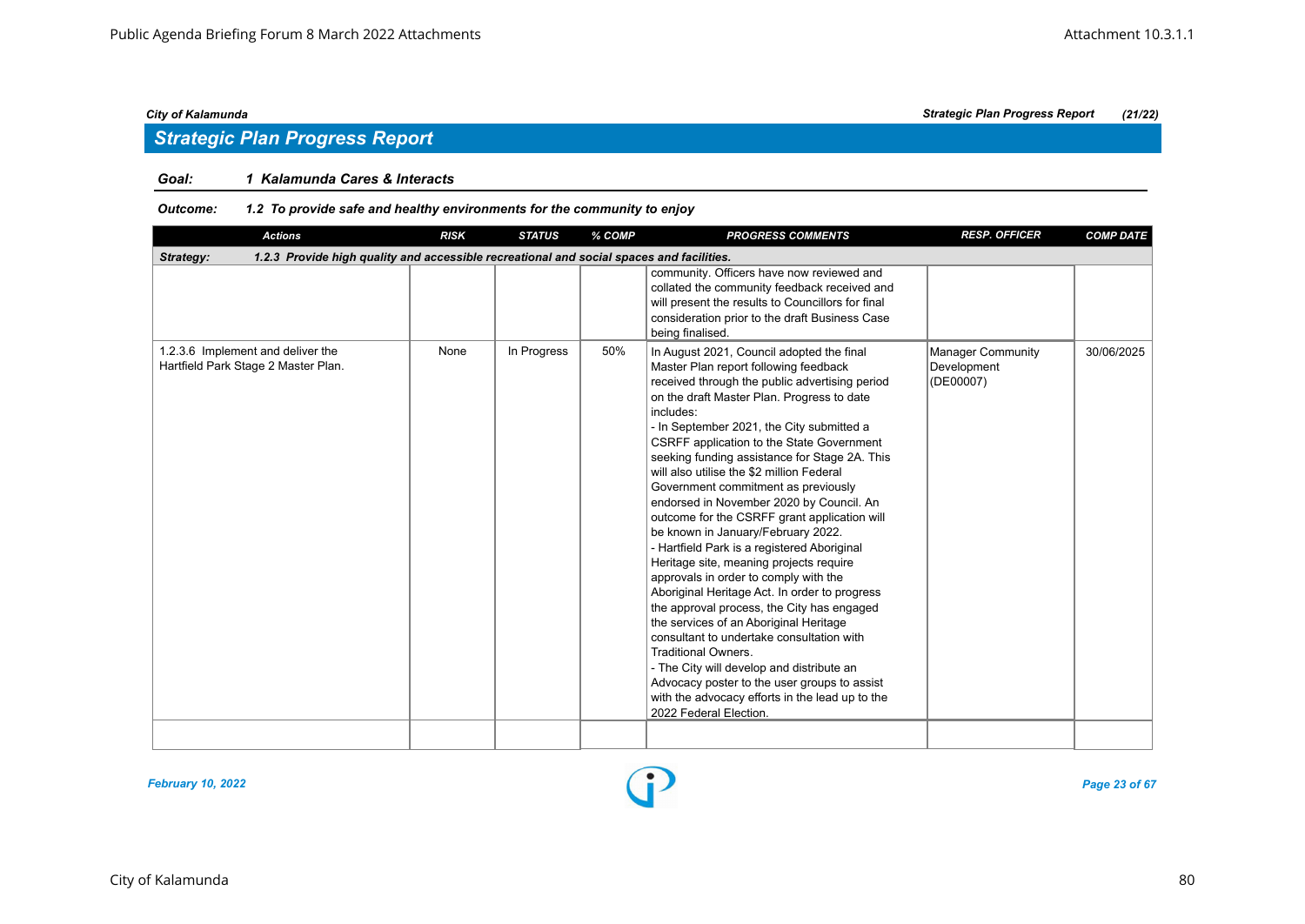## Strategic Plan Progress Report

**Goal:** *1 Kalamunda Cares & Interacts*

**Outcome:** *1.2 To provide safe and healthy environments for the community to enjoy*

| Actions | RISK | STATUS | % COMP | PROGRESS COMMENTS | RESP. OFFICER | COMP DATE |
|---|---|---|---|---|---|---|
| **Strategy: 1.2.3 Provide high quality and accessible recreational and social spaces and facilities.** | | | | | | |
| | | | | community. Officers have now reviewed and collated the community feedback received and will present the results to Councillors for final consideration prior to the draft Business Case being finalised. | | |
| 1.2.3.6 Implement and deliver the Hartfield Park Stage 2 Master Plan. | None | In Progress | 50% | In August 2021, Council adopted the final Master Plan report following feedback received through the public advertising period on the draft Master Plan. Progress to date includes:<br>- In September 2021, the City submitted a CSRFF application to the State Government seeking funding assistance for Stage 2A. This will also utilise the $2 million Federal Government commitment as previously endorsed in November 2020 by Council. An outcome for the CSRFF grant application will be known in January/February 2022.<br>- Hartfield Park is a registered Aboriginal Heritage site, meaning projects require approvals in order to comply with the Aboriginal Heritage Act. In order to progress the approval process, the City has engaged the services of an Aboriginal Heritage consultant to undertake consultation with Traditional Owners.<br>- The City will develop and distribute an Advocacy poster to the user groups to assist with the advocacy efforts in the lead up to the 2022 Federal Election. | Manager Community Development (DE00007) | 30/06/2025 |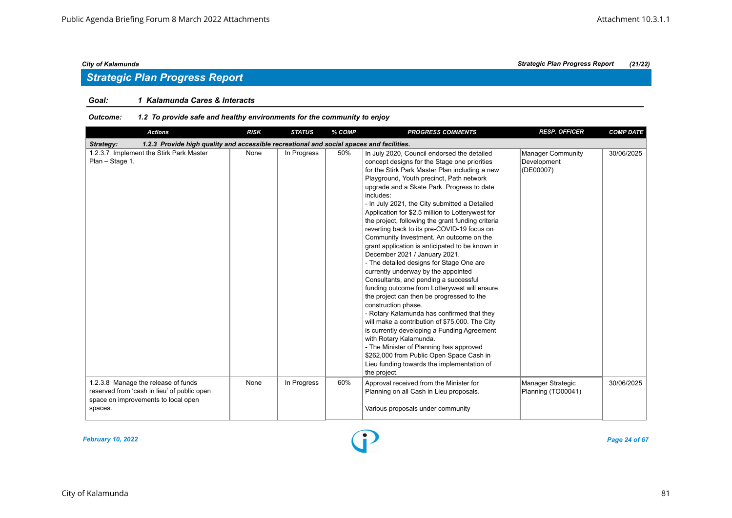City of Kalamunda — Strategic Plan Progress Report (21/22)

## Strategic Plan Progress Report

**Goal: 1 Kalamunda Cares & Interacts**

**Outcome: 1.2 To provide safe and healthy environments for the community to enjoy**

| Actions | RISK | STATUS | % COMP | PROGRESS COMMENTS | RESP. OFFICER | COMP DATE |
|---|---|---|---|---|---|---|
| **Strategy: 1.2.3 Provide high quality and accessible recreational and social spaces and facilities.** | | | | | | |
| 1.2.3.7 Implement the Stirk Park Master Plan – Stage 1. | None | In Progress | 50% | In July 2020, Council endorsed the detailed concept designs for the Stage one priorities for the Stirk Park Master Plan including a new Playground, Youth precinct, Path network upgrade and a Skate Park. Progress to date includes:<br>- In July 2021, the City submitted a Detailed Application for $2.5 million to Lotterywest for the project, following the grant funding criteria reverting back to its pre-COVID-19 focus on Community Investment. An outcome on the grant application is anticipated to be known in December 2021 / January 2021.<br>- The detailed designs for Stage One are currently underway by the appointed Consultants, and pending a successful funding outcome from Lotterywest will ensure the project can then be progressed to the construction phase.<br>- Rotary Kalamunda has confirmed that they will make a contribution of $75,000. The City is currently developing a Funding Agreement with Rotary Kalamunda.<br>- The Minister of Planning has approved $262,000 from Public Open Space Cash in Lieu funding towards the implementation of the project. | Manager Community Development (DE00007) | 30/06/2025 |
| 1.2.3.8 Manage the release of funds reserved from 'cash in lieu' of public open space on improvements to local open spaces. | None | In Progress | 60% | Approval received from the Minister for Planning on all Cash in Lieu proposals.<br><br>Various proposals under community | Manager Strategic Planning (TO00041) | 30/06/2025 |

*February 10, 2022*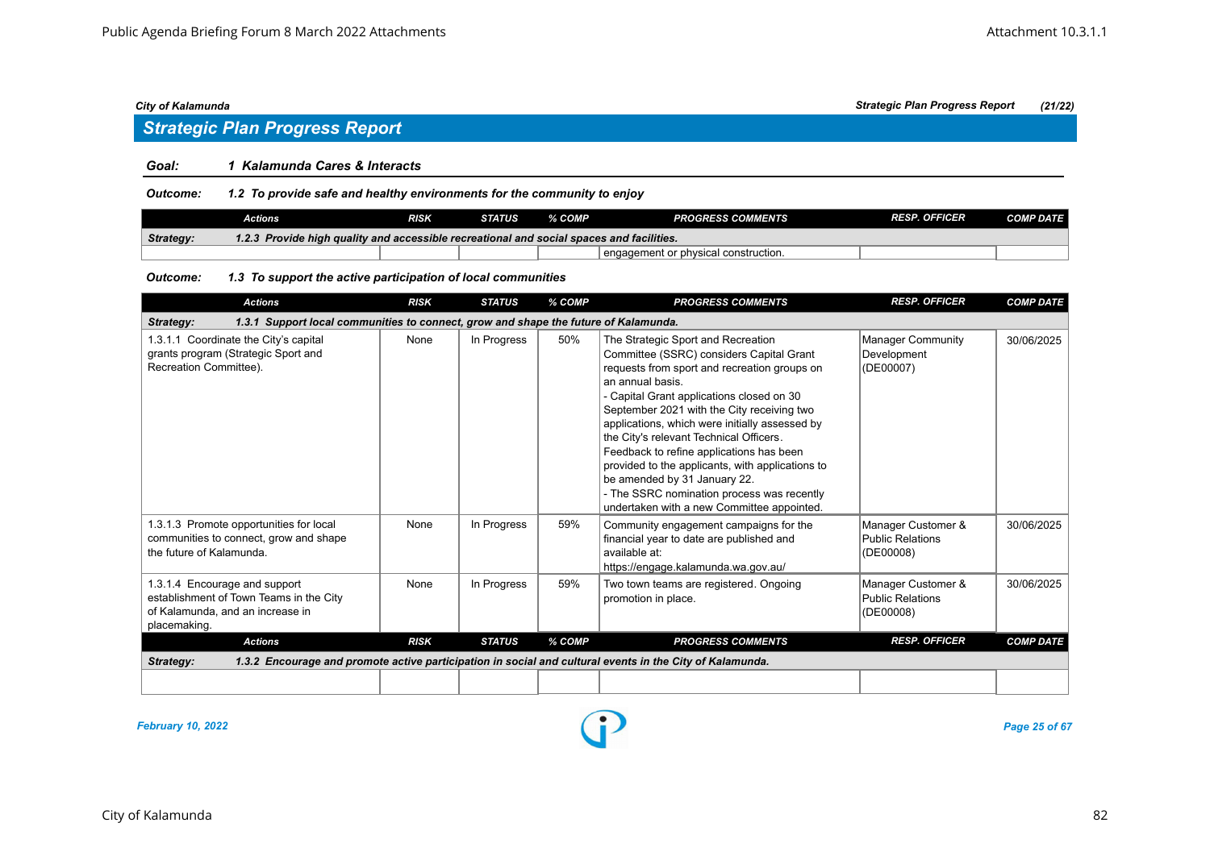## Strategic Plan Progress Report

**Goal:** 1 Kalamunda Cares & Interacts

**Outcome:** 1.2 To provide safe and healthy environments for the community to enjoy

| Actions | RISK | STATUS | % COMP | PROGRESS COMMENTS | RESP. OFFICER | COMP DATE |
|---|---|---|---|---|---|---|
| **Strategy:** 1.2.3 Provide high quality and accessible recreational and social spaces and facilities. | | | | | | |
| | | | | engagement or physical construction. | | |

**Outcome:** 1.3 To support the active participation of local communities

| Actions | RISK | STATUS | % COMP | PROGRESS COMMENTS | RESP. OFFICER | COMP DATE |
|---|---|---|---|---|---|---|
| **Strategy:** 1.3.1 Support local communities to connect, grow and shape the future of Kalamunda. | | | | | | |
| 1.3.1.1 Coordinate the City's capital grants program (Strategic Sport and Recreation Committee). | None | In Progress | 50% | The Strategic Sport and Recreation Committee (SSRC) considers Capital Grant requests from sport and recreation groups on an annual basis.<br>- Capital Grant applications closed on 30 September 2021 with the City receiving two applications, which were initially assessed by the City's relevant Technical Officers. Feedback to refine applications has been provided to the applicants, with applications to be amended by 31 January 22.<br>- The SSRC nomination process was recently undertaken with a new Committee appointed. | Manager Community Development (DE00007) | 30/06/2025 |
| 1.3.1.3 Promote opportunities for local communities to connect, grow and shape the future of Kalamunda. | None | In Progress | 59% | Community engagement campaigns for the financial year to date are published and available at: https://engage.kalamunda.wa.gov.au/ | Manager Customer & Public Relations (DE00008) | 30/06/2025 |
| 1.3.1.4 Encourage and support establishment of Town Teams in the City of Kalamunda, and an increase in placemaking. | None | In Progress | 59% | Two town teams are registered. Ongoing promotion in place. | Manager Customer & Public Relations (DE00008) | 30/06/2025 |

| Actions | RISK | STATUS | % COMP | PROGRESS COMMENTS | RESP. OFFICER | COMP DATE |
|---|---|---|---|---|---|---|
| **Strategy:** 1.3.2 Encourage and promote active participation in social and cultural events in the City of Kalamunda. | | | | | | |
| | | | | | | |

*February 10, 2022*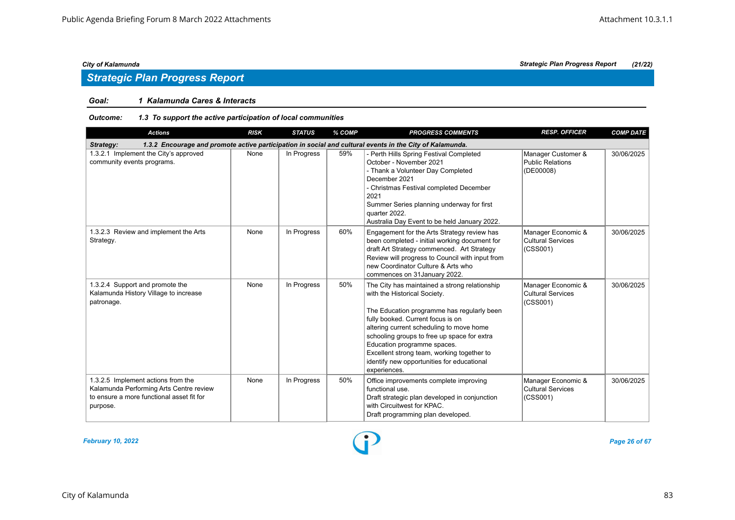## Strategic Plan Progress Report

**Goal:** ***1 Kalamunda Cares & Interacts***

**Outcome:** ***1.3 To support the active participation of local communities***

| Actions | RISK | STATUS | % COMP | PROGRESS COMMENTS | RESP. OFFICER | COMP DATE |
|---|---|---|---|---|---|---|
| **Strategy: 1.3.2 Encourage and promote active participation in social and cultural events in the City of Kalamunda.** | | | | | | |
| 1.3.2.1 Implement the City's approved community events programs. | None | In Progress | 59% | - Perth Hills Spring Festival Completed October - November 2021<br>- Thank a Volunteer Day Completed December 2021<br>- Christmas Festival completed December 2021<br>Summer Series planning underway for first quarter 2022.<br>Australia Day Event to be held January 2022. | Manager Customer & Public Relations (DE00008) | 30/06/2025 |
| 1.3.2.3 Review and implement the Arts Strategy. | None | In Progress | 60% | Engagement for the Arts Strategy review has been completed - initial working document for draft Art Strategy commenced. Art Strategy Review will progress to Council with input from new Coordinator Culture & Arts who commences on 31January 2022. | Manager Economic & Cultural Services (CSS001) | 30/06/2025 |
| 1.3.2.4 Support and promote the Kalamunda History Village to increase patronage. | None | In Progress | 50% | The City has maintained a strong relationship with the Historical Society.<br><br>The Education programme has regularly been fully booked. Current focus is on altering current scheduling to move home schooling groups to free up space for extra Education programme spaces.<br>Excellent strong team, working together to identify new opportunities for educational experiences. | Manager Economic & Cultural Services (CSS001) | 30/06/2025 |
| 1.3.2.5 Implement actions from the Kalamunda Performing Arts Centre review to ensure a more functional asset fit for purpose. | None | In Progress | 50% | Office improvements complete improving functional use.<br>Draft strategic plan developed in conjunction with Circuitwest for KPAC.<br>Draft programming plan developed. | Manager Economic & Cultural Services (CSS001) | 30/06/2025 |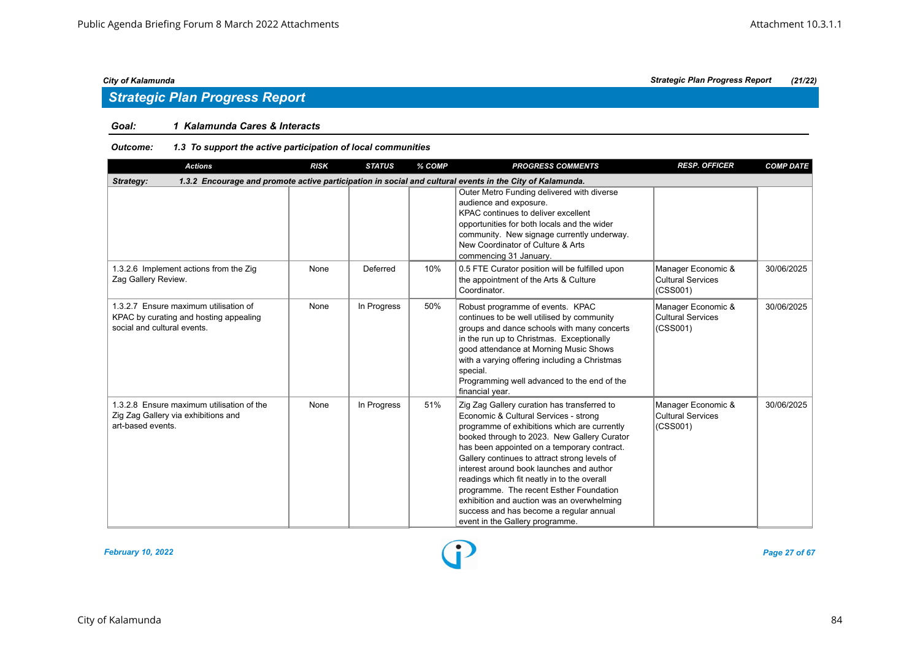City of Kalamunda — Strategic Plan Progress Report (21/22)

## Strategic Plan Progress Report

**Goal: 1 Kalamunda Cares & Interacts**

**Outcome: 1.3 To support the active participation of local communities**

| Actions | RISK | STATUS | % COMP | PROGRESS COMMENTS | RESP. OFFICER | COMP DATE |
|---|---|---|---|---|---|---|
| **Strategy: 1.3.2 Encourage and promote active participation in social and cultural events in the City of Kalamunda.** | | | | | | |
| | | | | Outer Metro Funding delivered with diverse audience and exposure. KPAC continues to deliver excellent opportunities for both locals and the wider community. New signage currently underway. New Coordinator of Culture & Arts commencing 31 January. | | |
| 1.3.2.6 Implement actions from the Zig Zag Gallery Review. | None | Deferred | 10% | 0.5 FTE Curator position will be fulfilled upon the appointment of the Arts & Culture Coordinator. | Manager Economic & Cultural Services (CSS001) | 30/06/2025 |
| 1.3.2.7 Ensure maximum utilisation of KPAC by curating and hosting appealing social and cultural events. | None | In Progress | 50% | Robust programme of events. KPAC continues to be well utilised by community groups and dance schools with many concerts in the run up to Christmas. Exceptionally good attendance at Morning Music Shows with a varying offering including a Christmas special. Programming well advanced to the end of the financial year. | Manager Economic & Cultural Services (CSS001) | 30/06/2025 |
| 1.3.2.8 Ensure maximum utilisation of the Zig Zag Gallery via exhibitions and art-based events. | None | In Progress | 51% | Zig Zag Gallery curation has transferred to Economic & Cultural Services - strong programme of exhibitions which are currently booked through to 2023. New Gallery Curator has been appointed on a temporary contract. Gallery continues to attract strong levels of interest around book launches and author readings which fit neatly in to the overall programme. The recent Esther Foundation exhibition and auction was an overwhelming success and has become a regular annual event in the Gallery programme. | Manager Economic & Cultural Services (CSS001) | 30/06/2025 |

*February 10, 2022*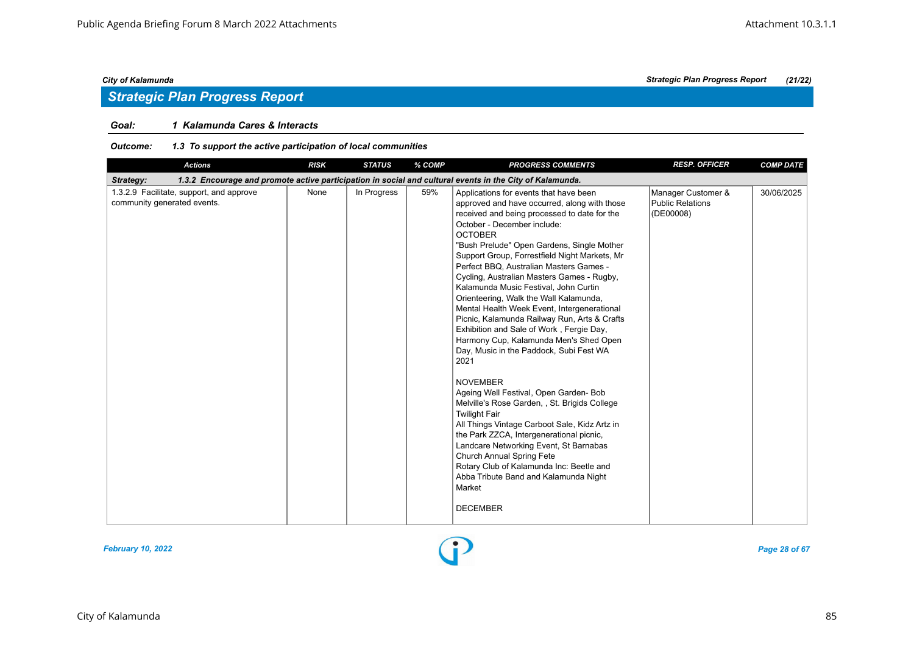City of Kalamunda | Strategic Plan Progress Report | (21/22)

## Strategic Plan Progress Report

**Goal:** ***1 Kalamunda Cares & Interacts***

**Outcome:** ***1.3 To support the active participation of local communities***

| Actions | RISK | STATUS | % COMP | PROGRESS COMMENTS | RESP. OFFICER | COMP DATE |
|---|---|---|---|---|---|---|
| ***Strategy: 1.3.2 Encourage and promote active participation in social and cultural events in the City of Kalamunda.*** | | | | | | |
| 1.3.2.9 Facilitate, support, and approve community generated events. | None | In Progress | 59% | Applications for events that have been approved and have occurred, along with those received and being processed to date for the October - December include:<br>OCTOBER<br>"Bush Prelude" Open Gardens, Single Mother Support Group, Forrestfield Night Markets, Mr Perfect BBQ, Australian Masters Games - Cycling, Australian Masters Games - Rugby, Kalamunda Music Festival, John Curtin Orienteering, Walk the Wall Kalamunda, Mental Health Week Event, Intergenerational Picnic, Kalamunda Railway Run, Arts & Crafts Exhibition and Sale of Work , Fergie Day, Harmony Cup, Kalamunda Men's Shed Open Day, Music in the Paddock, Subi Fest WA 2021<br><br>NOVEMBER<br>Ageing Well Festival, Open Garden- Bob Melville's Rose Garden, , St. Brigids College Twilight Fair<br>All Things Vintage Carboot Sale, Kidz Artz in the Park ZZCA, Intergenerational picnic, Landcare Networking Event, St Barnabas Church Annual Spring Fete<br>Rotary Club of Kalamunda Inc: Beetle and Abba Tribute Band and Kalamunda Night Market<br><br>DECEMBER | Manager Customer & Public Relations (DE00008) | 30/06/2025 |

*February 10, 2022*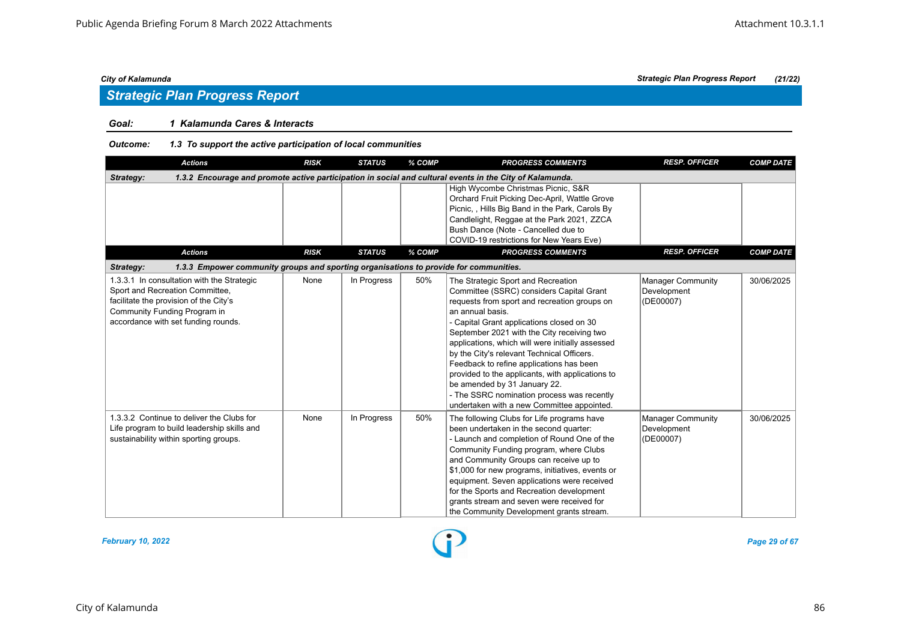## Strategic Plan Progress Report

**Goal:** *1 Kalamunda Cares & Interacts*

**Outcome:** *1.3 To support the active participation of local communities*

| Actions | RISK | STATUS | % COMP | PROGRESS COMMENTS | RESP. OFFICER | COMP DATE |
|---|---|---|---|---|---|---|
| **Strategy: 1.3.2 Encourage and promote active participation in social and cultural events in the City of Kalamunda.** | | | | | | |
| | | | | High Wycombe Christmas Picnic, S&R Orchard Fruit Picking Dec-April, Wattle Grove Picnic, , Hills Big Band in the Park, Carols By Candlelight, Reggae at the Park 2021, ZZCA Bush Dance (Note - Cancelled due to COVID-19 restrictions for New Years Eve) | | |

| Actions | RISK | STATUS | % COMP | PROGRESS COMMENTS | RESP. OFFICER | COMP DATE |
|---|---|---|---|---|---|---|
| **Strategy: 1.3.3 Empower community groups and sporting organisations to provide for communities.** | | | | | | |
| 1.3.3.1 In consultation with the Strategic Sport and Recreation Committee, facilitate the provision of the City's Community Funding Program in accordance with set funding rounds. | None | In Progress | 50% | The Strategic Sport and Recreation Committee (SSRC) considers Capital Grant requests from sport and recreation groups on an annual basis.<br>- Capital Grant applications closed on 30 September 2021 with the City receiving two applications, which will were initially assessed by the City's relevant Technical Officers. Feedback to refine applications has been provided to the applicants, with applications to be amended by 31 January 22.<br>- The SSRC nomination process was recently undertaken with a new Committee appointed. | Manager Community Development (DE00007) | 30/06/2025 |
| 1.3.3.2 Continue to deliver the Clubs for Life program to build leadership skills and sustainability within sporting groups. | None | In Progress | 50% | The following Clubs for Life programs have been undertaken in the second quarter:<br>- Launch and completion of Round One of the Community Funding program, where Clubs and Community Groups can receive up to $1,000 for new programs, initiatives, events or equipment. Seven applications were received for the Sports and Recreation development grants stream and seven were received for the Community Development grants stream. | Manager Community Development (DE00007) | 30/06/2025 |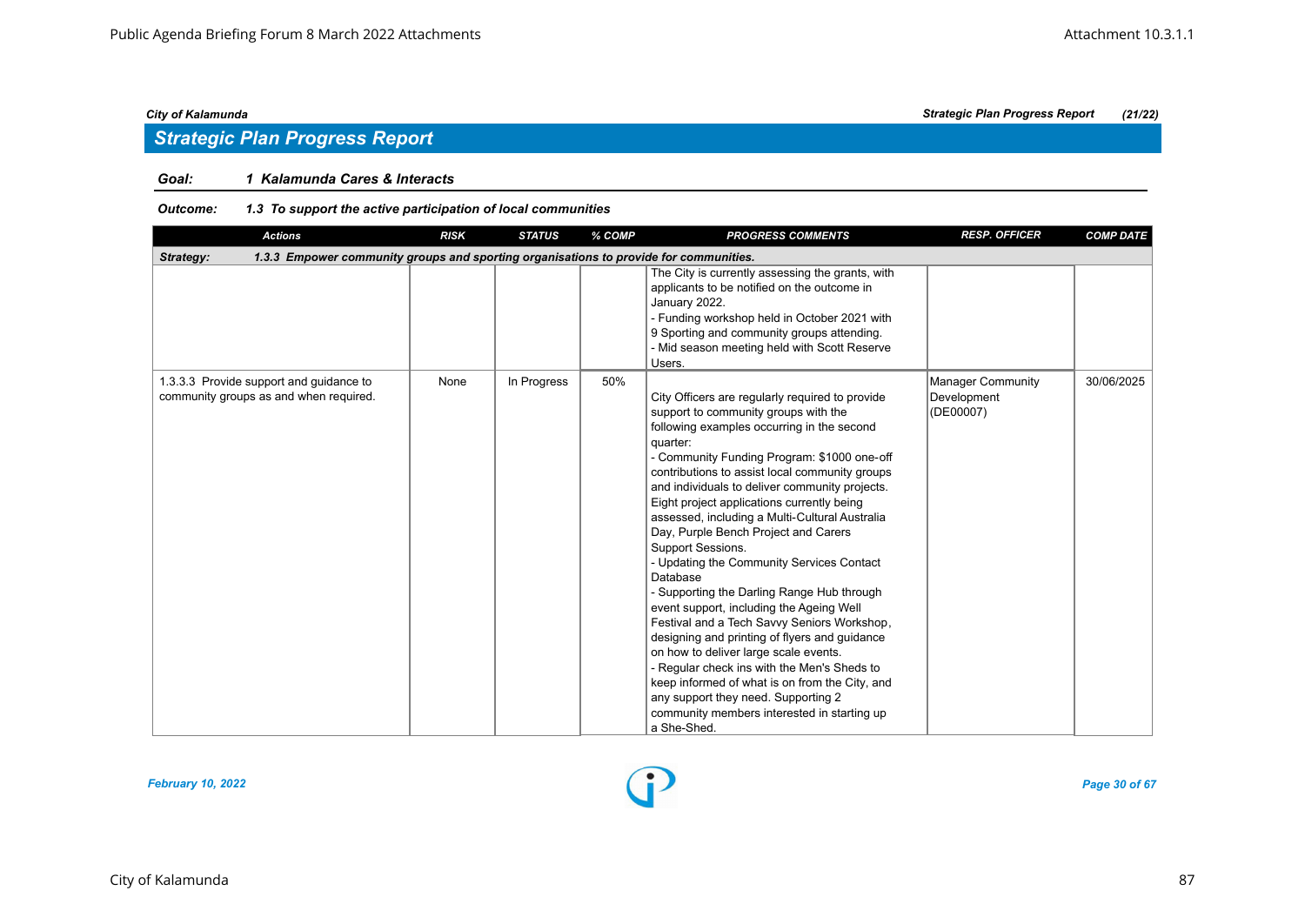## Strategic Plan Progress Report

**Goal:** *1 Kalamunda Cares & Interacts*

**Outcome:** *1.3 To support the active participation of local communities*

| Actions | RISK | STATUS | % COMP | PROGRESS COMMENTS | RESP. OFFICER | COMP DATE |
|---|---|---|---|---|---|---|
| ***Strategy: 1.3.3 Empower community groups and sporting organisations to provide for communities.*** | | | | | | |
| | | | | The City is currently assessing the grants, with applicants to be notified on the outcome in January 2022.<br>- Funding workshop held in October 2021 with 9 Sporting and community groups attending.<br>- Mid season meeting held with Scott Reserve Users. | | |
| 1.3.3.3 Provide support and guidance to community groups as and when required. | None | In Progress | 50% | City Officers are regularly required to provide support to community groups with the following examples occurring in the second quarter:<br>- Community Funding Program: $1000 one-off contributions to assist local community groups and individuals to deliver community projects. Eight project applications currently being assessed, including a Multi-Cultural Australia Day, Purple Bench Project and Carers Support Sessions.<br>- Updating the Community Services Contact Database<br>- Supporting the Darling Range Hub through event support, including the Ageing Well Festival and a Tech Savvy Seniors Workshop, designing and printing of flyers and guidance on how to deliver large scale events.<br>- Regular check ins with the Men's Sheds to keep informed of what is on from the City, and any support they need. Supporting 2 community members interested in starting up a She-Shed. | Manager Community Development (DE00007) | 30/06/2025 |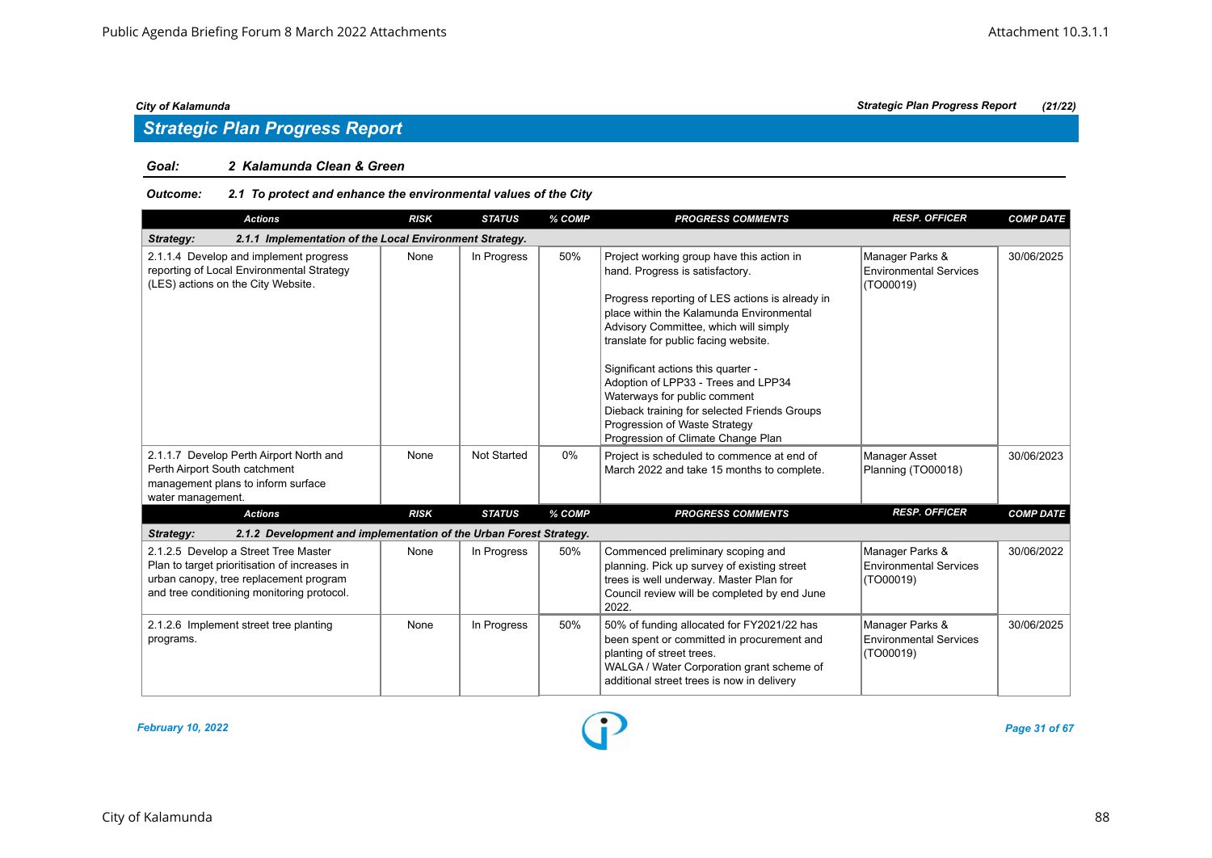City of Kalamunda

## Strategic Plan Progress Report

**Goal:** 2 Kalamunda Clean & Green

**Outcome:** 2.1 To protect and enhance the environmental values of the City

| Actions | RISK | STATUS | % COMP | PROGRESS COMMENTS | RESP. OFFICER | COMP DATE |
|---|---|---|---|---|---|---|
| **Strategy: 2.1.1 Implementation of the Local Environment Strategy.** | | | | | | |
| 2.1.1.4 Develop and implement progress reporting of Local Environmental Strategy (LES) actions on the City Website. | None | In Progress | 50% | Project working group have this action in hand. Progress is satisfactory.<br><br>Progress reporting of LES actions is already in place within the Kalamunda Environmental Advisory Committee, which will simply translate for public facing website.<br><br>Significant actions this quarter -<br>Adoption of LPP33 - Trees and LPP34 Waterways for public comment<br>Dieback training for selected Friends Groups<br>Progression of Waste Strategy<br>Progression of Climate Change Plan | Manager Parks & Environmental Services (TO00019) | 30/06/2025 |
| 2.1.1.7 Develop Perth Airport North and Perth Airport South catchment management plans to inform surface water management. | None | Not Started | 0% | Project is scheduled to commence at end of March 2022 and take 15 months to complete. | Manager Asset Planning (TO00018) | 30/06/2023 |
| **Strategy: 2.1.2 Development and implementation of the Urban Forest Strategy.** | | | | | | |
| 2.1.2.5 Develop a Street Tree Master Plan to target prioritisation of increases in urban canopy, tree replacement program and tree conditioning monitoring protocol. | None | In Progress | 50% | Commenced preliminary scoping and planning. Pick up survey of existing street trees is well underway. Master Plan for Council review will be completed by end June 2022. | Manager Parks & Environmental Services (TO00019) | 30/06/2022 |
| 2.1.2.6 Implement street tree planting programs. | None | In Progress | 50% | 50% of funding allocated for FY2021/22 has been spent or committed in procurement and planting of street trees.<br>WALGA / Water Corporation grant scheme of additional street trees is now in delivery | Manager Parks & Environmental Services (TO00019) | 30/06/2025 |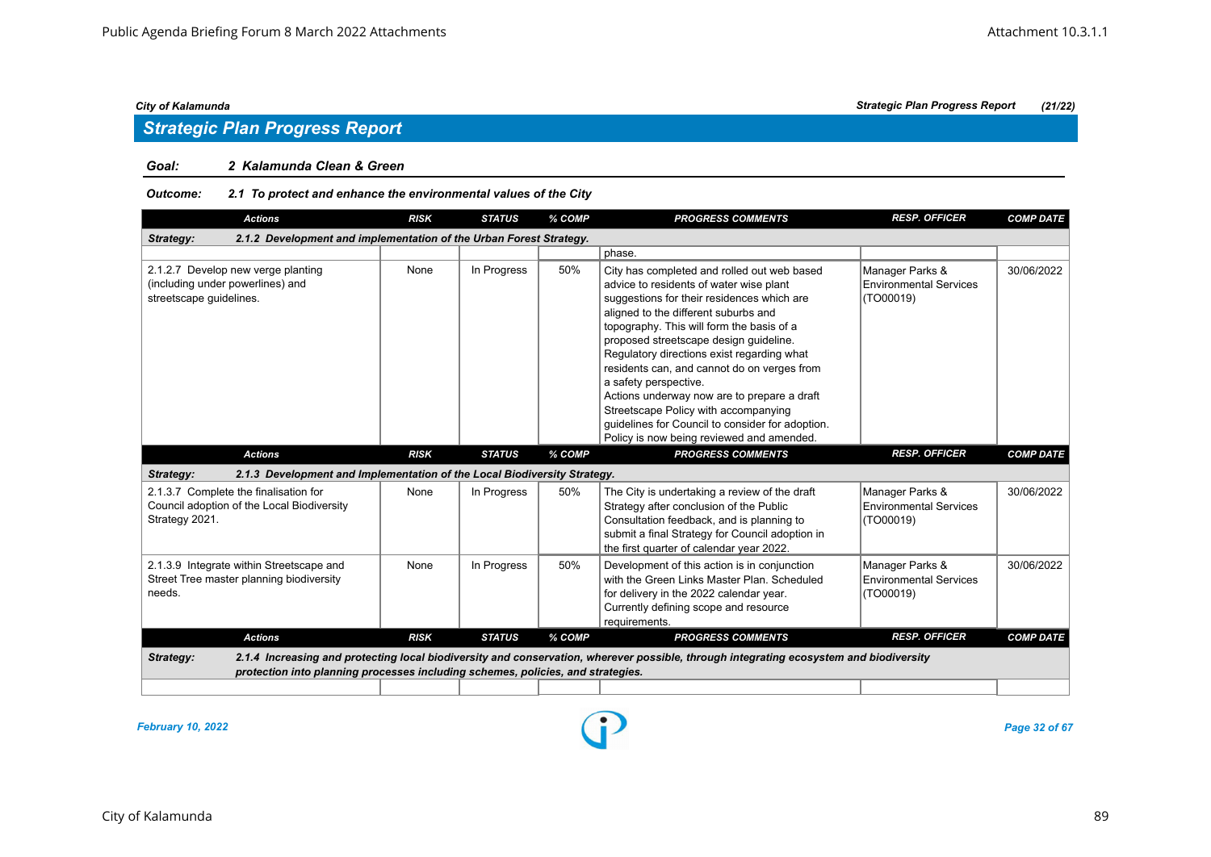## Strategic Plan Progress Report

**Goal:** *2 Kalamunda Clean & Green*

**Outcome:** *2.1 To protect and enhance the environmental values of the City*

| Actions | RISK | STATUS | % COMP | PROGRESS COMMENTS | RESP. OFFICER | COMP DATE |
|---|---|---|---|---|---|---|
| **Strategy: 2.1.2 Development and implementation of the Urban Forest Strategy.** | | | | | | |
| | | | | phase. | | |
| 2.1.2.7 Develop new verge planting (including under powerlines) and streetscape guidelines. | None | In Progress | 50% | City has completed and rolled out web based advice to residents of water wise plant suggestions for their residences which are aligned to the different suburbs and topography. This will form the basis of a proposed streetscape design guideline. Regulatory directions exist regarding what residents can, and cannot do on verges from a safety perspective. Actions underway now are to prepare a draft Streetscape Policy with accompanying guidelines for Council to consider for adoption. Policy is now being reviewed and amended. | Manager Parks & Environmental Services (TO00019) | 30/06/2022 |

| Actions | RISK | STATUS | % COMP | PROGRESS COMMENTS | RESP. OFFICER | COMP DATE |
|---|---|---|---|---|---|---|
| **Strategy: 2.1.3 Development and Implementation of the Local Biodiversity Strategy.** | | | | | | |
| 2.1.3.7 Complete the finalisation for Council adoption of the Local Biodiversity Strategy 2021. | None | In Progress | 50% | The City is undertaking a review of the draft Strategy after conclusion of the Public Consultation feedback, and is planning to submit a final Strategy for Council adoption in the first quarter of calendar year 2022. | Manager Parks & Environmental Services (TO00019) | 30/06/2022 |
| 2.1.3.9 Integrate within Streetscape and Street Tree master planning biodiversity needs. | None | In Progress | 50% | Development of this action is in conjunction with the Green Links Master Plan. Scheduled for delivery in the 2022 calendar year. Currently defining scope and resource requirements. | Manager Parks & Environmental Services (TO00019) | 30/06/2022 |

| Actions | RISK | STATUS | % COMP | PROGRESS COMMENTS | RESP. OFFICER | COMP DATE |
|---|---|---|---|---|---|---|
| **Strategy: 2.1.4 Increasing and protecting local biodiversity and conservation, wherever possible, through integrating ecosystem and biodiversity protection into planning processes including schemes, policies, and strategies.** | | | | | | |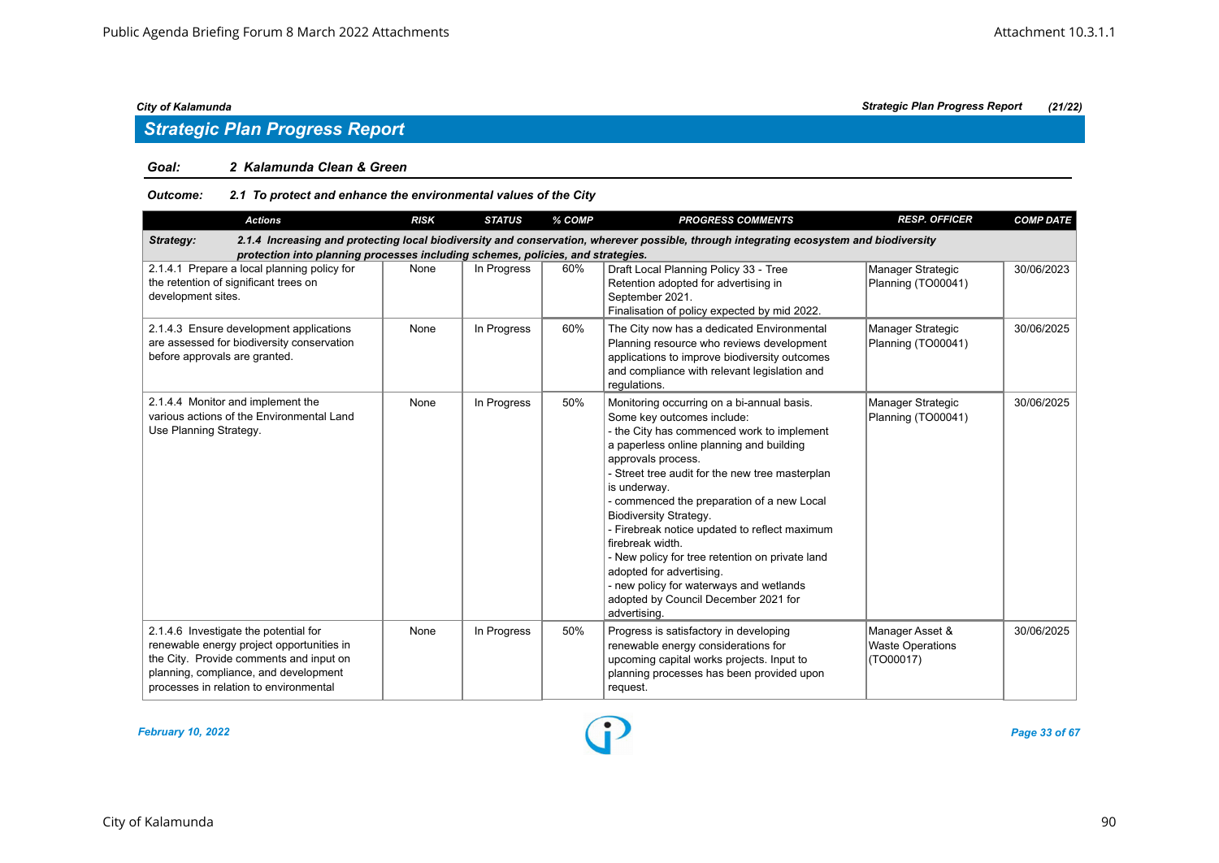## Strategic Plan Progress Report

**Goal:** *2 Kalamunda Clean & Green*

**Outcome:** *2.1 To protect and enhance the environmental values of the City*

| Actions | RISK | STATUS | % COMP | PROGRESS COMMENTS | RESP. OFFICER | COMP DATE |
|---|---|---|---|---|---|---|
| **Strategy:** *2.1.4 Increasing and protecting local biodiversity and conservation, wherever possible, through integrating ecosystem and biodiversity protection into planning processes including schemes, policies, and strategies.* | | | | | | |
| 2.1.4.1 Prepare a local planning policy for the retention of significant trees on development sites. | None | In Progress | 60% | Draft Local Planning Policy 33 - Tree Retention adopted for advertising in September 2021. Finalisation of policy expected by mid 2022. | Manager Strategic Planning (TO00041) | 30/06/2023 |
| 2.1.4.3 Ensure development applications are assessed for biodiversity conservation before approvals are granted. | None | In Progress | 60% | The City now has a dedicated Environmental Planning resource who reviews development applications to improve biodiversity outcomes and compliance with relevant legislation and regulations. | Manager Strategic Planning (TO00041) | 30/06/2025 |
| 2.1.4.4 Monitor and implement the various actions of the Environmental Land Use Planning Strategy. | None | In Progress | 50% | Monitoring occurring on a bi-annual basis. Some key outcomes include:<br>- the City has commenced work to implement a paperless online planning and building approvals process.<br>- Street tree audit for the new tree masterplan is underway.<br>- commenced the preparation of a new Local Biodiversity Strategy.<br>- Firebreak notice updated to reflect maximum firebreak width.<br>- New policy for tree retention on private land adopted for advertising.<br>- new policy for waterways and wetlands adopted by Council December 2021 for advertising. | Manager Strategic Planning (TO00041) | 30/06/2025 |
| 2.1.4.6 Investigate the potential for renewable energy project opportunities in the City. Provide comments and input on planning, compliance, and development processes in relation to environmental | None | In Progress | 50% | Progress is satisfactory in developing renewable energy considerations for upcoming capital works projects. Input to planning processes has been provided upon request. | Manager Asset & Waste Operations (TO00017) | 30/06/2025 |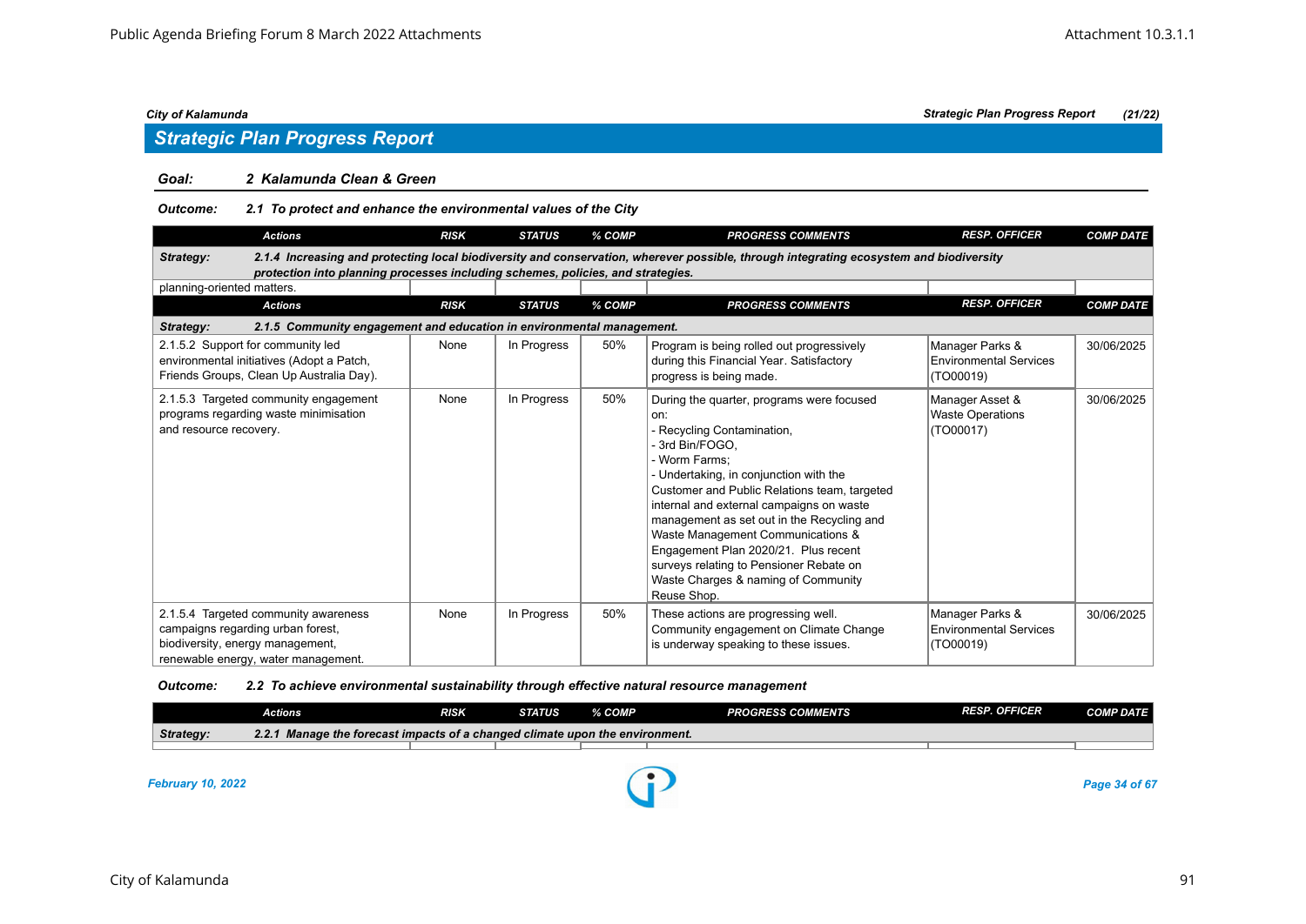## Strategic Plan Progress Report

**Goal: 2 Kalamunda Clean & Green**

**Outcome: 2.1 To protect and enhance the environmental values of the City**

| Actions | RISK | STATUS | % COMP | PROGRESS COMMENTS | RESP. OFFICER | COMP DATE |
|---|---|---|---|---|---|---|
| **Strategy: 2.1.4 Increasing and protecting local biodiversity and conservation, wherever possible, through integrating ecosystem and biodiversity protection into planning processes including schemes, policies, and strategies.** | | | | | | |
| planning-oriented matters. | | | | | | |

| Actions | RISK | STATUS | % COMP | PROGRESS COMMENTS | RESP. OFFICER | COMP DATE |
|---|---|---|---|---|---|---|
| **Strategy: 2.1.5 Community engagement and education in environmental management.** | | | | | | |
| 2.1.5.2 Support for community led environmental initiatives (Adopt a Patch, Friends Groups, Clean Up Australia Day). | None | In Progress | 50% | Program is being rolled out progressively during this Financial Year. Satisfactory progress is being made. | Manager Parks & Environmental Services (TO00019) | 30/06/2025 |
| 2.1.5.3 Targeted community engagement programs regarding waste minimisation and resource recovery. | None | In Progress | 50% | During the quarter, programs were focused on:<br>- Recycling Contamination,<br>- 3rd Bin/FOGO,<br>- Worm Farms;<br>- Undertaking, in conjunction with the Customer and Public Relations team, targeted internal and external campaigns on waste management as set out in the Recycling and Waste Management Communications & Engagement Plan 2020/21. Plus recent surveys relating to Pensioner Rebate on Waste Charges & naming of Community Reuse Shop. | Manager Asset & Waste Operations (TO00017) | 30/06/2025 |
| 2.1.5.4 Targeted community awareness campaigns regarding urban forest, biodiversity, energy management, renewable energy, water management. | None | In Progress | 50% | These actions are progressing well. Community engagement on Climate Change is underway speaking to these issues. | Manager Parks & Environmental Services (TO00019) | 30/06/2025 |

**Outcome: 2.2 To achieve environmental sustainability through effective natural resource management**

| Actions | RISK | STATUS | % COMP | PROGRESS COMMENTS | RESP. OFFICER | COMP DATE |
|---|---|---|---|---|---|---|
| **Strategy: 2.2.1 Manage the forecast impacts of a changed climate upon the environment.** | | | | | | |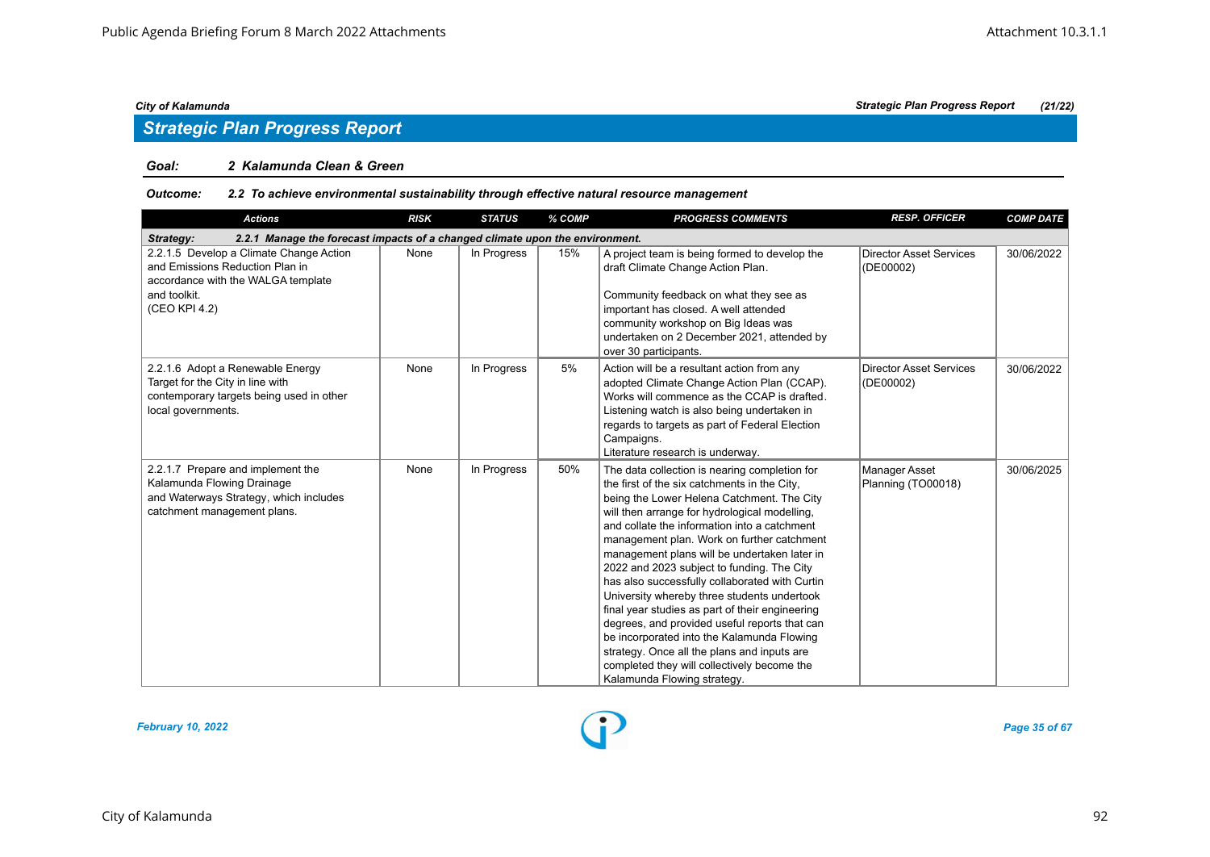## Strategic Plan Progress Report

**Goal:** ***2 Kalamunda Clean & Green***

**Outcome:** ***2.2 To achieve environmental sustainability through effective natural resource management***

| Actions | RISK | STATUS | % COMP | PROGRESS COMMENTS | RESP. OFFICER | COMP DATE |
|---|---|---|---|---|---|---|
| ***Strategy: 2.2.1 Manage the forecast impacts of a changed climate upon the environment.*** | | | | | | |
| 2.2.1.5 Develop a Climate Change Action and Emissions Reduction Plan in accordance with the WALGA template and toolkit. (CEO KPI 4.2) | None | In Progress | 15% | A project team is being formed to develop the draft Climate Change Action Plan. Community feedback on what they see as important has closed. A well attended community workshop on Big Ideas was undertaken on 2 December 2021, attended by over 30 participants. | Director Asset Services (DE00002) | 30/06/2022 |
| 2.2.1.6 Adopt a Renewable Energy Target for the City in line with contemporary targets being used in other local governments. | None | In Progress | 5% | Action will be a resultant action from any adopted Climate Change Action Plan (CCAP). Works will commence as the CCAP is drafted. Listening watch is also being undertaken in regards to targets as part of Federal Election Campaigns. Literature research is underway. | Director Asset Services (DE00002) | 30/06/2022 |
| 2.2.1.7 Prepare and implement the Kalamunda Flowing Drainage and Waterways Strategy, which includes catchment management plans. | None | In Progress | 50% | The data collection is nearing completion for the first of the six catchments in the City, being the Lower Helena Catchment. The City will then arrange for hydrological modelling, and collate the information into a catchment management plan. Work on further catchment management plans will be undertaken later in 2022 and 2023 subject to funding. The City has also successfully collaborated with Curtin University whereby three students undertook final year studies as part of their engineering degrees, and provided useful reports that can be incorporated into the Kalamunda Flowing strategy. Once all the plans and inputs are completed they will collectively become the Kalamunda Flowing strategy. | Manager Asset Planning (TO00018) | 30/06/2025 |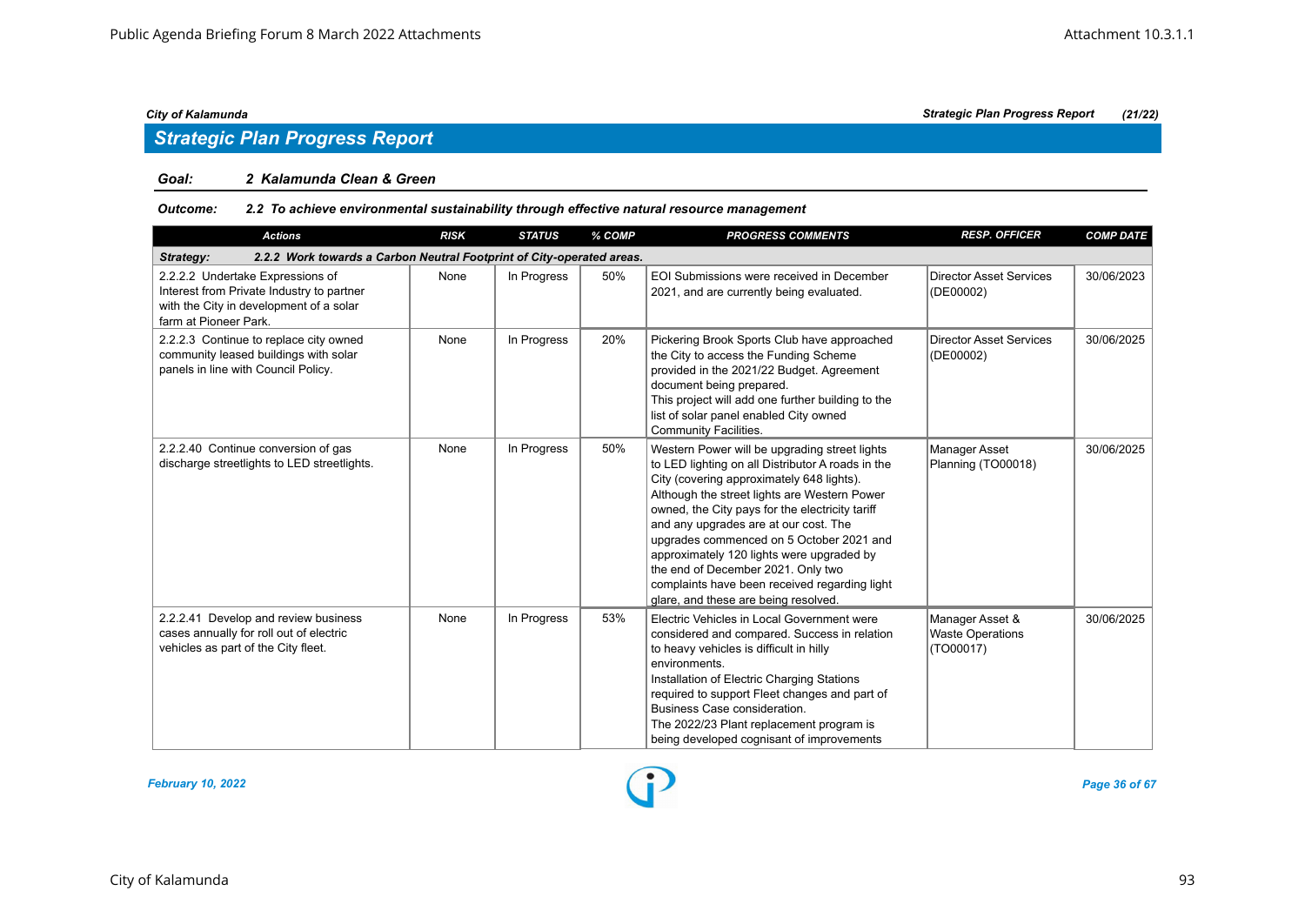## Strategic Plan Progress Report

**Goal:** 2 Kalamunda Clean & Green

**Outcome:** 2.2 To achieve environmental sustainability through effective natural resource management

| Actions | RISK | STATUS | % COMP | PROGRESS COMMENTS | RESP. OFFICER | COMP DATE |
|---|---|---|---|---|---|---|
| **Strategy: 2.2.2 Work towards a Carbon Neutral Footprint of City-operated areas.** | | | | | | |
| 2.2.2.2 Undertake Expressions of Interest from Private Industry to partner with the City in development of a solar farm at Pioneer Park. | None | In Progress | 50% | EOI Submissions were received in December 2021, and are currently being evaluated. | Director Asset Services (DE00002) | 30/06/2023 |
| 2.2.2.3 Continue to replace city owned community leased buildings with solar panels in line with Council Policy. | None | In Progress | 20% | Pickering Brook Sports Club have approached the City to access the Funding Scheme provided in the 2021/22 Budget. Agreement document being prepared. This project will add one further building to the list of solar panel enabled City owned Community Facilities. | Director Asset Services (DE00002) | 30/06/2025 |
| 2.2.2.40 Continue conversion of gas discharge streetlights to LED streetlights. | None | In Progress | 50% | Western Power will be upgrading street lights to LED lighting on all Distributor A roads in the City (covering approximately 648 lights). Although the street lights are Western Power owned, the City pays for the electricity tariff and any upgrades are at our cost. The upgrades commenced on 5 October 2021 and approximately 120 lights were upgraded by the end of December 2021. Only two complaints have been received regarding light glare, and these are being resolved. | Manager Asset Planning (TO00018) | 30/06/2025 |
| 2.2.2.41 Develop and review business cases annually for roll out of electric vehicles as part of the City fleet. | None | In Progress | 53% | Electric Vehicles in Local Government were considered and compared. Success in relation to heavy vehicles is difficult in hilly environments. Installation of Electric Charging Stations required to support Fleet changes and part of Business Case consideration. The 2022/23 Plant replacement program is being developed cognisant of improvements | Manager Asset & Waste Operations (TO00017) | 30/06/2025 |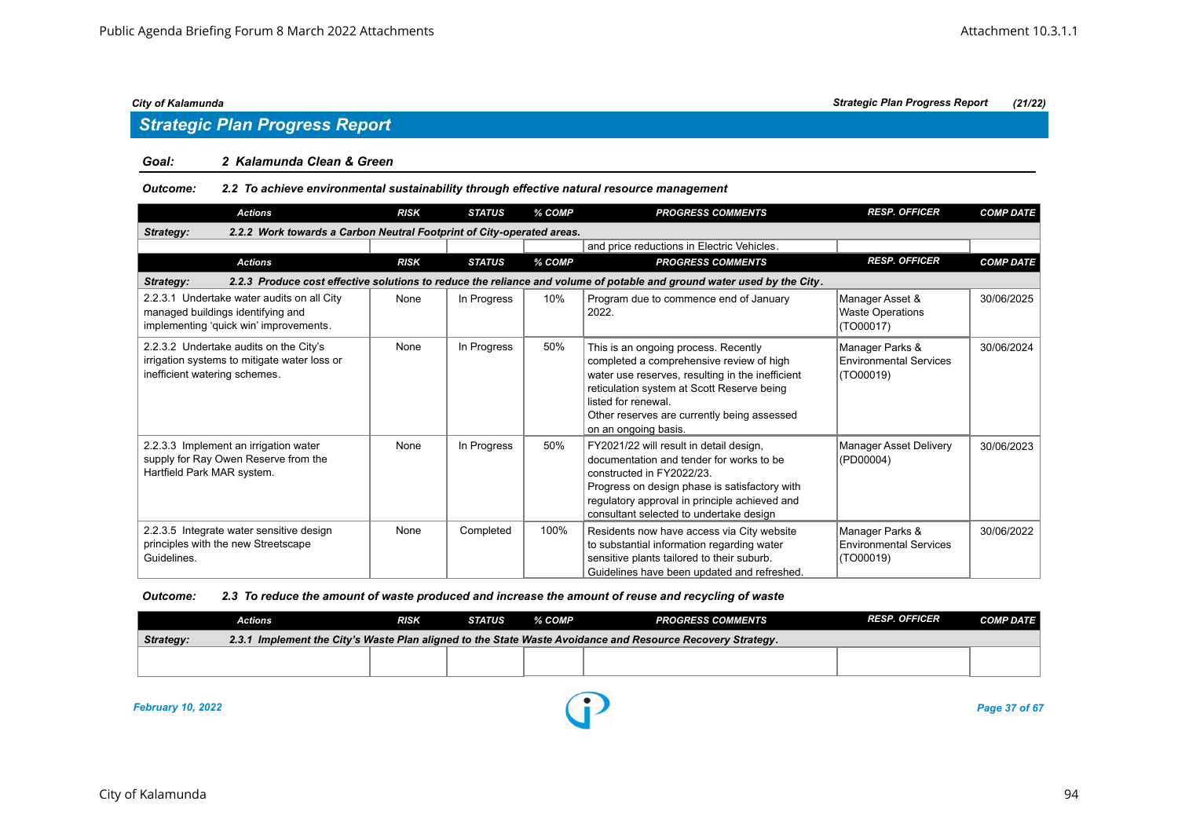## Strategic Plan Progress Report

**Goal:** 2 Kalamunda Clean & Green

**Outcome:** 2.2 To achieve environmental sustainability through effective natural resource management

| Actions | RISK | STATUS | % COMP | PROGRESS COMMENTS | RESP. OFFICER | COMP DATE |
|---|---|---|---|---|---|---|
| **Strategy:** 2.2.2 Work towards a Carbon Neutral Footprint of City-operated areas. | | | | | | |
| | | | | and price reductions in Electric Vehicles. | | |

| Actions | RISK | STATUS | % COMP | PROGRESS COMMENTS | RESP. OFFICER | COMP DATE |
|---|---|---|---|---|---|---|
| **Strategy:** 2.2.3 Produce cost effective solutions to reduce the reliance and volume of potable and ground water used by the City. | | | | | | |
| 2.2.3.1 Undertake water audits on all City managed buildings identifying and implementing 'quick win' improvements. | None | In Progress | 10% | Program due to commence end of January 2022. | Manager Asset & Waste Operations (TO00017) | 30/06/2025 |
| 2.2.3.2 Undertake audits on the City's irrigation systems to mitigate water loss or inefficient watering schemes. | None | In Progress | 50% | This is an ongoing process. Recently completed a comprehensive review of high water use reserves, resulting in the inefficient reticulation system at Scott Reserve being listed for renewal.<br>Other reserves are currently being assessed on an ongoing basis. | Manager Parks & Environmental Services (TO00019) | 30/06/2024 |
| 2.2.3.3 Implement an irrigation water supply for Ray Owen Reserve from the Hartfield Park MAR system. | None | In Progress | 50% | FY2021/22 will result in detail design, documentation and tender for works to be constructed in FY2022/23.<br>Progress on design phase is satisfactory with regulatory approval in principle achieved and consultant selected to undertake design | Manager Asset Delivery (PD00004) | 30/06/2023 |
| 2.2.3.5 Integrate water sensitive design principles with the new Streetscape Guidelines. | None | Completed | 100% | Residents now have access via City website to substantial information regarding water sensitive plants tailored to their suburb. Guidelines have been updated and refreshed. | Manager Parks & Environmental Services (TO00019) | 30/06/2022 |

**Outcome:** 2.3 To reduce the amount of waste produced and increase the amount of reuse and recycling of waste

| Actions | RISK | STATUS | % COMP | PROGRESS COMMENTS | RESP. OFFICER | COMP DATE |
|---|---|---|---|---|---|---|
| **Strategy:** 2.3.1 Implement the City's Waste Plan aligned to the State Waste Avoidance and Resource Recovery Strategy. | | | | | | |
| | | | | | | |

*February 10, 2022*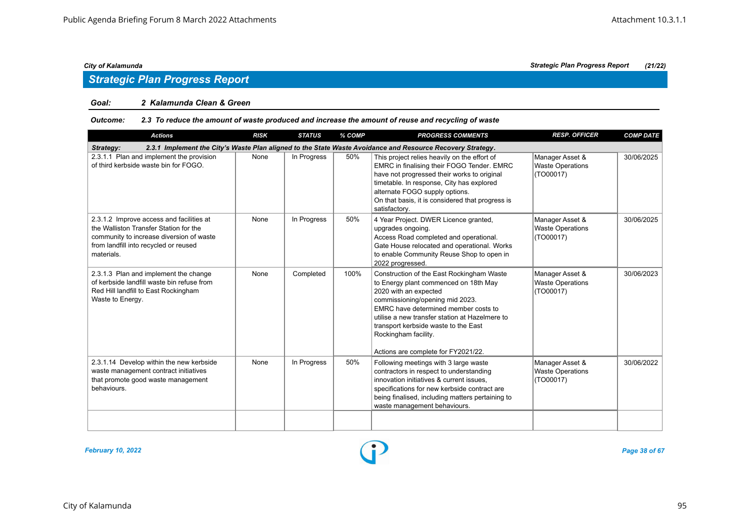## Strategic Plan Progress Report

**Goal:** *2 Kalamunda Clean & Green*

**Outcome:** *2.3 To reduce the amount of waste produced and increase the amount of reuse and recycling of waste*

| Actions | RISK | STATUS | % COMP | PROGRESS COMMENTS | RESP. OFFICER | COMP DATE |
|---|---|---|---|---|---|---|
| **Strategy: 2.3.1 Implement the City's Waste Plan aligned to the State Waste Avoidance and Resource Recovery Strategy.** | | | | | | |
| 2.3.1.1 Plan and implement the provision of third kerbside waste bin for FOGO. | None | In Progress | 50% | This project relies heavily on the effort of EMRC in finalising their FOGO Tender. EMRC have not progressed their works to original timetable. In response, City has explored alternate FOGO supply options. On that basis, it is considered that progress is satisfactory. | Manager Asset & Waste Operations (TO00017) | 30/06/2025 |
| 2.3.1.2 Improve access and facilities at the Walliston Transfer Station for the community to increase diversion of waste from landfill into recycled or reused materials. | None | In Progress | 50% | 4 Year Project. DWER Licence granted, upgrades ongoing. Access Road completed and operational. Gate House relocated and operational. Works to enable Community Reuse Shop to open in 2022 progressed. | Manager Asset & Waste Operations (TO00017) | 30/06/2025 |
| 2.3.1.3 Plan and implement the change of kerbside landfill waste bin refuse from Red Hill landfill to East Rockingham Waste to Energy. | None | Completed | 100% | Construction of the East Rockingham Waste to Energy plant commenced on 18th May 2020 with an expected commissioning/opening mid 2023. EMRC have determined member costs to utilise a new transfer station at Hazelmere to transport kerbside waste to the East Rockingham facility.<br><br>Actions are complete for FY2021/22. | Manager Asset & Waste Operations (TO00017) | 30/06/2023 |
| 2.3.1.14 Develop within the new kerbside waste management contract initiatives that promote good waste management behaviours. | None | In Progress | 50% | Following meetings with 3 large waste contractors in respect to understanding innovation initiatives & current issues, specifications for new kerbside contract are being finalised, including matters pertaining to waste management behaviours. | Manager Asset & Waste Operations (TO00017) | 30/06/2022 |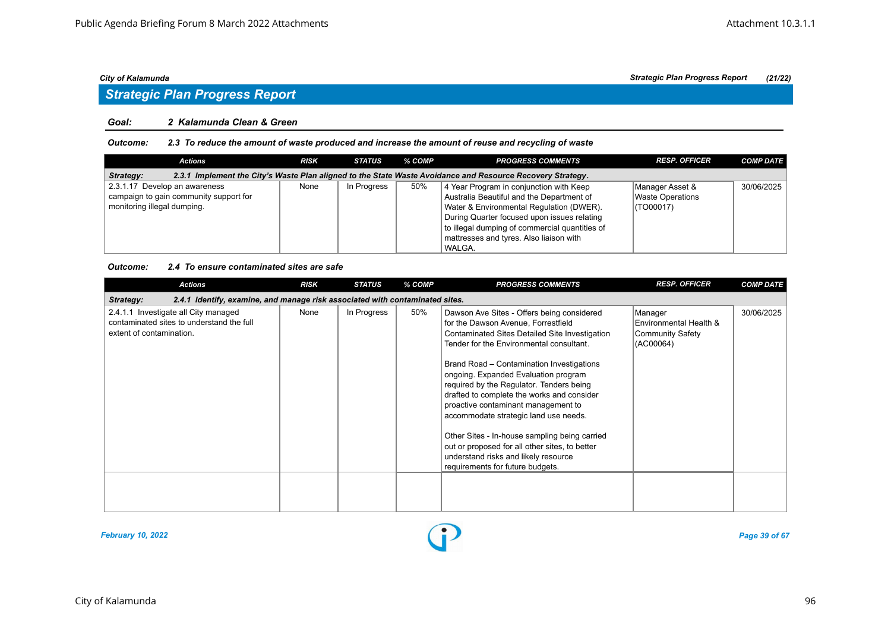City of Kalamunda | Strategic Plan Progress Report (21/22)

## Strategic Plan Progress Report

### Goal: 2 Kalamunda Clean & Green

**Outcome: 2.3 To reduce the amount of waste produced and increase the amount of reuse and recycling of waste**

| Actions | RISK | STATUS | % COMP | PROGRESS COMMENTS | RESP. OFFICER | COMP DATE |
|---|---|---|---|---|---|---|
| **Strategy: 2.3.1 Implement the City's Waste Plan aligned to the State Waste Avoidance and Resource Recovery Strategy.** | | | | | | |
| 2.3.1.17 Develop an awareness campaign to gain community support for monitoring illegal dumping. | None | In Progress | 50% | 4 Year Program in conjunction with Keep Australia Beautiful and the Department of Water & Environmental Regulation (DWER). During Quarter focused upon issues relating to illegal dumping of commercial quantities of mattresses and tyres. Also liaison with WALGA. | Manager Asset & Waste Operations (TO00017) | 30/06/2025 |

**Outcome: 2.4 To ensure contaminated sites are safe**

| Actions | RISK | STATUS | % COMP | PROGRESS COMMENTS | RESP. OFFICER | COMP DATE |
|---|---|---|---|---|---|---|
| **Strategy: 2.4.1 Identify, examine, and manage risk associated with contaminated sites.** | | | | | | |
| 2.4.1.1 Investigate all City managed contaminated sites to understand the full extent of contamination. | None | In Progress | 50% | Dawson Ave Sites - Offers being considered for the Dawson Avenue, Forrestfield Contaminated Sites Detailed Site Investigation Tender for the Environmental consultant.<br><br>Brand Road – Contamination Investigations ongoing. Expanded Evaluation program required by the Regulator. Tenders being drafted to complete the works and consider proactive contaminant management to accommodate strategic land use needs.<br><br>Other Sites - In-house sampling being carried out or proposed for all other sites, to better understand risks and likely resource requirements for future budgets. | Manager Environmental Health & Community Safety (AC00064) | 30/06/2025 |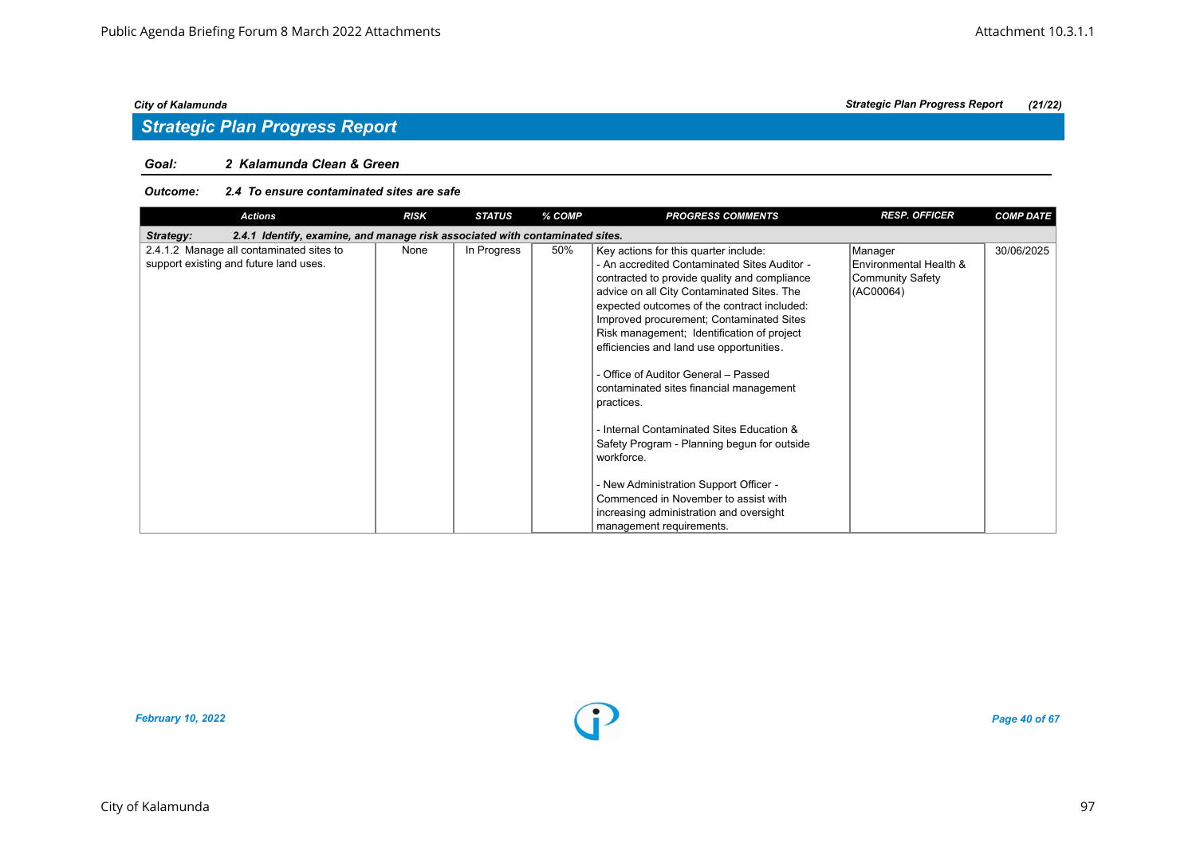*City of Kalamunda* | *Strategic Plan Progress Report* | *(21/22)*

## Strategic Plan Progress Report

**Goal:** ***2 Kalamunda Clean & Green***

**Outcome:** ***2.4 To ensure contaminated sites are safe***

| Actions | RISK | STATUS | % COMP | PROGRESS COMMENTS | RESP. OFFICER | COMP DATE |
|---|---|---|---|---|---|---|
| ***Strategy: 2.4.1 Identify, examine, and manage risk associated with contaminated sites.*** | | | | | | |
| 2.4.1.2 Manage all contaminated sites to support existing and future land uses. | None | In Progress | 50% | Key actions for this quarter include:<br>- An accredited Contaminated Sites Auditor - contracted to provide quality and compliance advice on all City Contaminated Sites. The expected outcomes of the contract included: Improved procurement; Contaminated Sites Risk management; Identification of project efficiencies and land use opportunities.<br><br>- Office of Auditor General – Passed contaminated sites financial management practices.<br><br>- Internal Contaminated Sites Education & Safety Program - Planning begun for outside workforce.<br><br>- New Administration Support Officer - Commenced in November to assist with increasing administration and oversight management requirements. | Manager Environmental Health & Community Safety (AC00064) | 30/06/2025 |

*February 10, 2022*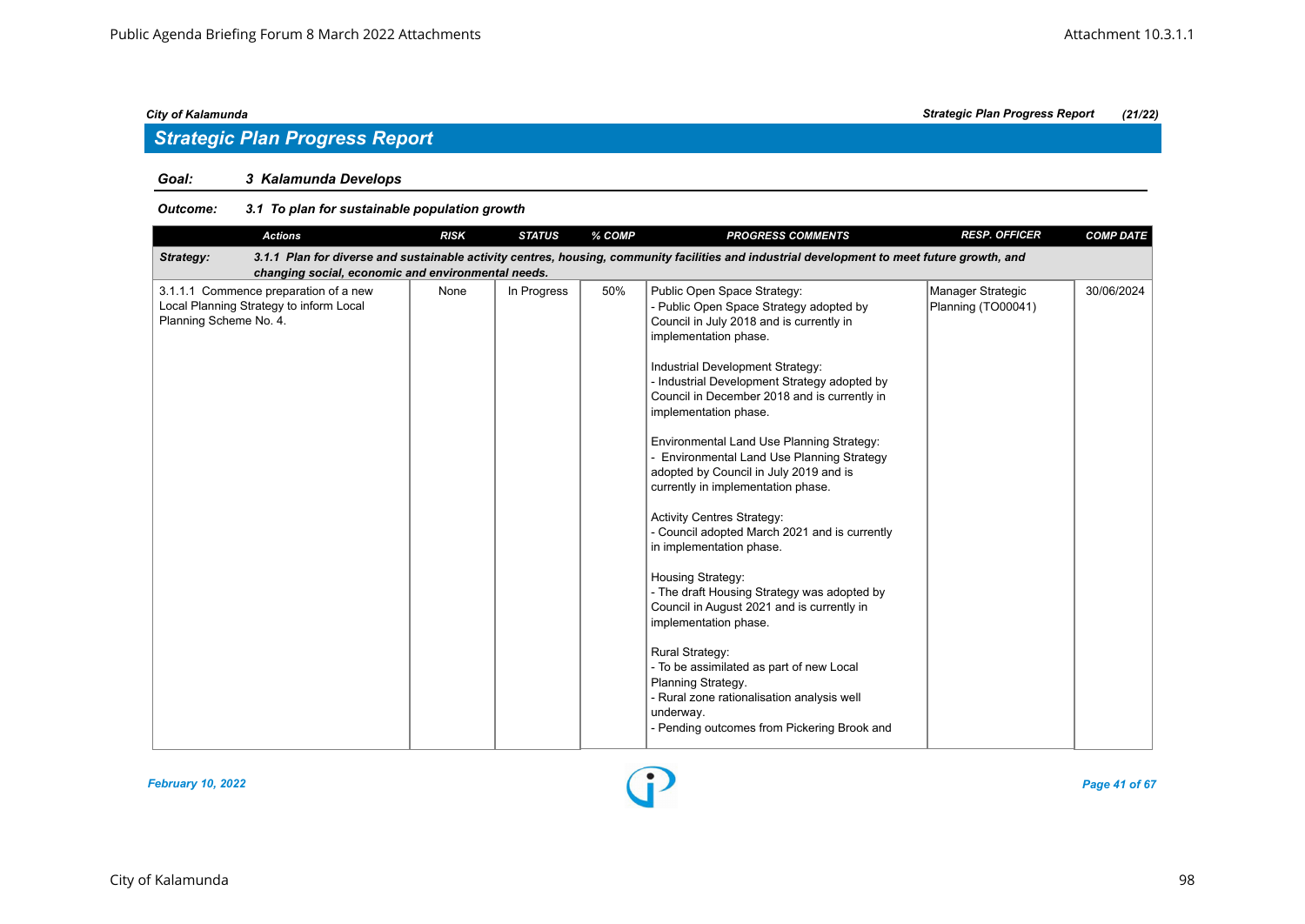# Strategic Plan Progress Report

**Goal:** **3 Kalamunda Develops**

**Outcome:** **3.1 To plan for sustainable population growth**

| Actions | RISK | STATUS | % COMP | PROGRESS COMMENTS | RESP. OFFICER | COMP DATE |
|---|---|---|---|---|---|---|
| **Strategy: 3.1.1 Plan for diverse and sustainable activity centres, housing, community facilities and industrial development to meet future growth, and changing social, economic and environmental needs.** | | | | | | |
| 3.1.1.1 Commence preparation of a new Local Planning Strategy to inform Local Planning Scheme No. 4. | None | In Progress | 50% | Public Open Space Strategy:<br>- Public Open Space Strategy adopted by Council in July 2018 and is currently in implementation phase.<br><br>Industrial Development Strategy:<br>- Industrial Development Strategy adopted by Council in December 2018 and is currently in implementation phase.<br><br>Environmental Land Use Planning Strategy:<br>- Environmental Land Use Planning Strategy adopted by Council in July 2019 and is currently in implementation phase.<br><br>Activity Centres Strategy:<br>- Council adopted March 2021 and is currently in implementation phase.<br><br>Housing Strategy:<br>- The draft Housing Strategy was adopted by Council in August 2021 and is currently in implementation phase.<br><br>Rural Strategy:<br>- To be assimilated as part of new Local Planning Strategy.<br>- Rural zone rationalisation analysis well underway.<br>- Pending outcomes from Pickering Brook and | Manager Strategic Planning (TO00041) | 30/06/2024 |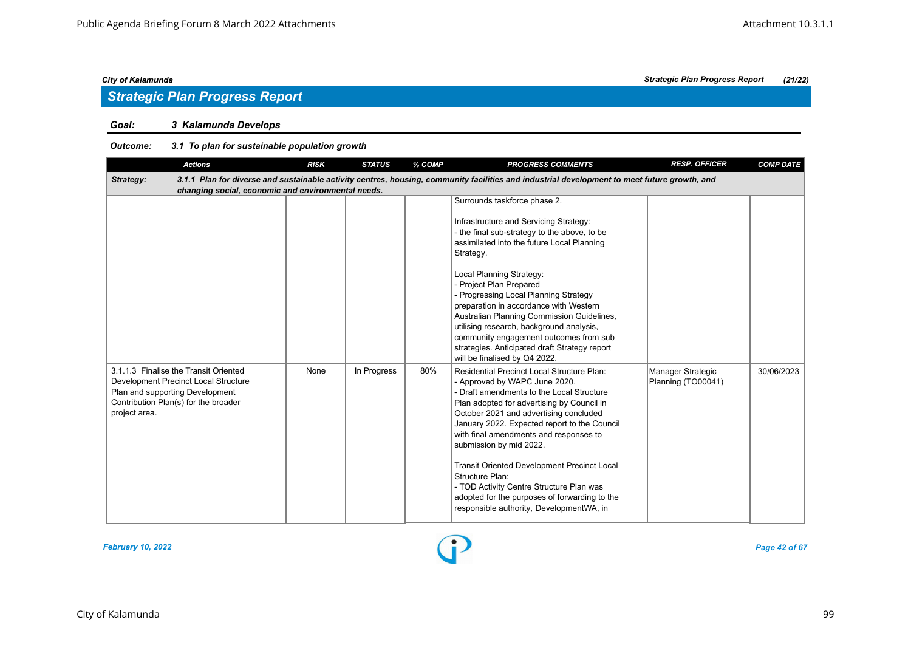## Strategic Plan Progress Report

**Goal: 3 Kalamunda Develops**

**Outcome: 3.1 To plan for sustainable population growth**

| Actions | RISK | STATUS | % COMP | PROGRESS COMMENTS | RESP. OFFICER | COMP DATE |
|---|---|---|---|---|---|---|
| ***Strategy: 3.1.1 Plan for diverse and sustainable activity centres, housing, community facilities and industrial development to meet future growth, and changing social, economic and environmental needs.*** | | | | | | |
| | | | | Surrounds taskforce phase 2.<br><br>Infrastructure and Servicing Strategy:<br>- the final sub-strategy to the above, to be assimilated into the future Local Planning Strategy.<br><br>Local Planning Strategy:<br>- Project Plan Prepared<br>- Progressing Local Planning Strategy preparation in accordance with Western Australian Planning Commission Guidelines, utilising research, background analysis, community engagement outcomes from sub strategies. Anticipated draft Strategy report will be finalised by Q4 2022. | | |
| 3.1.1.3 Finalise the Transit Oriented Development Precinct Local Structure Plan and supporting Development Contribution Plan(s) for the broader project area. | None | In Progress | 80% | Residential Precinct Local Structure Plan:<br>- Approved by WAPC June 2020.<br>- Draft amendments to the Local Structure Plan adopted for advertising by Council in October 2021 and advertising concluded January 2022. Expected report to the Council with final amendments and responses to submission by mid 2022.<br><br>Transit Oriented Development Precinct Local Structure Plan:<br>- TOD Activity Centre Structure Plan was adopted for the purposes of forwarding to the responsible authority, DevelopmentWA, in | Manager Strategic Planning (TO00041) | 30/06/2023 |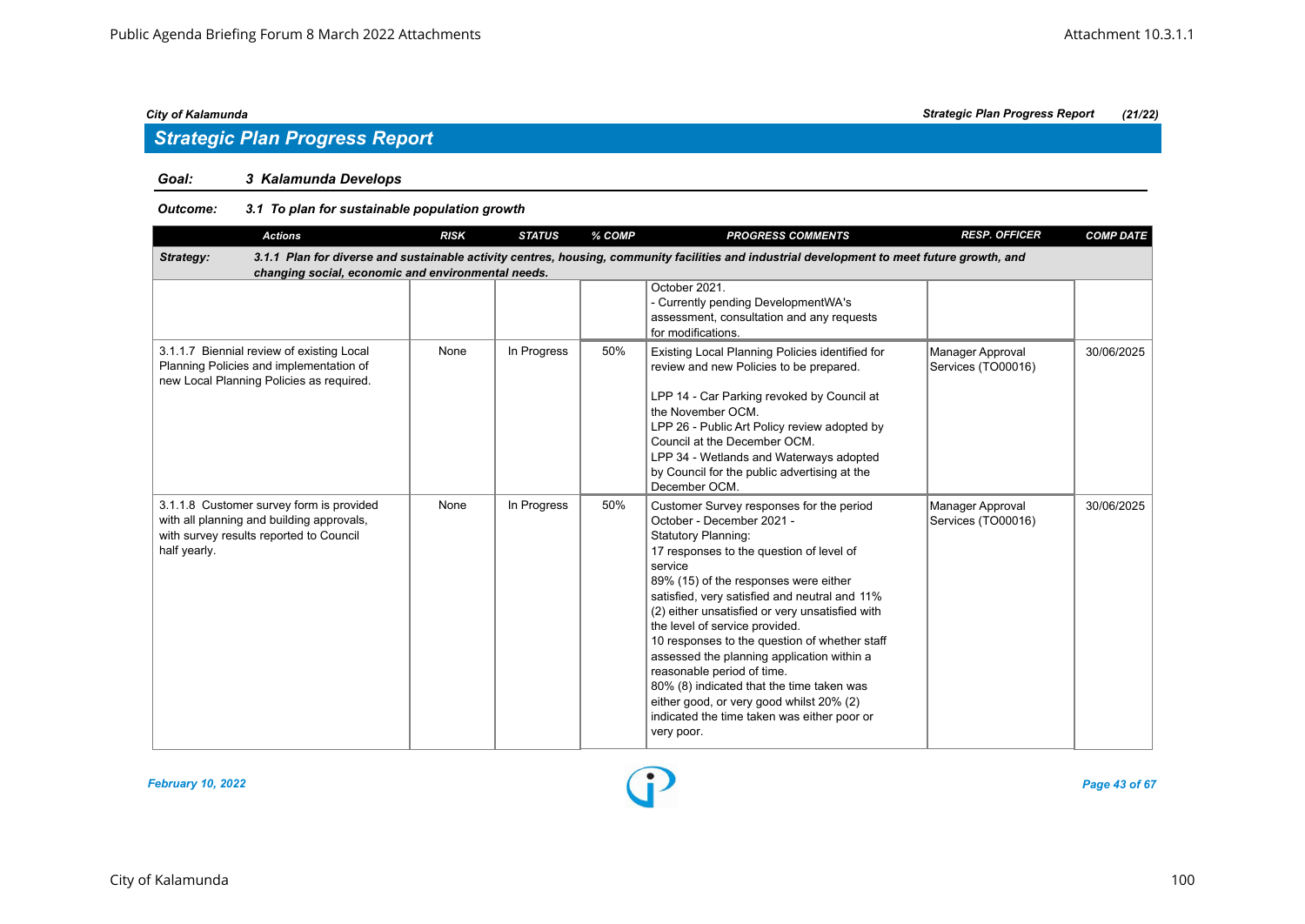## Strategic Plan Progress Report

**Goal:** 3 Kalamunda Develops

**Outcome:** 3.1 To plan for sustainable population growth

| Actions | RISK | STATUS | % COMP | PROGRESS COMMENTS | RESP. OFFICER | COMP DATE |
|---|---|---|---|---|---|---|
| **Strategy:** 3.1.1 Plan for diverse and sustainable activity centres, housing, community facilities and industrial development to meet future growth, and changing social, economic and environmental needs. | | | | | | |
| | | | | October 2021.<br>- Currently pending DevelopmentWA's assessment, consultation and any requests for modifications. | | |
| 3.1.1.7 Biennial review of existing Local Planning Policies and implementation of new Local Planning Policies as required. | None | In Progress | 50% | Existing Local Planning Policies identified for review and new Policies to be prepared.<br><br>LPP 14 - Car Parking revoked by Council at the November OCM.<br>LPP 26 - Public Art Policy review adopted by Council at the December OCM.<br>LPP 34 - Wetlands and Waterways adopted by Council for the public advertising at the December OCM. | Manager Approval Services (TO00016) | 30/06/2025 |
| 3.1.1.8 Customer survey form is provided with all planning and building approvals, with survey results reported to Council half yearly. | None | In Progress | 50% | Customer Survey responses for the period October - December 2021 -<br>Statutory Planning:<br>17 responses to the question of level of service<br>89% (15) of the responses were either satisfied, very satisfied and neutral and 11% (2) either unsatisfied or very unsatisfied with the level of service provided.<br>10 responses to the question of whether staff assessed the planning application within a reasonable period of time.<br>80% (8) indicated that the time taken was either good, or very good whilst 20% (2) indicated the time taken was either poor or very poor. | Manager Approval Services (TO00016) | 30/06/2025 |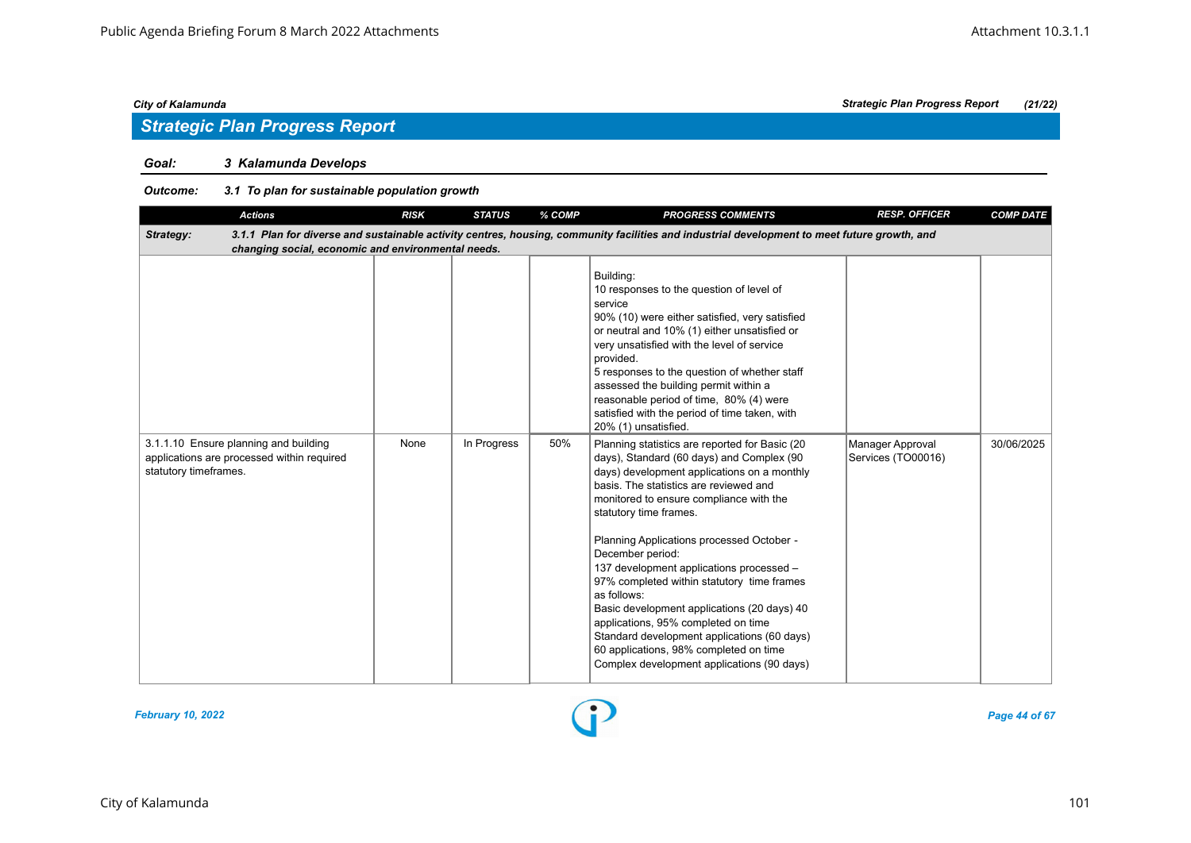## Strategic Plan Progress Report

**Goal: 3 Kalamunda Develops**

**Outcome: 3.1 To plan for sustainable population growth**

| Actions | RISK | STATUS | % COMP | PROGRESS COMMENTS | RESP. OFFICER | COMP DATE |
|---|---|---|---|---|---|---|
| **Strategy: 3.1.1 Plan for diverse and sustainable activity centres, housing, community facilities and industrial development to meet future growth, and changing social, economic and environmental needs.** | | | | | | |
| | | | | Building:<br>10 responses to the question of level of service<br>90% (10) were either satisfied, very satisfied or neutral and 10% (1) either unsatisfied or very unsatisfied with the level of service provided.<br>5 responses to the question of whether staff assessed the building permit within a reasonable period of time, 80% (4) were satisfied with the period of time taken, with 20% (1) unsatisfied. | | |
| 3.1.1.10 Ensure planning and building applications are processed within required statutory timeframes. | None | In Progress | 50% | Planning statistics are reported for Basic (20 days), Standard (60 days) and Complex (90 days) development applications on a monthly basis. The statistics are reviewed and monitored to ensure compliance with the statutory time frames.<br><br>Planning Applications processed October - December period:<br>137 development applications processed – 97% completed within statutory time frames as follows:<br>Basic development applications (20 days) 40 applications, 95% completed on time<br>Standard development applications (60 days) 60 applications, 98% completed on time<br>Complex development applications (90 days) | Manager Approval Services (TO00016) | 30/06/2025 |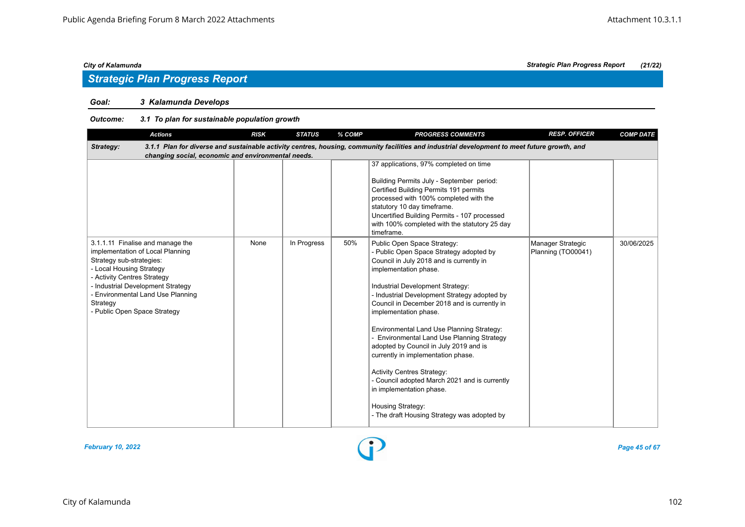## Strategic Plan Progress Report

### Goal: 3 Kalamunda Develops

#### Outcome: 3.1 To plan for sustainable population growth

| Actions | RISK | STATUS | % COMP | PROGRESS COMMENTS | RESP. OFFICER | COMP DATE |
|---|---|---|---|---|---|---|
| **Strategy: 3.1.1 Plan for diverse and sustainable activity centres, housing, community facilities and industrial development to meet future growth, and changing social, economic and environmental needs.** | | | | | | |
| | | | | 37 applications, 97% completed on time<br><br>Building Permits July - September period:<br>Certified Building Permits 191 permits processed with 100% completed with the statutory 10 day timeframe.<br>Uncertified Building Permits - 107 processed with 100% completed with the statutory 25 day timeframe. | | |
| 3.1.1.11 Finalise and manage the implementation of Local Planning Strategy sub-strategies:<br>- Local Housing Strategy<br>- Activity Centres Strategy<br>- Industrial Development Strategy<br>- Environmental Land Use Planning Strategy<br>- Public Open Space Strategy | None | In Progress | 50% | Public Open Space Strategy:<br>- Public Open Space Strategy adopted by Council in July 2018 and is currently in implementation phase.<br><br>Industrial Development Strategy:<br>- Industrial Development Strategy adopted by Council in December 2018 and is currently in implementation phase.<br><br>Environmental Land Use Planning Strategy:<br>- Environmental Land Use Planning Strategy adopted by Council in July 2019 and is currently in implementation phase.<br><br>Activity Centres Strategy:<br>- Council adopted March 2021 and is currently in implementation phase.<br><br>Housing Strategy:<br>- The draft Housing Strategy was adopted by | Manager Strategic Planning (TO00041) | 30/06/2025 |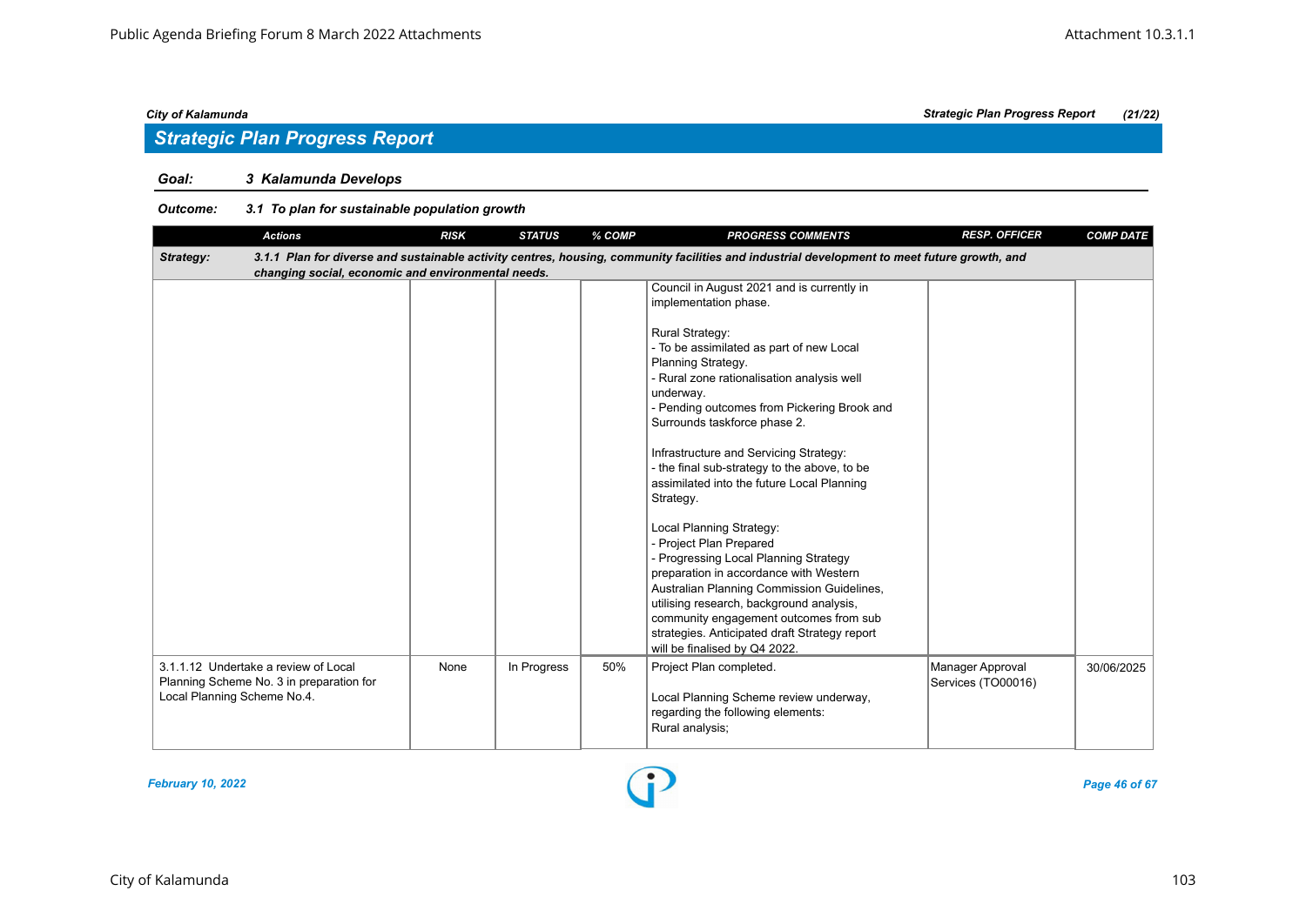## Strategic Plan Progress Report

### Goal: 3 Kalamunda Develops

**Outcome: 3.1 To plan for sustainable population growth**

| Actions | RISK | STATUS | % COMP | PROGRESS COMMENTS | RESP. OFFICER | COMP DATE |
|---|---|---|---|---|---|---|
| **Strategy: 3.1.1 Plan for diverse and sustainable activity centres, housing, community facilities and industrial development to meet future growth, and changing social, economic and environmental needs.** | | | | | | |
| | | | | Council in August 2021 and is currently in implementation phase.<br><br>Rural Strategy:<br>- To be assimilated as part of new Local Planning Strategy.<br>- Rural zone rationalisation analysis well underway.<br>- Pending outcomes from Pickering Brook and Surrounds taskforce phase 2.<br><br>Infrastructure and Servicing Strategy:<br>- the final sub-strategy to the above, to be assimilated into the future Local Planning Strategy.<br><br>Local Planning Strategy:<br>- Project Plan Prepared<br>- Progressing Local Planning Strategy preparation in accordance with Western Australian Planning Commission Guidelines, utilising research, background analysis, community engagement outcomes from sub strategies. Anticipated draft Strategy report will be finalised by Q4 2022. | | |
| 3.1.1.12 Undertake a review of Local Planning Scheme No. 3 in preparation for Local Planning Scheme No.4. | None | In Progress | 50% | Project Plan completed.<br><br>Local Planning Scheme review underway, regarding the following elements:<br>Rural analysis; | Manager Approval Services (TO00016) | 30/06/2025 |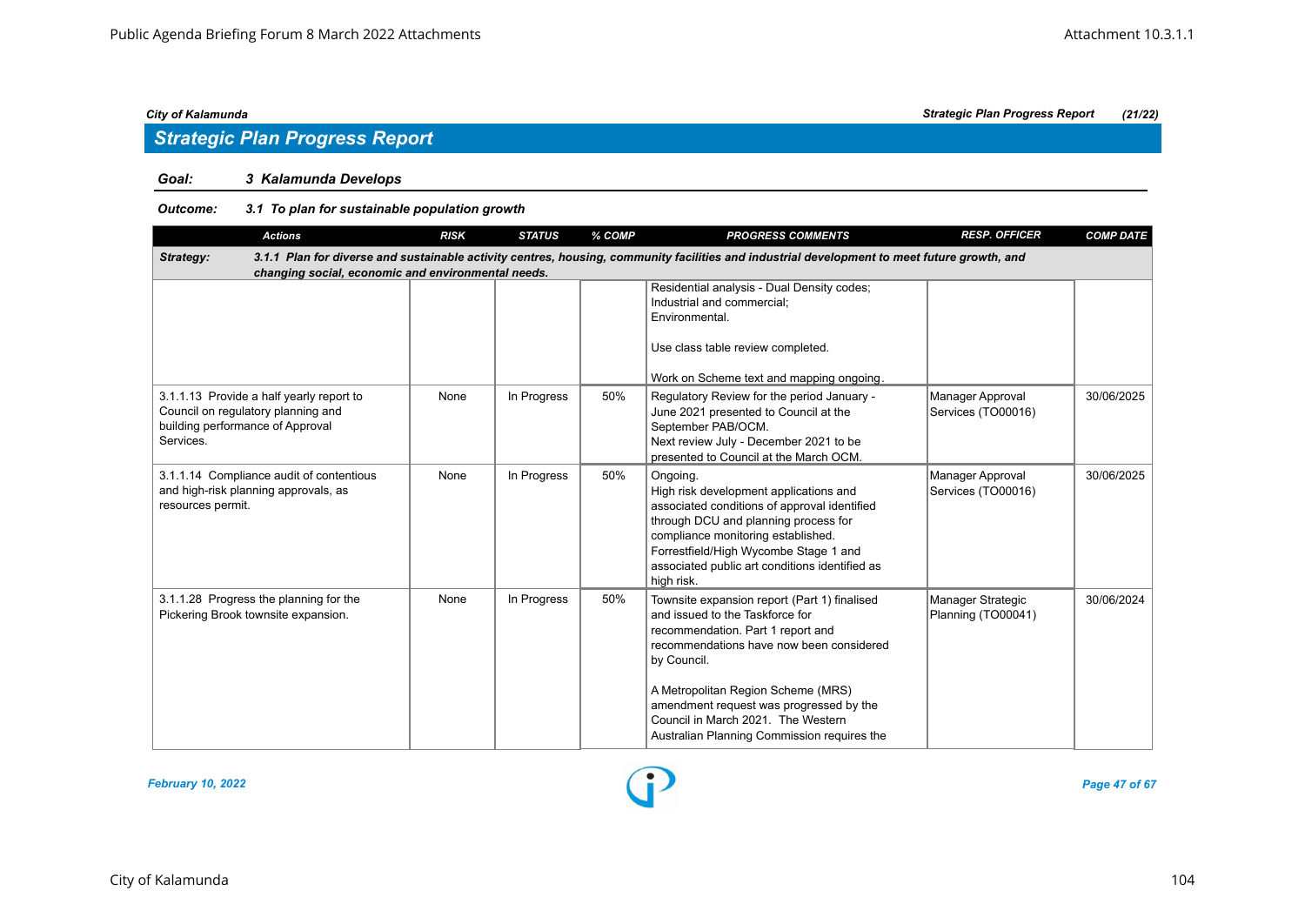## Strategic Plan Progress Report

**Goal:** *3 Kalamunda Develops*

**Outcome:** *3.1 To plan for sustainable population growth*

| Actions | RISK | STATUS | % COMP | PROGRESS COMMENTS | RESP. OFFICER | COMP DATE |
|---|---|---|---|---|---|---|
| **Strategy:** ***3.1.1 Plan for diverse and sustainable activity centres, housing, community facilities and industrial development to meet future growth, and changing social, economic and environmental needs.*** | | | | | | |
| | | | | Residential analysis - Dual Density codes;<br>Industrial and commercial;<br>Environmental.<br><br>Use class table review completed.<br><br>Work on Scheme text and mapping ongoing. | | |
| 3.1.1.13 Provide a half yearly report to Council on regulatory planning and building performance of Approval Services. | None | In Progress | 50% | Regulatory Review for the period January - June 2021 presented to Council at the September PAB/OCM.<br>Next review July - December 2021 to be presented to Council at the March OCM. | Manager Approval Services (TO00016) | 30/06/2025 |
| 3.1.1.14 Compliance audit of contentious and high-risk planning approvals, as resources permit. | None | In Progress | 50% | Ongoing.<br>High risk development applications and associated conditions of approval identified through DCU and planning process for compliance monitoring established.<br>Forrestfield/High Wycombe Stage 1 and associated public art conditions identified as high risk. | Manager Approval Services (TO00016) | 30/06/2025 |
| 3.1.1.28 Progress the planning for the Pickering Brook townsite expansion. | None | In Progress | 50% | Townsite expansion report (Part 1) finalised and issued to the Taskforce for recommendation. Part 1 report and recommendations have now been considered by Council.<br><br>A Metropolitan Region Scheme (MRS) amendment request was progressed by the Council in March 2021. The Western Australian Planning Commission requires the | Manager Strategic Planning (TO00041) | 30/06/2024 |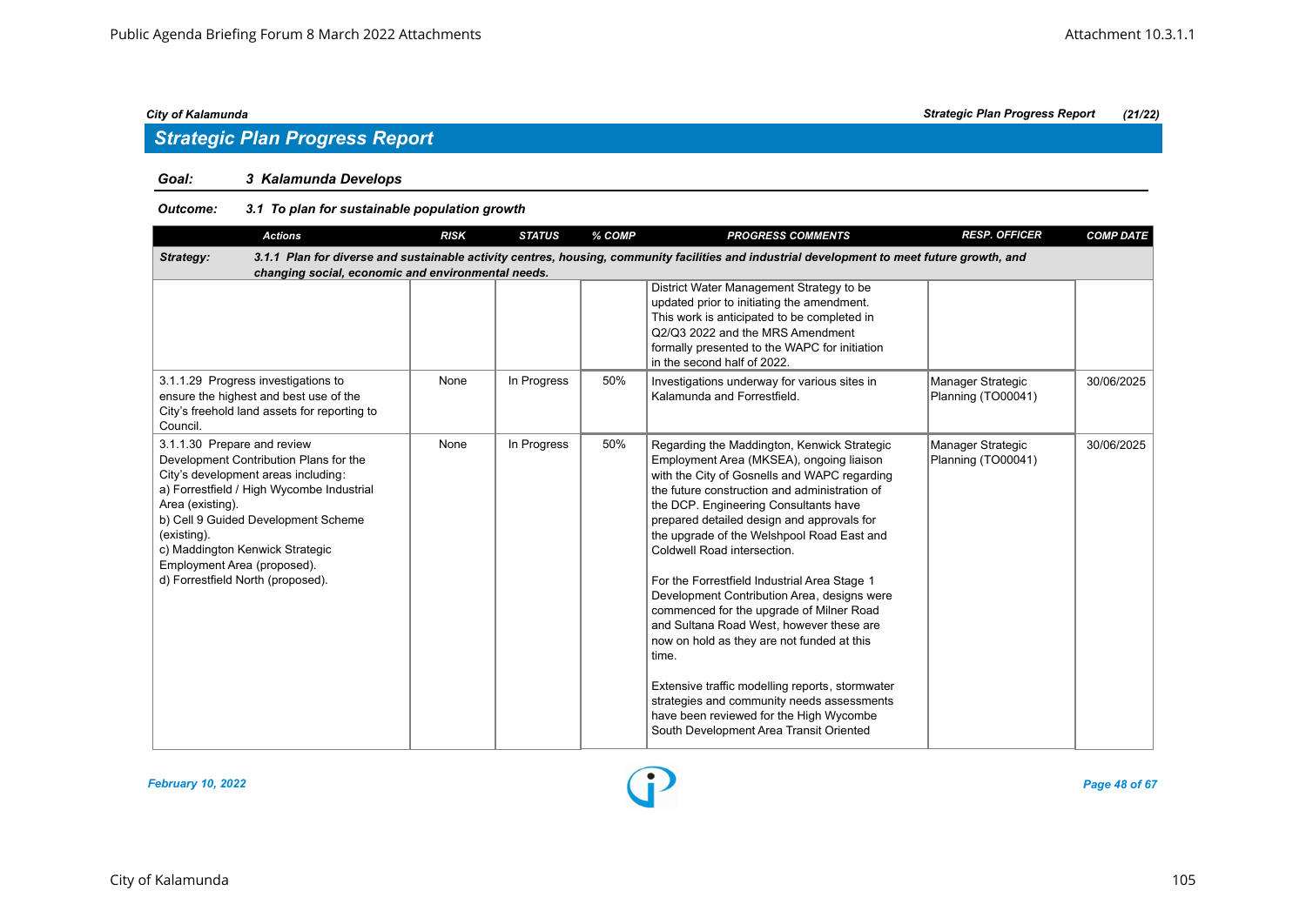## Strategic Plan Progress Report

**Goal:** ***3 Kalamunda Develops***

**Outcome:** ***3.1 To plan for sustainable population growth***

| Actions | RISK | STATUS | % COMP | PROGRESS COMMENTS | RESP. OFFICER | COMP DATE |
|---|---|---|---|---|---|---|
| ***Strategy: 3.1.1 Plan for diverse and sustainable activity centres, housing, community facilities and industrial development to meet future growth, and changing social, economic and environmental needs.*** | | | | | | |
| | | | | District Water Management Strategy to be updated prior to initiating the amendment. This work is anticipated to be completed in Q2/Q3 2022 and the MRS Amendment formally presented to the WAPC for initiation in the second half of 2022. | | |
| 3.1.1.29 Progress investigations to ensure the highest and best use of the City's freehold land assets for reporting to Council. | None | In Progress | 50% | Investigations underway for various sites in Kalamunda and Forrestfield. | Manager Strategic Planning (TO00041) | 30/06/2025 |
| 3.1.1.30 Prepare and review Development Contribution Plans for the City's development areas including:<br>a) Forrestfield / High Wycombe Industrial Area (existing).<br>b) Cell 9 Guided Development Scheme (existing).<br>c) Maddington Kenwick Strategic Employment Area (proposed).<br>d) Forrestfield North (proposed). | None | In Progress | 50% | Regarding the Maddington, Kenwick Strategic Employment Area (MKSEA), ongoing liaison with the City of Gosnells and WAPC regarding the future construction and administration of the DCP. Engineering Consultants have prepared detailed design and approvals for the upgrade of the Welshpool Road East and Coldwell Road intersection.<br><br>For the Forrestfield Industrial Area Stage 1 Development Contribution Area, designs were commenced for the upgrade of Milner Road and Sultana Road West, however these are now on hold as they are not funded at this time.<br><br>Extensive traffic modelling reports, stormwater strategies and community needs assessments have been reviewed for the High Wycombe South Development Area Transit Oriented | Manager Strategic Planning (TO00041) | 30/06/2025 |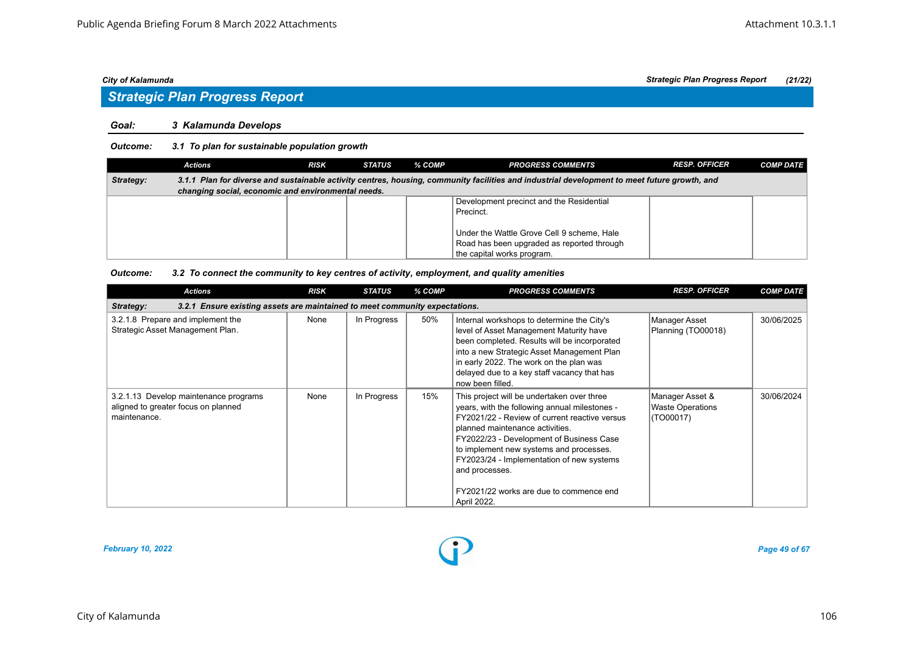## Strategic Plan Progress Report

**Goal:** ***3 Kalamunda Develops***

**Outcome:** ***3.1 To plan for sustainable population growth***

| Actions | RISK | STATUS | % COMP | PROGRESS COMMENTS | RESP. OFFICER | COMP DATE |
|---|---|---|---|---|---|---|
| **Strategy:** ***3.1.1 Plan for diverse and sustainable activity centres, housing, community facilities and industrial development to meet future growth, and changing social, economic and environmental needs.*** | | | | | | |
| | | | | Development precinct and the Residential Precinct.<br><br>Under the Wattle Grove Cell 9 scheme, Hale Road has been upgraded as reported through the capital works program. | | |

**Outcome:** ***3.2 To connect the community to key centres of activity, employment, and quality amenities***

| Actions | RISK | STATUS | % COMP | PROGRESS COMMENTS | RESP. OFFICER | COMP DATE |
|---|---|---|---|---|---|---|
| **Strategy:** ***3.2.1 Ensure existing assets are maintained to meet community expectations.*** | | | | | | |
| 3.2.1.8 Prepare and implement the Strategic Asset Management Plan. | None | In Progress | 50% | Internal workshops to determine the City's level of Asset Management Maturity have been completed. Results will be incorporated into a new Strategic Asset Management Plan in early 2022. The work on the plan was delayed due to a key staff vacancy that has now been filled. | Manager Asset Planning (TO00018) | 30/06/2025 |
| 3.2.1.13 Develop maintenance programs aligned to greater focus on planned maintenance. | None | In Progress | 15% | This project will be undertaken over three years, with the following annual milestones - FY2021/22 - Review of current reactive versus planned maintenance activities. FY2022/23 - Development of Business Case to implement new systems and processes. FY2023/24 - Implementation of new systems and processes.<br><br>FY2021/22 works are due to commence end April 2022. | Manager Asset & Waste Operations (TO00017) | 30/06/2024 |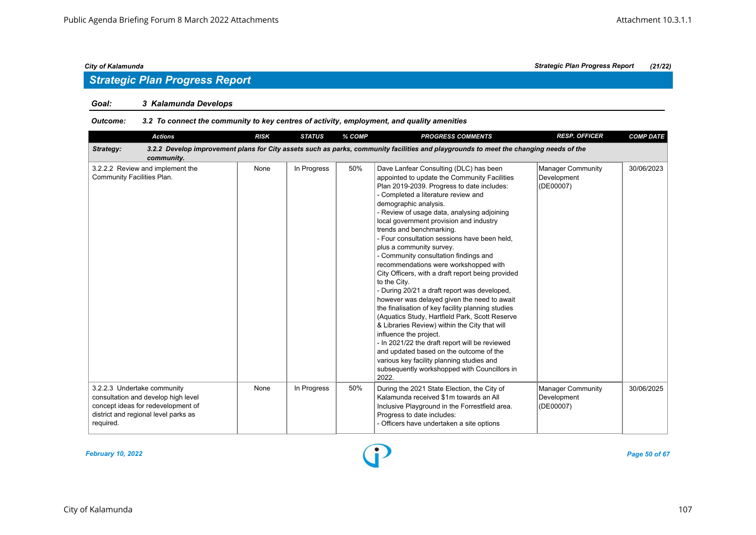City of Kalamunda

## Strategic Plan Progress Report

**Goal:** ***3 Kalamunda Develops***

**Outcome:** ***3.2 To connect the community to key centres of activity, employment, and quality amenities***

| Actions | RISK | STATUS | % COMP | PROGRESS COMMENTS | RESP. OFFICER | COMP DATE |
|---|---|---|---|---|---|---|
| ***Strategy: 3.2.2 Develop improvement plans for City assets such as parks, community facilities and playgrounds to meet the changing needs of the community.*** | | | | | | |
| 3.2.2.2 Review and implement the Community Facilities Plan. | None | In Progress | 50% | Dave Lanfear Consulting (DLC) has been appointed to update the Community Facilities Plan 2019-2039. Progress to date includes:<br>- Completed a literature review and demographic analysis.<br>- Review of usage data, analysing adjoining local government provision and industry trends and benchmarking.<br>- Four consultation sessions have been held, plus a community survey.<br>- Community consultation findings and recommendations were workshopped with City Officers, with a draft report being provided to the City.<br>- During 20/21 a draft report was developed, however was delayed given the need to await the finalisation of key facility planning studies (Aquatics Study, Hartfield Park, Scott Reserve & Libraries Review) within the City that will influence the project.<br>- In 2021/22 the draft report will be reviewed and updated based on the outcome of the various key facility planning studies and subsequently workshopped with Councillors in 2022. | Manager Community Development (DE00007) | 30/06/2023 |
| 3.2.2.3 Undertake community consultation and develop high level concept ideas for redevelopment of district and regional level parks as required. | None | In Progress | 50% | During the 2021 State Election, the City of Kalamunda received $1m towards an All Inclusive Playground in the Forrestfield area. Progress to date includes:<br>- Officers have undertaken a site options | Manager Community Development (DE00007) | 30/06/2025 |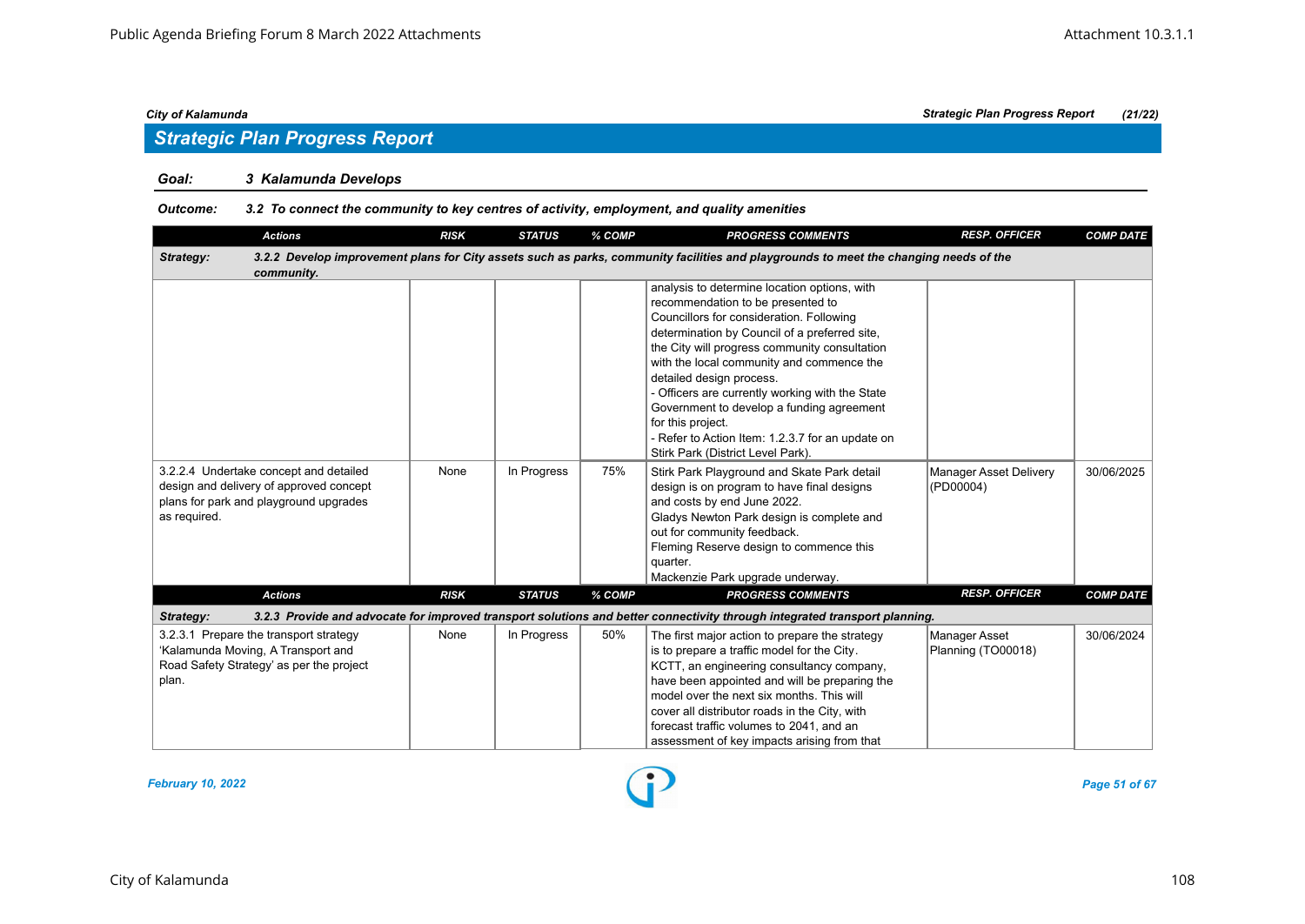## Strategic Plan Progress Report

### Goal: 3 Kalamunda Develops

**Outcome: 3.2 To connect the community to key centres of activity, employment, and quality amenities**

| Actions | RISK | STATUS | % COMP | PROGRESS COMMENTS | RESP. OFFICER | COMP DATE |
|---|---|---|---|---|---|---|
| **Strategy: 3.2.2 Develop improvement plans for City assets such as parks, community facilities and playgrounds to meet the changing needs of the community.** | | | | | | |
| | | | | analysis to determine location options, with recommendation to be presented to Councillors for consideration. Following determination by Council of a preferred site, the City will progress community consultation with the local community and commence the detailed design process.<br>- Officers are currently working with the State Government to develop a funding agreement for this project.<br>- Refer to Action Item: 1.2.3.7 for an update on Stirk Park (District Level Park). | | |
| 3.2.2.4 Undertake concept and detailed design and delivery of approved concept plans for park and playground upgrades as required. | None | In Progress | 75% | Stirk Park Playground and Skate Park detail design is on program to have final designs and costs by end June 2022.<br>Gladys Newton Park design is complete and out for community feedback.<br>Fleming Reserve design to commence this quarter.<br>Mackenzie Park upgrade underway. | Manager Asset Delivery (PD00004) | 30/06/2025 |

| Actions | RISK | STATUS | % COMP | PROGRESS COMMENTS | RESP. OFFICER | COMP DATE |
|---|---|---|---|---|---|---|
| **Strategy: 3.2.3 Provide and advocate for improved transport solutions and better connectivity through integrated transport planning.** | | | | | | |
| 3.2.3.1 Prepare the transport strategy 'Kalamunda Moving, A Transport and Road Safety Strategy' as per the project plan. | None | In Progress | 50% | The first major action to prepare the strategy is to prepare a traffic model for the City. KCTT, an engineering consultancy company, have been appointed and will be preparing the model over the next six months. This will cover all distributor roads in the City, with forecast traffic volumes to 2041, and an assessment of key impacts arising from that | Manager Asset Planning (TO00018) | 30/06/2024 |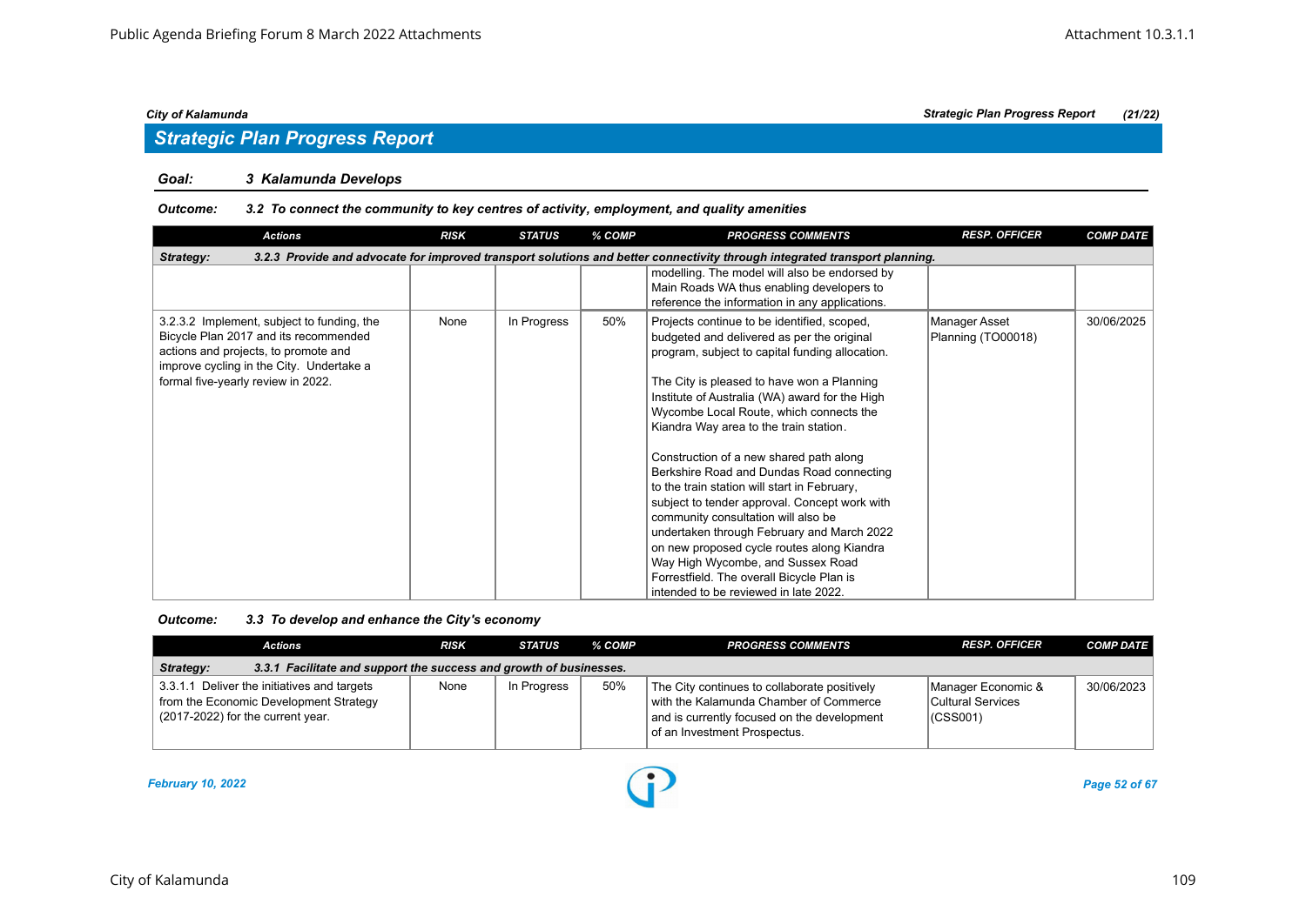## Strategic Plan Progress Report

**Goal: 3 Kalamunda Develops**

**Outcome: 3.2 To connect the community to key centres of activity, employment, and quality amenities**

| Actions | RISK | STATUS | % COMP | PROGRESS COMMENTS | RESP. OFFICER | COMP DATE |
|---|---|---|---|---|---|---|
| **Strategy: 3.2.3 Provide and advocate for improved transport solutions and better connectivity through integrated transport planning.** | | | | | | |
| | | | | modelling. The model will also be endorsed by Main Roads WA thus enabling developers to reference the information in any applications. | | |
| 3.2.3.2 Implement, subject to funding, the Bicycle Plan 2017 and its recommended actions and projects, to promote and improve cycling in the City. Undertake a formal five-yearly review in 2022. | None | In Progress | 50% | Projects continue to be identified, scoped, budgeted and delivered as per the original program, subject to capital funding allocation.<br><br>The City is pleased to have won a Planning Institute of Australia (WA) award for the High Wycombe Local Route, which connects the Kiandra Way area to the train station.<br><br>Construction of a new shared path along Berkshire Road and Dundas Road connecting to the train station will start in February, subject to tender approval. Concept work with community consultation will also be undertaken through February and March 2022 on new proposed cycle routes along Kiandra Way High Wycombe, and Sussex Road Forrestfield. The overall Bicycle Plan is intended to be reviewed in late 2022. | Manager Asset Planning (TO00018) | 30/06/2025 |

**Outcome: 3.3 To develop and enhance the City's economy**

| Actions | RISK | STATUS | % COMP | PROGRESS COMMENTS | RESP. OFFICER | COMP DATE |
|---|---|---|---|---|---|---|
| **Strategy: 3.3.1 Facilitate and support the success and growth of businesses.** | | | | | | |
| 3.3.1.1 Deliver the initiatives and targets from the Economic Development Strategy (2017-2022) for the current year. | None | In Progress | 50% | The City continues to collaborate positively with the Kalamunda Chamber of Commerce and is currently focused on the development of an Investment Prospectus. | Manager Economic & Cultural Services (CSS001) | 30/06/2023 |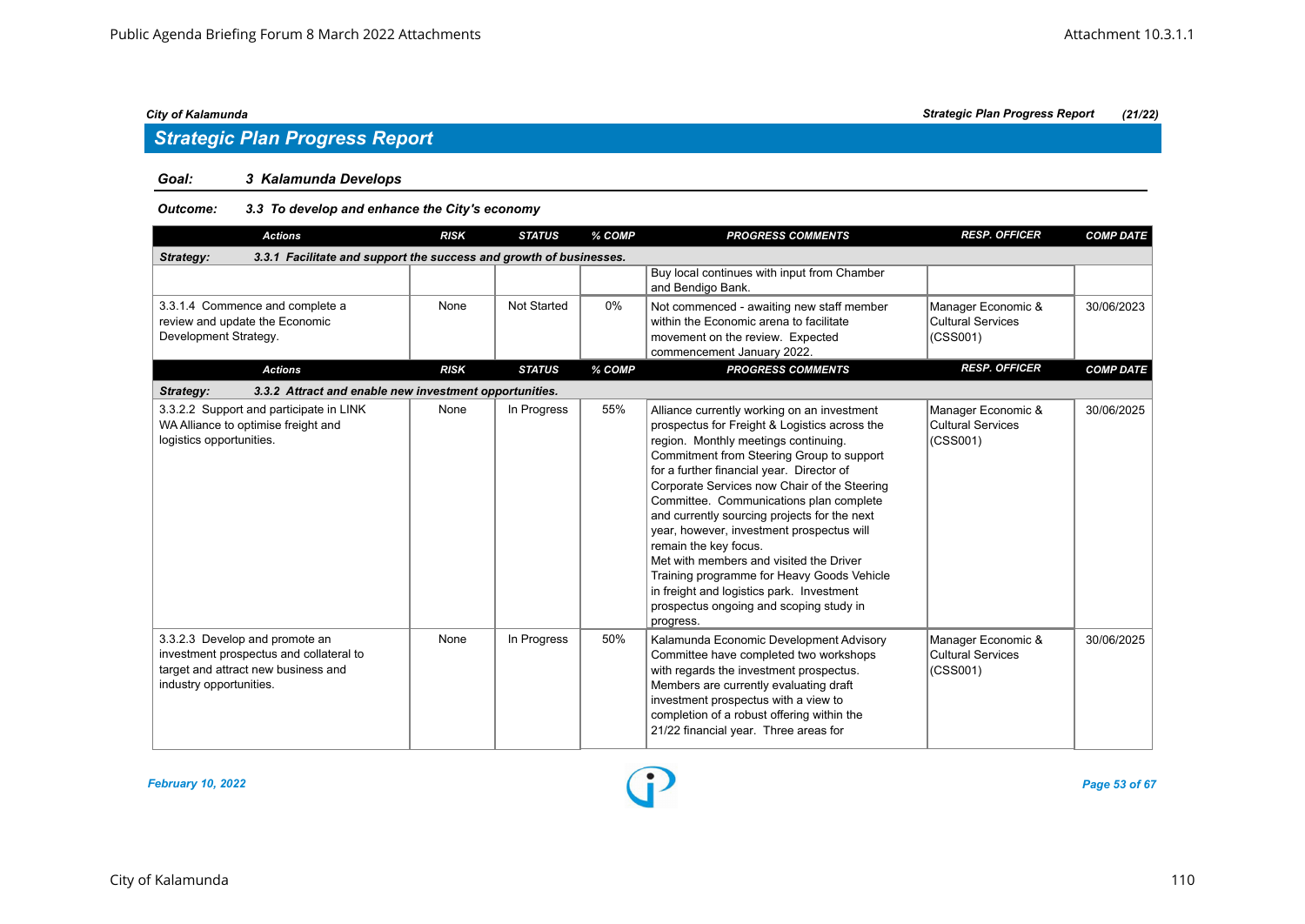## Strategic Plan Progress Report

**Goal: 3 Kalamunda Develops**

**Outcome: 3.3 To develop and enhance the City's economy**

| Actions | RISK | STATUS | % COMP | PROGRESS COMMENTS | RESP. OFFICER | COMP DATE |
|---|---|---|---|---|---|---|
| **Strategy: 3.3.1 Facilitate and support the success and growth of businesses.** | | | | | | |
| | | | | Buy local continues with input from Chamber and Bendigo Bank. | | |
| 3.3.1.4 Commence and complete a review and update the Economic Development Strategy. | None | Not Started | 0% | Not commenced - awaiting new staff member within the Economic arena to facilitate movement on the review. Expected commencement January 2022. | Manager Economic & Cultural Services (CSS001) | 30/06/2023 |

| Actions | RISK | STATUS | % COMP | PROGRESS COMMENTS | RESP. OFFICER | COMP DATE |
|---|---|---|---|---|---|---|
| **Strategy: 3.3.2 Attract and enable new investment opportunities.** | | | | | | |
| 3.3.2.2 Support and participate in LINK WA Alliance to optimise freight and logistics opportunities. | None | In Progress | 55% | Alliance currently working on an investment prospectus for Freight & Logistics across the region. Monthly meetings continuing. Commitment from Steering Group to support for a further financial year. Director of Corporate Services now Chair of the Steering Committee. Communications plan complete and currently sourcing projects for the next year, however, investment prospectus will remain the key focus.<br>Met with members and visited the Driver Training programme for Heavy Goods Vehicle in freight and logistics park. Investment prospectus ongoing and scoping study in progress. | Manager Economic & Cultural Services (CSS001) | 30/06/2025 |
| 3.3.2.3 Develop and promote an investment prospectus and collateral to target and attract new business and industry opportunities. | None | In Progress | 50% | Kalamunda Economic Development Advisory Committee have completed two workshops with regards the investment prospectus. Members are currently evaluating draft investment prospectus with a view to completion of a robust offering within the 21/22 financial year. Three areas for | Manager Economic & Cultural Services (CSS001) | 30/06/2025 |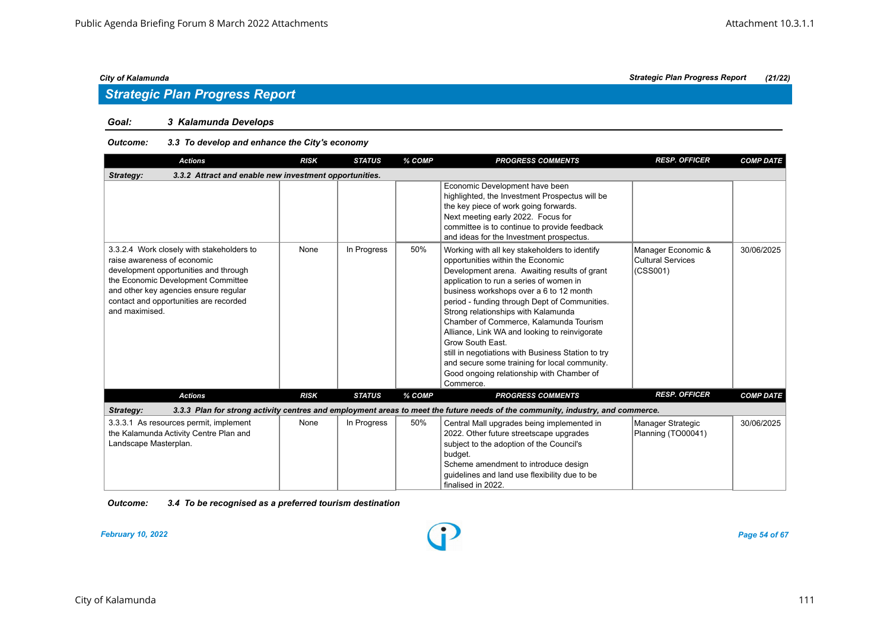## Strategic Plan Progress Report

**Goal:** ***3 Kalamunda Develops***

**Outcome:** ***3.3 To develop and enhance the City's economy***

| Actions | RISK | STATUS | % COMP | PROGRESS COMMENTS | RESP. OFFICER | COMP DATE |
|---|---|---|---|---|---|---|
| **Strategy:** ***3.3.2 Attract and enable new investment opportunities.*** | | | | | | |
| | | | | Economic Development have been highlighted, the Investment Prospectus will be the key piece of work going forwards. Next meeting early 2022. Focus for committee is to continue to provide feedback and ideas for the Investment prospectus. | | |
| 3.3.2.4 Work closely with stakeholders to raise awareness of economic development opportunities and through the Economic Development Committee and other key agencies ensure regular contact and opportunities are recorded and maximised. | None | In Progress | 50% | Working with all key stakeholders to identify opportunities within the Economic Development arena. Awaiting results of grant application to run a series of women in business workshops over a 6 to 12 month period - funding through Dept of Communities. Strong relationships with Kalamunda Chamber of Commerce, Kalamunda Tourism Alliance, Link WA and looking to reinvigorate Grow South East. still in negotiations with Business Station to try and secure some training for local community. Good ongoing relationship with Chamber of Commerce. | Manager Economic & Cultural Services (CSS001) | 30/06/2025 |

| Actions | RISK | STATUS | % COMP | PROGRESS COMMENTS | RESP. OFFICER | COMP DATE |
|---|---|---|---|---|---|---|
| **Strategy:** ***3.3.3 Plan for strong activity centres and employment areas to meet the future needs of the community, industry, and commerce.*** | | | | | | |
| 3.3.3.1 As resources permit, implement the Kalamunda Activity Centre Plan and Landscape Masterplan. | None | In Progress | 50% | Central Mall upgrades being implemented in 2022. Other future streetscape upgrades subject to the adoption of the Council's budget. Scheme amendment to introduce design guidelines and land use flexibility due to be finalised in 2022. | Manager Strategic Planning (TO00041) | 30/06/2025 |

**Outcome:** ***3.4 To be recognised as a preferred tourism destination***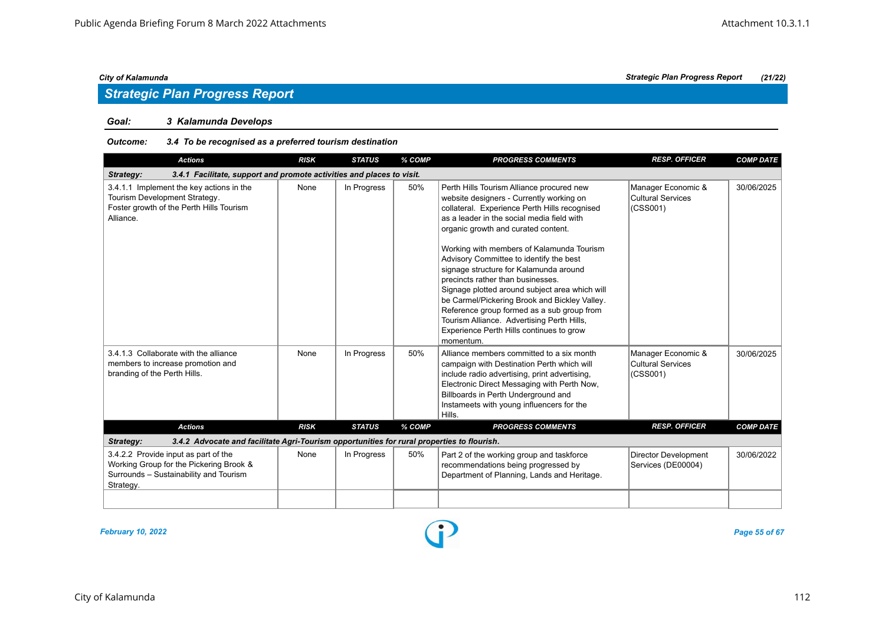## Strategic Plan Progress Report

**Goal:** *3 Kalamunda Develops*

**Outcome:** *3.4 To be recognised as a preferred tourism destination*

| Actions | RISK | STATUS | % COMP | PROGRESS COMMENTS | RESP. OFFICER | COMP DATE |
|---|---|---|---|---|---|---|
| **Strategy: 3.4.1 Facilitate, support and promote activities and places to visit.** | | | | | | |
| 3.4.1.1 Implement the key actions in the Tourism Development Strategy. Foster growth of the Perth Hills Tourism Alliance. | None | In Progress | 50% | Perth Hills Tourism Alliance procured new website designers - Currently working on collateral. Experience Perth Hills recognised as a leader in the social media field with organic growth and curated content.<br><br>Working with members of Kalamunda Tourism Advisory Committee to identify the best signage structure for Kalamunda around precincts rather than businesses. Signage plotted around subject area which will be Carmel/Pickering Brook and Bickley Valley. Reference group formed as a sub group from Tourism Alliance. Advertising Perth Hills, Experience Perth Hills continues to grow momentum. | Manager Economic & Cultural Services (CSS001) | 30/06/2025 |
| 3.4.1.3 Collaborate with the alliance members to increase promotion and branding of the Perth Hills. | None | In Progress | 50% | Alliance members committed to a six month campaign with Destination Perth which will include radio advertising, print advertising, Electronic Direct Messaging with Perth Now, Billboards in Perth Underground and Instameets with young influencers for the Hills. | Manager Economic & Cultural Services (CSS001) | 30/06/2025 |
| **Strategy: 3.4.2 Advocate and facilitate Agri-Tourism opportunities for rural properties to flourish.** | | | | | | |
| 3.4.2.2 Provide input as part of the Working Group for the Pickering Brook & Surrounds – Sustainability and Tourism Strategy. | None | In Progress | 50% | Part 2 of the working group and taskforce recommendations being progressed by Department of Planning, Lands and Heritage. | Director Development Services (DE00004) | 30/06/2022 |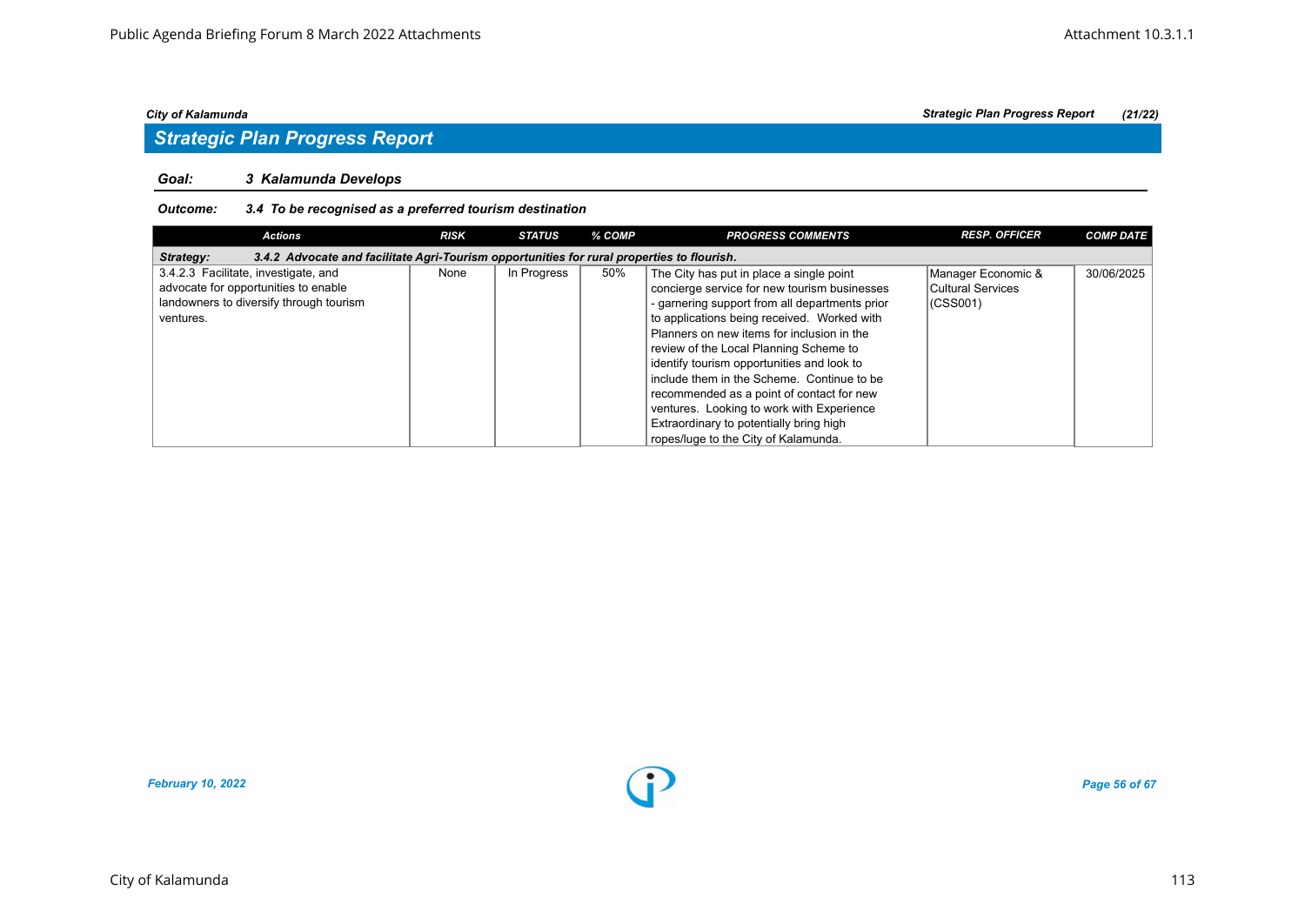## Strategic Plan Progress Report

### Goal: 3 Kalamunda Develops

#### Outcome: 3.4 To be recognised as a preferred tourism destination

| Actions | RISK | STATUS | % COMP | PROGRESS COMMENTS | RESP. OFFICER | COMP DATE |
|---|---|---|---|---|---|---|
| **Strategy: 3.4.2 Advocate and facilitate Agri-Tourism opportunities for rural properties to flourish.** | | | | | | |
| 3.4.2.3 Facilitate, investigate, and advocate for opportunities to enable landowners to diversify through tourism ventures. | None | In Progress | 50% | The City has put in place a single point concierge service for new tourism businesses - garnering support from all departments prior to applications being received. Worked with Planners on new items for inclusion in the review of the Local Planning Scheme to identify tourism opportunities and look to include them in the Scheme. Continue to be recommended as a point of contact for new ventures. Looking to work with Experience Extraordinary to potentially bring high ropes/luge to the City of Kalamunda. | Manager Economic & Cultural Services (CSS001) | 30/06/2025 |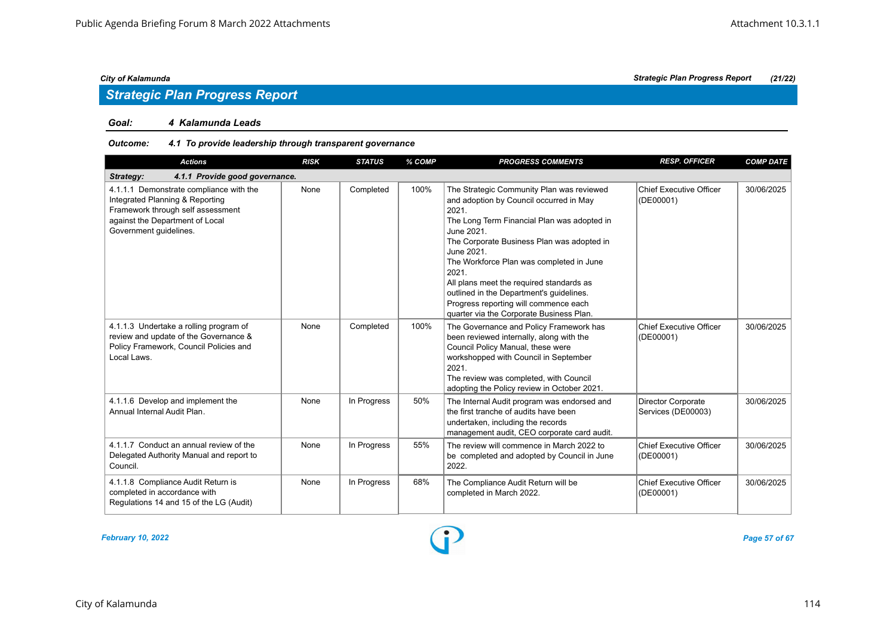## Strategic Plan Progress Report

**Goal:** *4 Kalamunda Leads*

**Outcome:** *4.1 To provide leadership through transparent governance*

| Actions | RISK | STATUS | % COMP | PROGRESS COMMENTS | RESP. OFFICER | COMP DATE |
|---|---|---|---|---|---|---|
| ***Strategy: 4.1.1 Provide good governance.*** | | | | | | |
| 4.1.1.1 Demonstrate compliance with the Integrated Planning & Reporting Framework through self assessment against the Department of Local Government guidelines. | None | Completed | 100% | The Strategic Community Plan was reviewed and adoption by Council occurred in May 2021.<br>The Long Term Financial Plan was adopted in June 2021.<br>The Corporate Business Plan was adopted in June 2021.<br>The Workforce Plan was completed in June 2021.<br>All plans meet the required standards as outlined in the Department's guidelines.<br>Progress reporting will commence each quarter via the Corporate Business Plan. | Chief Executive Officer (DE00001) | 30/06/2025 |
| 4.1.1.3 Undertake a rolling program of review and update of the Governance & Policy Framework, Council Policies and Local Laws. | None | Completed | 100% | The Governance and Policy Framework has been reviewed internally, along with the Council Policy Manual, these were workshopped with Council in September 2021.<br>The review was completed, with Council adopting the Policy review in October 2021. | Chief Executive Officer (DE00001) | 30/06/2025 |
| 4.1.1.6 Develop and implement the Annual Internal Audit Plan. | None | In Progress | 50% | The Internal Audit program was endorsed and the first tranche of audits have been undertaken, including the records management audit, CEO corporate card audit. | Director Corporate Services (DE00003) | 30/06/2025 |
| 4.1.1.7 Conduct an annual review of the Delegated Authority Manual and report to Council. | None | In Progress | 55% | The review will commence in March 2022 to be completed and adopted by Council in June 2022. | Chief Executive Officer (DE00001) | 30/06/2025 |
| 4.1.1.8 Compliance Audit Return is completed in accordance with Regulations 14 and 15 of the LG (Audit) | None | In Progress | 68% | The Compliance Audit Return will be completed in March 2022. | Chief Executive Officer (DE00001) | 30/06/2025 |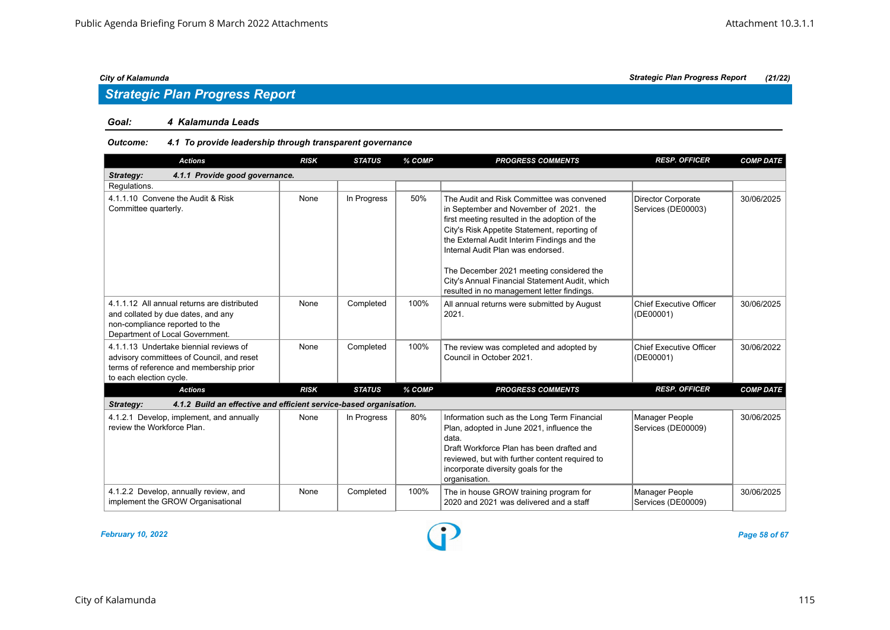## Strategic Plan Progress Report

**Goal:** ***4 Kalamunda Leads***

**Outcome:** ***4.1 To provide leadership through transparent governance***

| Actions | RISK | STATUS | % COMP | PROGRESS COMMENTS | RESP. OFFICER | COMP DATE |
|---|---|---|---|---|---|---|
| ***Strategy: 4.1.1 Provide good governance.*** | | | | | | |
| Regulations. | | | | | | |
| 4.1.1.10 Convene the Audit & Risk Committee quarterly. | None | In Progress | 50% | The Audit and Risk Committee was convened in September and November of 2021. the first meeting resulted in the adoption of the City's Risk Appetite Statement, reporting of the External Audit Interim Findings and the Internal Audit Plan was endorsed.<br><br>The December 2021 meeting considered the City's Annual Financial Statement Audit, which resulted in no management letter findings. | Director Corporate Services (DE00003) | 30/06/2025 |
| 4.1.1.12 All annual returns are distributed and collated by due dates, and any non-compliance reported to the Department of Local Government. | None | Completed | 100% | All annual returns were submitted by August 2021. | Chief Executive Officer (DE00001) | 30/06/2025 |
| 4.1.1.13 Undertake biennial reviews of advisory committees of Council, and reset terms of reference and membership prior to each election cycle. | None | Completed | 100% | The review was completed and adopted by Council in October 2021. | Chief Executive Officer (DE00001) | 30/06/2022 |
| ***Strategy: 4.1.2 Build an effective and efficient service-based organisation.*** | | | | | | |
| 4.1.2.1 Develop, implement, and annually review the Workforce Plan. | None | In Progress | 80% | Information such as the Long Term Financial Plan, adopted in June 2021, influence the data.<br>Draft Workforce Plan has been drafted and reviewed, but with further content required to incorporate diversity goals for the organisation. | Manager People Services (DE00009) | 30/06/2025 |
| 4.1.2.2 Develop, annually review, and implement the GROW Organisational | None | Completed | 100% | The in house GROW training program for 2020 and 2021 was delivered and a staff | Manager People Services (DE00009) | 30/06/2025 |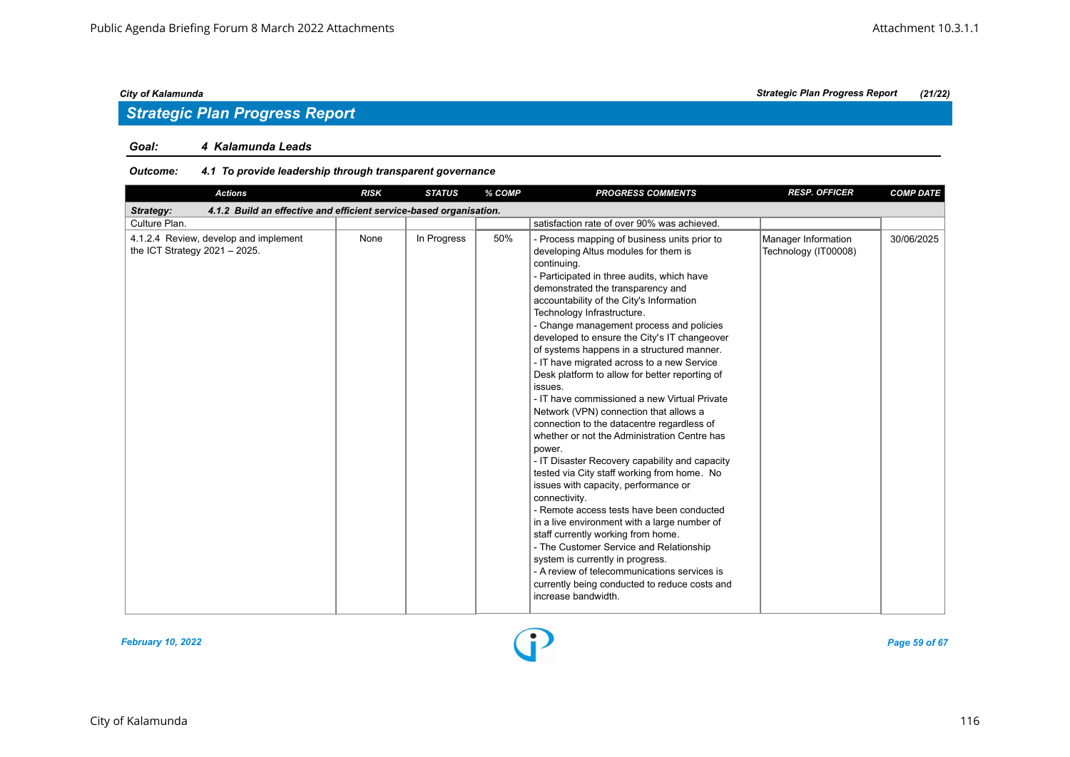## Strategic Plan Progress Report

**Goal:** 4 Kalamunda Leads

**Outcome:** 4.1 To provide leadership through transparent governance

| Actions | RISK | STATUS | % COMP | PROGRESS COMMENTS | RESP. OFFICER | COMP DATE |
|---|---|---|---|---|---|---|
| ***Strategy: 4.1.2 Build an effective and efficient service-based organisation.*** | | | | | | |
| Culture Plan. | | | | satisfaction rate of over 90% was achieved. | | |
| 4.1.2.4 Review, develop and implement the ICT Strategy 2021 – 2025. | None | In Progress | 50% | - Process mapping of business units prior to developing Altus modules for them is continuing.<br>- Participated in three audits, which have demonstrated the transparency and accountability of the City's Information Technology Infrastructure.<br>- Change management process and policies developed to ensure the City's IT changeover of systems happens in a structured manner.<br>- IT have migrated across to a new Service Desk platform to allow for better reporting of issues.<br>- IT have commissioned a new Virtual Private Network (VPN) connection that allows a connection to the datacentre regardless of whether or not the Administration Centre has power.<br>- IT Disaster Recovery capability and capacity tested via City staff working from home. No issues with capacity, performance or connectivity.<br>- Remote access tests have been conducted in a live environment with a large number of staff currently working from home.<br>- The Customer Service and Relationship system is currently in progress.<br>- A review of telecommunications services is currently being conducted to reduce costs and increase bandwidth. | Manager Information Technology (IT00008) | 30/06/2025 |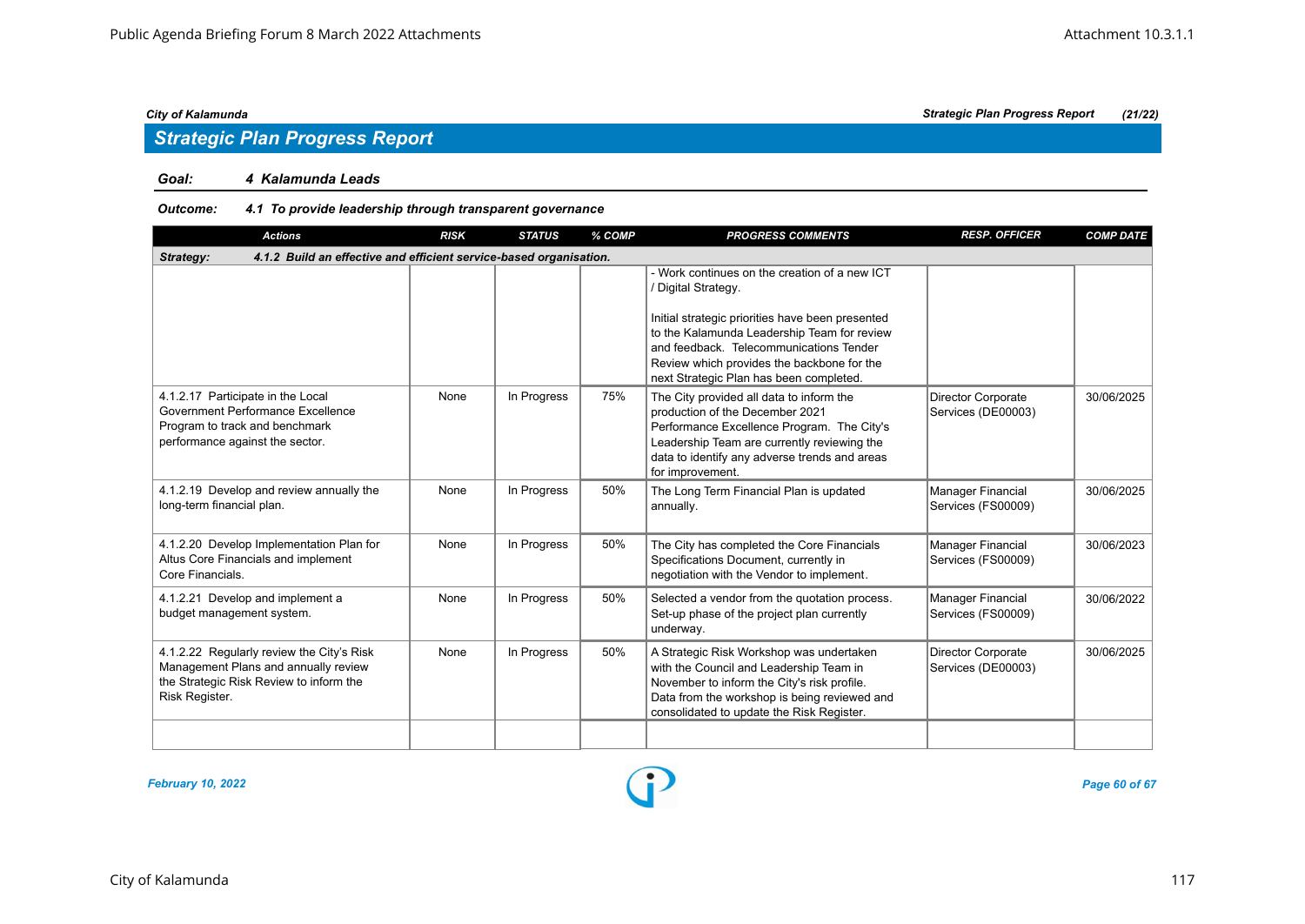## Strategic Plan Progress Report

**Goal:** *4 Kalamunda Leads*

**Outcome:** *4.1 To provide leadership through transparent governance*

| Actions | RISK | STATUS | % COMP | PROGRESS COMMENTS | RESP. OFFICER | COMP DATE |
|---|---|---|---|---|---|---|
| **Strategy: 4.1.2 Build an effective and efficient service-based organisation.** | | | | | | |
| | | | | - Work continues on the creation of a new ICT / Digital Strategy. Initial strategic priorities have been presented to the Kalamunda Leadership Team for review and feedback. Telecommunications Tender Review which provides the backbone for the next Strategic Plan has been completed. | | |
| 4.1.2.17 Participate in the Local Government Performance Excellence Program to track and benchmark performance against the sector. | None | In Progress | 75% | The City provided all data to inform the production of the December 2021 Performance Excellence Program. The City's Leadership Team are currently reviewing the data to identify any adverse trends and areas for improvement. | Director Corporate Services (DE00003) | 30/06/2025 |
| 4.1.2.19 Develop and review annually the long-term financial plan. | None | In Progress | 50% | The Long Term Financial Plan is updated annually. | Manager Financial Services (FS00009) | 30/06/2025 |
| 4.1.2.20 Develop Implementation Plan for Altus Core Financials and implement Core Financials. | None | In Progress | 50% | The City has completed the Core Financials Specifications Document, currently in negotiation with the Vendor to implement. | Manager Financial Services (FS00009) | 30/06/2023 |
| 4.1.2.21 Develop and implement a budget management system. | None | In Progress | 50% | Selected a vendor from the quotation process. Set-up phase of the project plan currently underway. | Manager Financial Services (FS00009) | 30/06/2022 |
| 4.1.2.22 Regularly review the City's Risk Management Plans and annually review the Strategic Risk Review to inform the Risk Register. | None | In Progress | 50% | A Strategic Risk Workshop was undertaken with the Council and Leadership Team in November to inform the City's risk profile. Data from the workshop is being reviewed and consolidated to update the Risk Register. | Director Corporate Services (DE00003) | 30/06/2025 |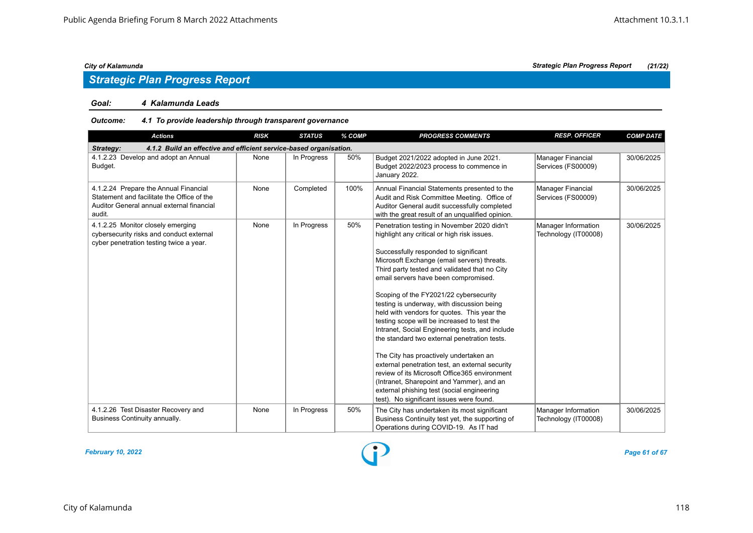## Strategic Plan Progress Report

**Goal: 4 Kalamunda Leads**

***Outcome: 4.1 To provide leadership through transparent governance***

| Actions | RISK | STATUS | % COMP | PROGRESS COMMENTS | RESP. OFFICER | COMP DATE |
|---|---|---|---|---|---|---|
| ***Strategy: 4.1.2 Build an effective and efficient service-based organisation.*** | | | | | | |
| 4.1.2.23 Develop and adopt an Annual Budget. | None | In Progress | 50% | Budget 2021/2022 adopted in June 2021. Budget 2022/2023 process to commence in January 2022. | Manager Financial Services (FS00009) | 30/06/2025 |
| 4.1.2.24 Prepare the Annual Financial Statement and facilitate the Office of the Auditor General annual external financial audit. | None | Completed | 100% | Annual Financial Statements presented to the Audit and Risk Committee Meeting. Office of Auditor General audit successfully completed with the great result of an unqualified opinion. | Manager Financial Services (FS00009) | 30/06/2025 |
| 4.1.2.25 Monitor closely emerging cybersecurity risks and conduct external cyber penetration testing twice a year. | None | In Progress | 50% | Penetration testing in November 2020 didn't highlight any critical or high risk issues.<br><br>Successfully responded to significant Microsoft Exchange (email servers) threats. Third party tested and validated that no City email servers have been compromised.<br><br>Scoping of the FY2021/22 cybersecurity testing is underway, with discussion being held with vendors for quotes. This year the testing scope will be increased to test the Intranet, Social Engineering tests, and include the standard two external penetration tests.<br><br>The City has proactively undertaken an external penetration test, an external security review of its Microsoft Office365 environment (Intranet, Sharepoint and Yammer), and an external phishing test (social engineering test). No significant issues were found. | Manager Information Technology (IT00008) | 30/06/2025 |
| 4.1.2.26 Test Disaster Recovery and Business Continuity annually. | None | In Progress | 50% | The City has undertaken its most significant Business Continuity test yet, the supporting of Operations during COVID-19. As IT had | Manager Information Technology (IT00008) | 30/06/2025 |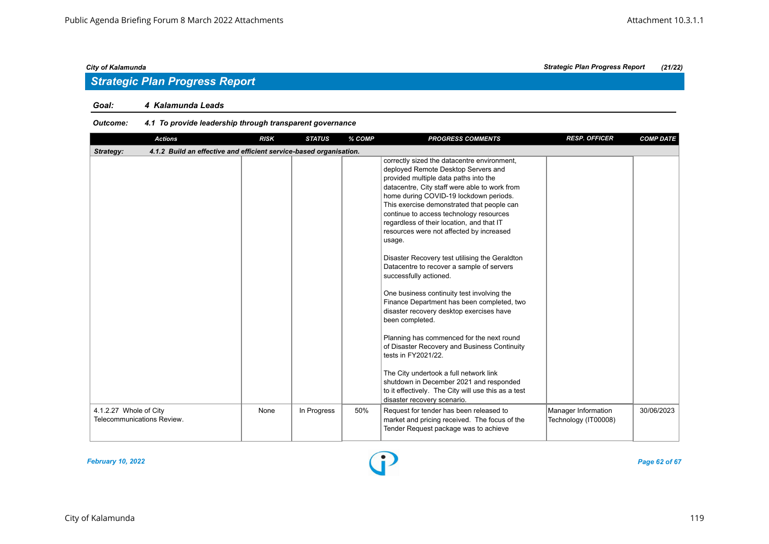## Strategic Plan Progress Report

**Goal:** **4 Kalamunda Leads**

**Outcome:** ***4.1 To provide leadership through transparent governance***

| Actions | RISK | STATUS | % COMP | PROGRESS COMMENTS | RESP. OFFICER | COMP DATE |
|---|---|---|---|---|---|---|
| ***Strategy: 4.1.2 Build an effective and efficient service-based organisation.*** | | | | | | |
| | | | | correctly sized the datacentre environment, deployed Remote Desktop Servers and provided multiple data paths into the datacentre, City staff were able to work from home during COVID-19 lockdown periods. This exercise demonstrated that people can continue to access technology resources regardless of their location, and that IT resources were not affected by increased usage.<br><br>Disaster Recovery test utilising the Geraldton Datacentre to recover a sample of servers successfully actioned.<br><br>One business continuity test involving the Finance Department has been completed, two disaster recovery desktop exercises have been completed.<br><br>Planning has commenced for the next round of Disaster Recovery and Business Continuity tests in FY2021/22.<br><br>The City undertook a full network link shutdown in December 2021 and responded to it effectively. The City will use this as a test disaster recovery scenario. | | |
| 4.1.2.27 Whole of City Telecommunications Review. | None | In Progress | 50% | Request for tender has been released to market and pricing received. The focus of the Tender Request package was to achieve | Manager Information Technology (IT00008) | 30/06/2023 |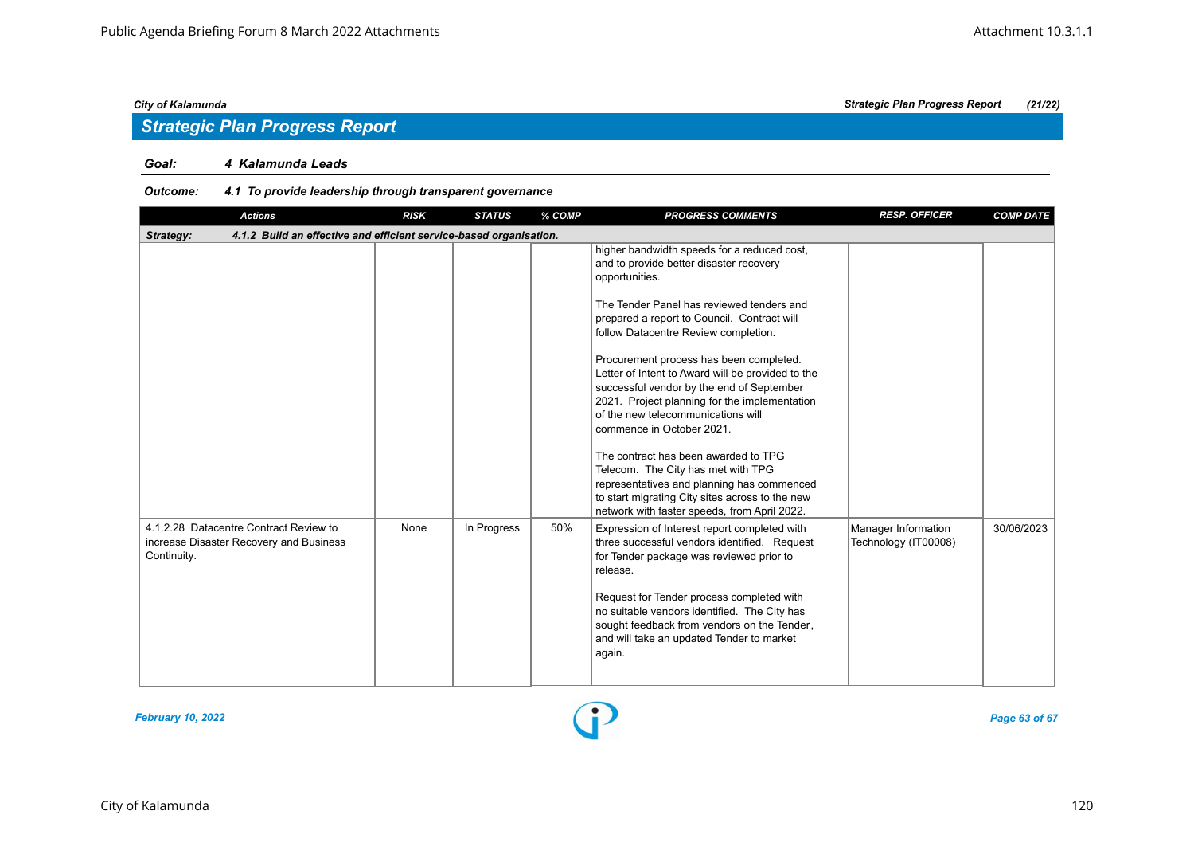## Strategic Plan Progress Report

**Goal:** *4 Kalamunda Leads*

**Outcome:** *4.1 To provide leadership through transparent governance*

| Actions | RISK | STATUS | % COMP | PROGRESS COMMENTS | RESP. OFFICER | COMP DATE |
|---|---|---|---|---|---|---|
| **Strategy: 4.1.2 Build an effective and efficient service-based organisation.** | | | | | | |
| | | | | higher bandwidth speeds for a reduced cost, and to provide better disaster recovery opportunities.<br><br>The Tender Panel has reviewed tenders and prepared a report to Council. Contract will follow Datacentre Review completion.<br><br>Procurement process has been completed. Letter of Intent to Award will be provided to the successful vendor by the end of September 2021. Project planning for the implementation of the new telecommunications will commence in October 2021.<br><br>The contract has been awarded to TPG Telecom. The City has met with TPG representatives and planning has commenced to start migrating City sites across to the new network with faster speeds, from April 2022. | | |
| 4.1.2.28 Datacentre Contract Review to increase Disaster Recovery and Business Continuity. | None | In Progress | 50% | Expression of Interest report completed with three successful vendors identified. Request for Tender package was reviewed prior to release.<br><br>Request for Tender process completed with no suitable vendors identified. The City has sought feedback from vendors on the Tender, and will take an updated Tender to market again. | Manager Information Technology (IT00008) | 30/06/2023 |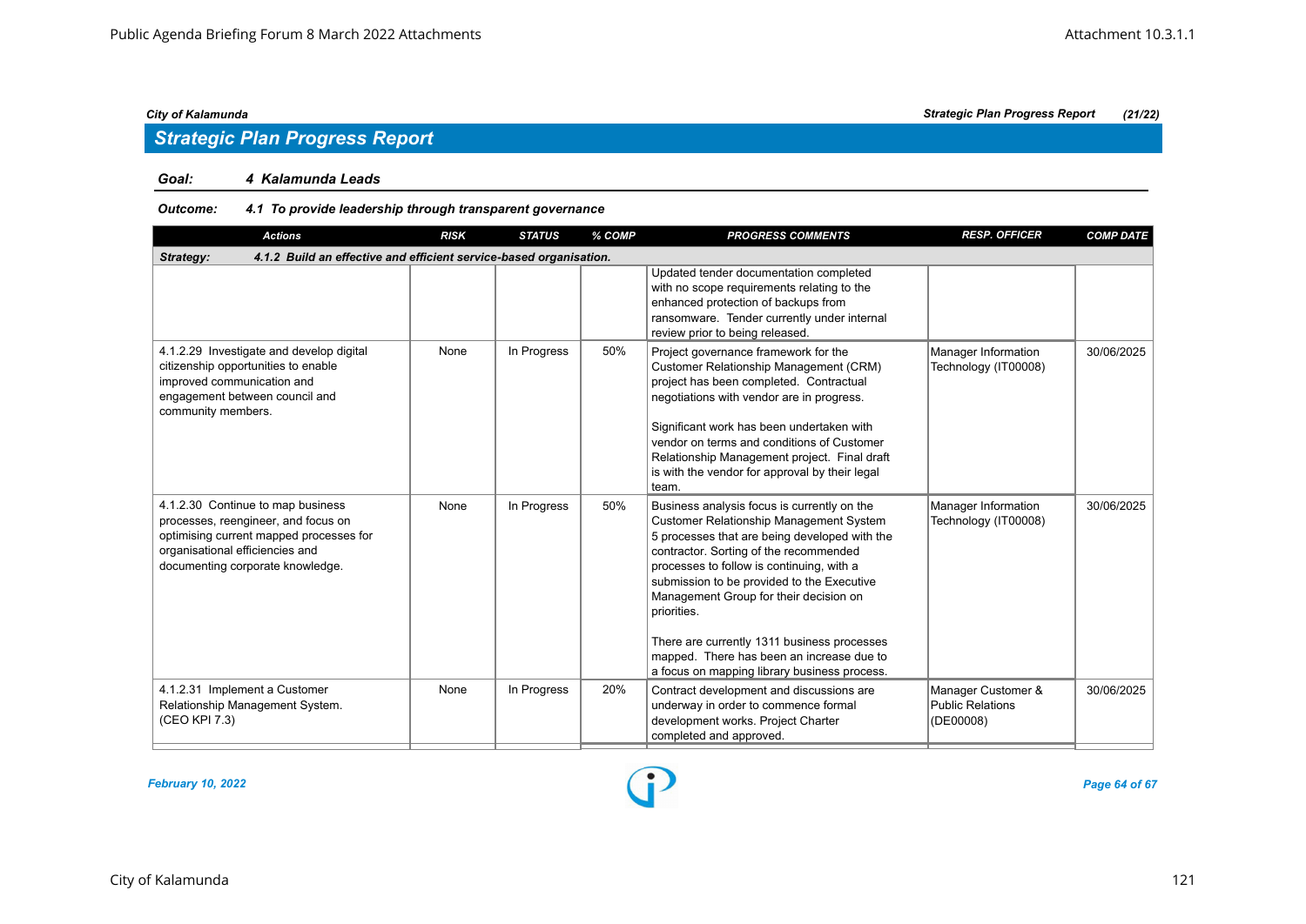## Strategic Plan Progress Report

**Goal:** *4 Kalamunda Leads*

**Outcome:** *4.1 To provide leadership through transparent governance*

| Actions | RISK | STATUS | % COMP | PROGRESS COMMENTS | RESP. OFFICER | COMP DATE |
|---|---|---|---|---|---|---|
| **Strategy: 4.1.2 Build an effective and efficient service-based organisation.** | | | | | | |
| | | | | Updated tender documentation completed with no scope requirements relating to the enhanced protection of backups from ransomware. Tender currently under internal review prior to being released. | | |
| 4.1.2.29 Investigate and develop digital citizenship opportunities to enable improved communication and engagement between council and community members. | None | In Progress | 50% | Project governance framework for the Customer Relationship Management (CRM) project has been completed. Contractual negotiations with vendor are in progress.<br><br>Significant work has been undertaken with vendor on terms and conditions of Customer Relationship Management project. Final draft is with the vendor for approval by their legal team. | Manager Information Technology (IT00008) | 30/06/2025 |
| 4.1.2.30 Continue to map business processes, reengineer, and focus on optimising current mapped processes for organisational efficiencies and documenting corporate knowledge. | None | In Progress | 50% | Business analysis focus is currently on the Customer Relationship Management System 5 processes that are being developed with the contractor. Sorting of the recommended processes to follow is continuing, with a submission to be provided to the Executive Management Group for their decision on priorities.<br><br>There are currently 1311 business processes mapped. There has been an increase due to a focus on mapping library business process. | Manager Information Technology (IT00008) | 30/06/2025 |
| 4.1.2.31 Implement a Customer Relationship Management System. (CEO KPI 7.3) | None | In Progress | 20% | Contract development and discussions are underway in order to commence formal development works. Project Charter completed and approved. | Manager Customer & Public Relations (DE00008) | 30/06/2025 |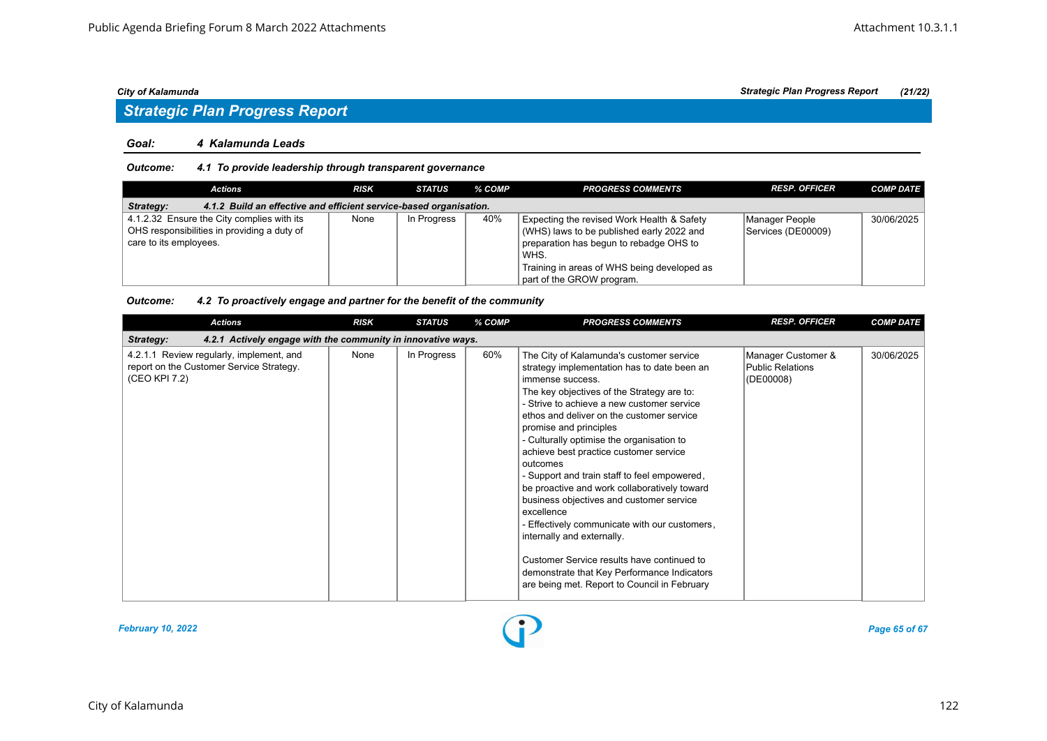## Strategic Plan Progress Report

### Goal: 4 Kalamunda Leads

#### Outcome: 4.1 To provide leadership through transparent governance

| Actions | RISK | STATUS | % COMP | PROGRESS COMMENTS | RESP. OFFICER | COMP DATE |
|---|---|---|---|---|---|---|
| **Strategy: 4.1.2 Build an effective and efficient service-based organisation.** | | | | | | |
| 4.1.2.32 Ensure the City complies with its OHS responsibilities in providing a duty of care to its employees. | None | In Progress | 40% | Expecting the revised Work Health & Safety (WHS) laws to be published early 2022 and preparation has begun to rebadge OHS to WHS.<br>Training in areas of WHS being developed as part of the GROW program. | Manager People Services (DE00009) | 30/06/2025 |

#### Outcome: 4.2 To proactively engage and partner for the benefit of the community

| Actions | RISK | STATUS | % COMP | PROGRESS COMMENTS | RESP. OFFICER | COMP DATE |
|---|---|---|---|---|---|---|
| **Strategy: 4.2.1 Actively engage with the community in innovative ways.** | | | | | | |
| 4.2.1.1 Review regularly, implement, and report on the Customer Service Strategy. (CEO KPI 7.2) | None | In Progress | 60% | The City of Kalamunda's customer service strategy implementation has to date been an immense success.<br>The key objectives of the Strategy are to:<br>- Strive to achieve a new customer service ethos and deliver on the customer service promise and principles<br>- Culturally optimise the organisation to achieve best practice customer service outcomes<br>- Support and train staff to feel empowered, be proactive and work collaboratively toward business objectives and customer service excellence<br>- Effectively communicate with our customers, internally and externally.<br><br>Customer Service results have continued to demonstrate that Key Performance Indicators are being met. Report to Council in February | Manager Customer & Public Relations (DE00008) | 30/06/2025 |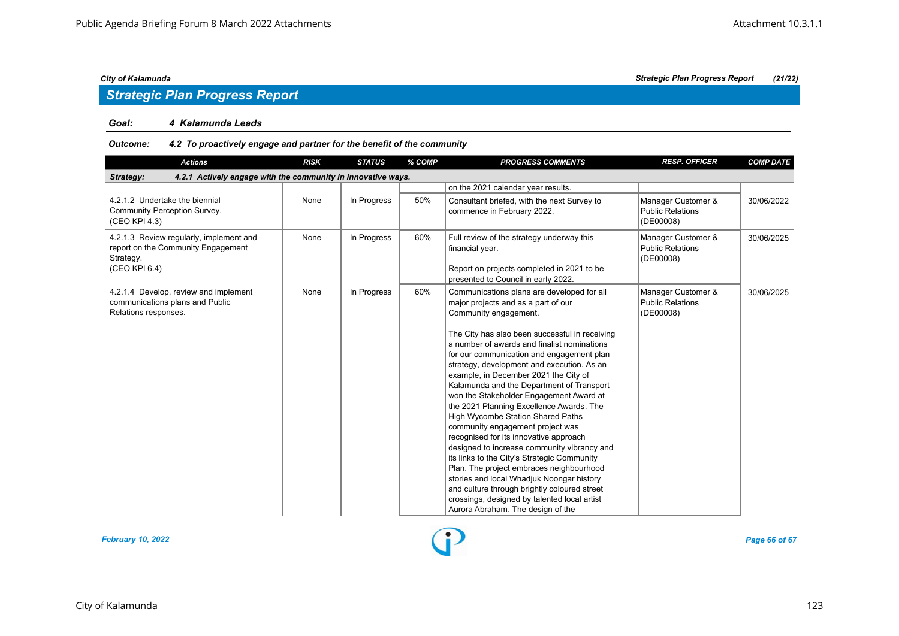## Strategic Plan Progress Report

**Goal:** *4 Kalamunda Leads*

**Outcome:** *4.2 To proactively engage and partner for the benefit of the community*

| Actions | RISK | STATUS | % COMP | PROGRESS COMMENTS | RESP. OFFICER | COMP DATE |
|---|---|---|---|---|---|---|
| **Strategy: 4.2.1 Actively engage with the community in innovative ways.** | | | | | | |
| | | | | on the 2021 calendar year results. | | |
| 4.2.1.2 Undertake the biennial Community Perception Survey. (CEO KPI 4.3) | None | In Progress | 50% | Consultant briefed, with the next Survey to commence in February 2022. | Manager Customer & Public Relations (DE00008) | 30/06/2022 |
| 4.2.1.3 Review regularly, implement and report on the Community Engagement Strategy. (CEO KPI 6.4) | None | In Progress | 60% | Full review of the strategy underway this financial year. Report on projects completed in 2021 to be presented to Council in early 2022. | Manager Customer & Public Relations (DE00008) | 30/06/2025 |
| 4.2.1.4 Develop, review and implement communications plans and Public Relations responses. | None | In Progress | 60% | Communications plans are developed for all major projects and as a part of our Community engagement. The City has also been successful in receiving a number of awards and finalist nominations for our communication and engagement plan strategy, development and execution. As an example, in December 2021 the City of Kalamunda and the Department of Transport won the Stakeholder Engagement Award at the 2021 Planning Excellence Awards. The High Wycombe Station Shared Paths community engagement project was recognised for its innovative approach designed to increase community vibrancy and its links to the City's Strategic Community Plan. The project embraces neighbourhood stories and local Whadjuk Noongar history and culture through brightly coloured street crossings, designed by talented local artist Aurora Abraham. The design of the | Manager Customer & Public Relations (DE00008) | 30/06/2025 |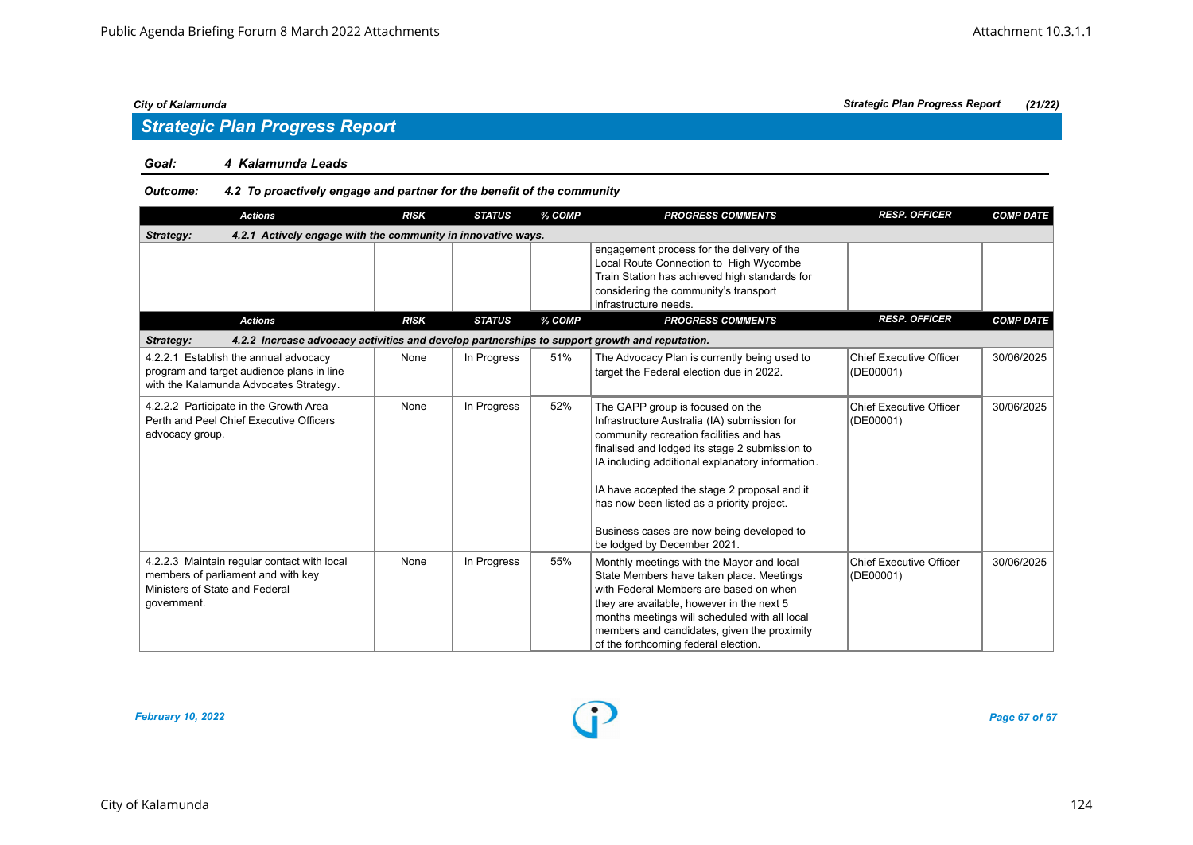## Strategic Plan Progress Report

**Goal:** ***4 Kalamunda Leads***

**Outcome:** ***4.2 To proactively engage and partner for the benefit of the community***

| Actions | RISK | STATUS | % COMP | PROGRESS COMMENTS | RESP. OFFICER | COMP DATE |
|---|---|---|---|---|---|---|
| **Strategy: 4.2.1 Actively engage with the community in innovative ways.** | | | | | | |
| | | | | engagement process for the delivery of the Local Route Connection to High Wycombe Train Station has achieved high standards for considering the community's transport infrastructure needs. | | |
| **Strategy: 4.2.2 Increase advocacy activities and develop partnerships to support growth and reputation.** | | | | | | |
| 4.2.2.1 Establish the annual advocacy program and target audience plans in line with the Kalamunda Advocates Strategy. | None | In Progress | 51% | The Advocacy Plan is currently being used to target the Federal election due in 2022. | Chief Executive Officer (DE00001) | 30/06/2025 |
| 4.2.2.2 Participate in the Growth Area Perth and Peel Chief Executive Officers advocacy group. | None | In Progress | 52% | The GAPP group is focused on the Infrastructure Australia (IA) submission for community recreation facilities and has finalised and lodged its stage 2 submission to IA including additional explanatory information.<br><br>IA have accepted the stage 2 proposal and it has now been listed as a priority project.<br><br>Business cases are now being developed to be lodged by December 2021. | Chief Executive Officer (DE00001) | 30/06/2025 |
| 4.2.2.3 Maintain regular contact with local members of parliament and with key Ministers of State and Federal government. | None | In Progress | 55% | Monthly meetings with the Mayor and local State Members have taken place. Meetings with Federal Members are based on when they are available, however in the next 5 months meetings will scheduled with all local members and candidates, given the proximity of the forthcoming federal election. | Chief Executive Officer (DE00001) | 30/06/2025 |